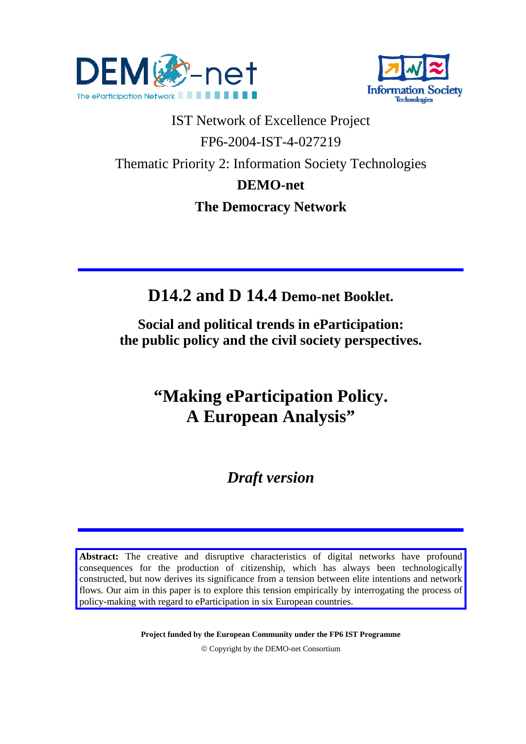IST Network of Excellence Project

FP6-2004-IST-4-027219

Thematic Priority 2: Information Society Technologies

**DEMO-net**

**The Democracy Network**

# D14.2 and D 14.4 Demo-net Booklet.

## Social and political trends in eParticipation: the public policy and the civil society perspectives.

# "Making eParticipation Policy. A European Analysis"

*Draft version*

**Abstract:** The creative and disruptive characteristics of digital networks have profound consequences for the production of citizenship, which has always been technologically constructed, but now derives its significance from a tension between elite intentions and network flows. Our aim in this paper is to explore this tension empirically by interrogating the process of policy-making with regard to eParticipation in six European countries.

**Project funded by the European Community under the FP6 IST Programme**

© Copyright by the DEMO-net Consortium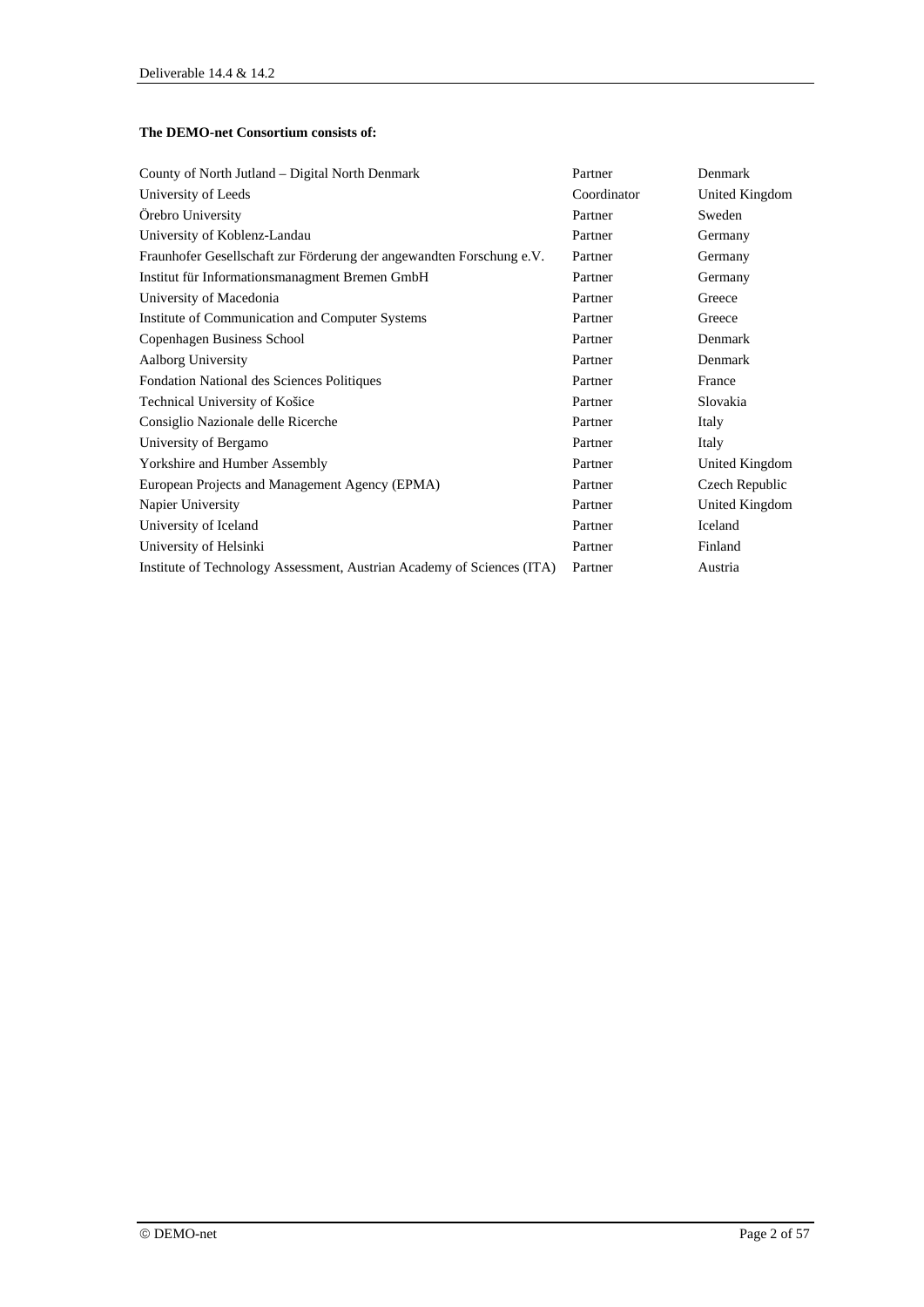**The DEMO-net Consortium consists of:**

| | | |
|---|---|---|
| County of North Jutland – Digital North Denmark | Partner | Denmark |
| University of Leeds | Coordinator | United Kingdom |
| Örebro University | Partner | Sweden |
| University of Koblenz-Landau | Partner | Germany |
| Fraunhofer Gesellschaft zur Förderung der angewandten Forschung e.V. | Partner | Germany |
| Institut für Informationsmanagment Bremen GmbH | Partner | Germany |
| University of Macedonia | Partner | Greece |
| Institute of Communication and Computer Systems | Partner | Greece |
| Copenhagen Business School | Partner | Denmark |
| Aalborg University | Partner | Denmark |
| Fondation National des Sciences Politiques | Partner | France |
| Technical University of Košice | Partner | Slovakia |
| Consiglio Nazionale delle Ricerche | Partner | Italy |
| University of Bergamo | Partner | Italy |
| Yorkshire and Humber Assembly | Partner | United Kingdom |
| European Projects and Management Agency (EPMA) | Partner | Czech Republic |
| Napier University | Partner | United Kingdom |
| University of Iceland | Partner | Iceland |
| University of Helsinki | Partner | Finland |
| Institute of Technology Assessment, Austrian Academy of Sciences (ITA) | Partner | Austria |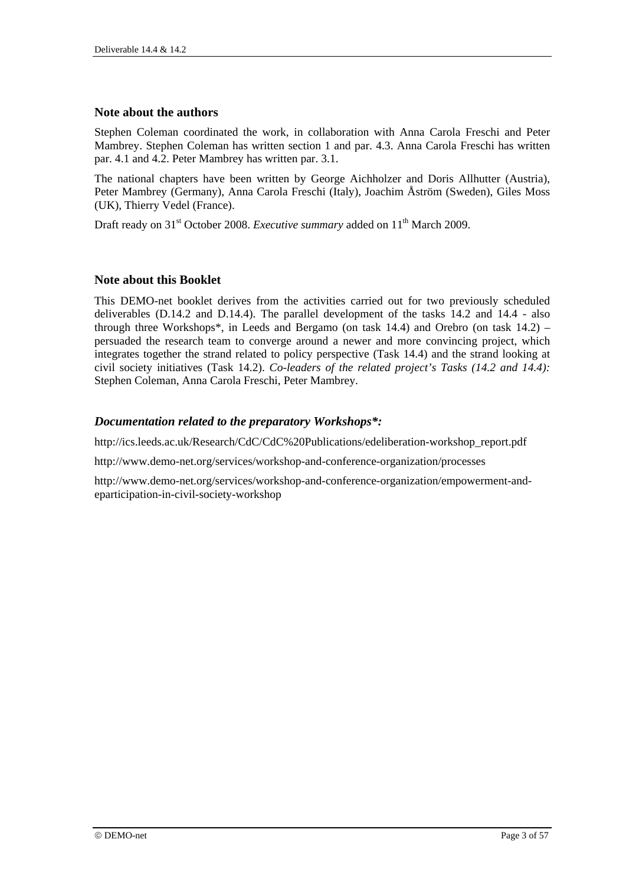### Note about the authors

Stephen Coleman coordinated the work, in collaboration with Anna Carola Freschi and Peter Mambrey. Stephen Coleman has written section 1 and par. 4.3. Anna Carola Freschi has written par. 4.1 and 4.2. Peter Mambrey has written par. 3.1.

The national chapters have been written by George Aichholzer and Doris Allhutter (Austria), Peter Mambrey (Germany), Anna Carola Freschi (Italy), Joachim Åström (Sweden), Giles Moss (UK), Thierry Vedel (France).

Draft ready on 31st October 2008. *Executive summary* added on 11th March 2009.

### Note about this Booklet

This DEMO-net booklet derives from the activities carried out for two previously scheduled deliverables (D.14.2 and D.14.4). The parallel development of the tasks 14.2 and 14.4 - also through three Workshops*, in Leeds and Bergamo (on task 14.4) and Orebro (on task 14.2) – persuaded the research team to converge around a newer and more convincing project, which integrates together the strand related to policy perspective (Task 14.4) and the strand looking at civil society initiatives (Task 14.2). *Co-leaders of the related project's Tasks (14.2 and 14.4):* Stephen Coleman, Anna Carola Freschi, Peter Mambrey.

### *Documentation related to the preparatory Workshops*:*

http://ics.leeds.ac.uk/Research/CdC/CdC%20Publications/edeliberation-workshop_report.pdf

http://www.demo-net.org/services/workshop-and-conference-organization/processes

http://www.demo-net.org/services/workshop-and-conference-organization/empowerment-and-eparticipation-in-civil-society-workshop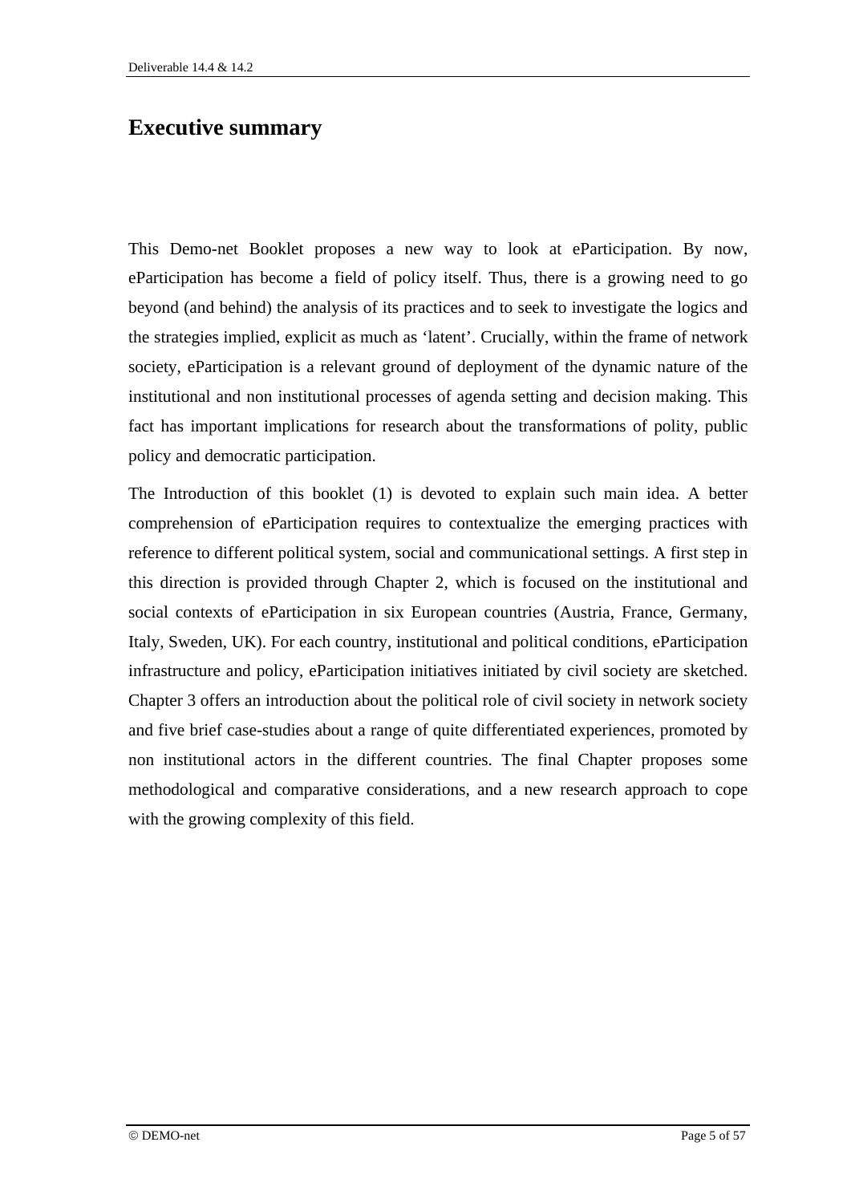# Executive summary

This Demo-net Booklet proposes a new way to look at eParticipation. By now, eParticipation has become a field of policy itself. Thus, there is a growing need to go beyond (and behind) the analysis of its practices and to seek to investigate the logics and the strategies implied, explicit as much as 'latent'. Crucially, within the frame of network society, eParticipation is a relevant ground of deployment of the dynamic nature of the institutional and non institutional processes of agenda setting and decision making. This fact has important implications for research about the transformations of polity, public policy and democratic participation.

The Introduction of this booklet (1) is devoted to explain such main idea. A better comprehension of eParticipation requires to contextualize the emerging practices with reference to different political system, social and communicational settings. A first step in this direction is provided through Chapter 2, which is focused on the institutional and social contexts of eParticipation in six European countries (Austria, France, Germany, Italy, Sweden, UK). For each country, institutional and political conditions, eParticipation infrastructure and policy, eParticipation initiatives initiated by civil society are sketched. Chapter 3 offers an introduction about the political role of civil society in network society and five brief case-studies about a range of quite differentiated experiences, promoted by non institutional actors in the different countries. The final Chapter proposes some methodological and comparative considerations, and a new research approach to cope with the growing complexity of this field.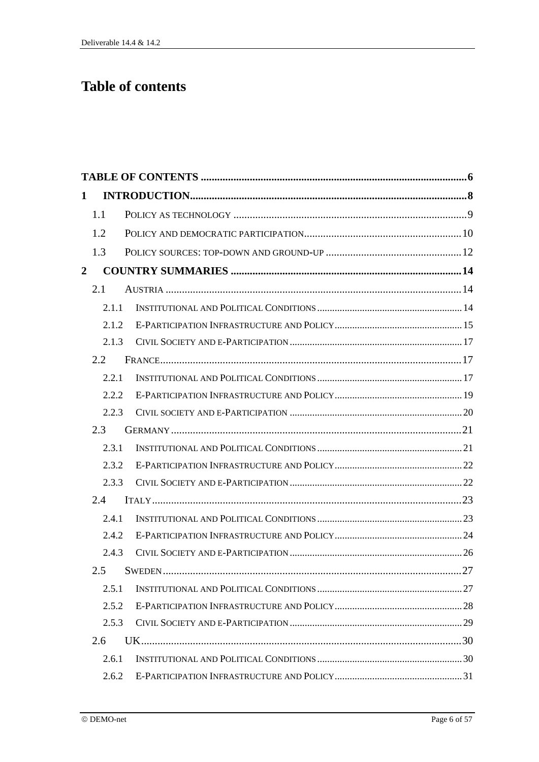# Table of contents

TABLE OF CONTENTS ........................................................................................................6

1 INTRODUCTION.............................................................................................................8

1.1 POLICY AS TECHNOLOGY .....................................................................................9

1.2 POLICY AND DEMOCRATIC PARTICIPATION..........................................................10

1.3 POLICY SOURCES: TOP-DOWN AND GROUND-UP ..................................................12

2 COUNTRY SUMMARIES ..............................................................................................14

2.1 AUSTRIA ..............................................................................................................14

2.1.1 INSTITUTIONAL AND POLITICAL CONDITIONS ..........................................................14

2.1.2 E-PARTICIPATION INFRASTRUCTURE AND POLICY...................................................15

2.1.3 CIVIL SOCIETY AND E-PARTICIPATION ....................................................................17

2.2 FRANCE................................................................................................................17

2.2.1 INSTITUTIONAL AND POLITICAL CONDITIONS ..........................................................17

2.2.2 E-PARTICIPATION INFRASTRUCTURE AND POLICY...................................................19

2.2.3 CIVIL SOCIETY AND E-PARTICIPATION ....................................................................20

2.3 GERMANY ............................................................................................................21

2.3.1 INSTITUTIONAL AND POLITICAL CONDITIONS ..........................................................21

2.3.2 E-PARTICIPATION INFRASTRUCTURE AND POLICY...................................................22

2.3.3 CIVIL SOCIETY AND E-PARTICIPATION ....................................................................22

2.4 ITALY...................................................................................................................23

2.4.1 INSTITUTIONAL AND POLITICAL CONDITIONS ..........................................................23

2.4.2 E-PARTICIPATION INFRASTRUCTURE AND POLICY...................................................24

2.4.3 CIVIL SOCIETY AND E-PARTICIPATION ....................................................................26

2.5 SWEDEN...............................................................................................................27

2.5.1 INSTITUTIONAL AND POLITICAL CONDITIONS ..........................................................27

2.5.2 E-PARTICIPATION INFRASTRUCTURE AND POLICY...................................................28

2.5.3 CIVIL SOCIETY AND E-PARTICIPATION ....................................................................29

2.6 UK.......................................................................................................................30

2.6.1 INSTITUTIONAL AND POLITICAL CONDITIONS ..........................................................30

2.6.2 E-PARTICIPATION INFRASTRUCTURE AND POLICY...................................................31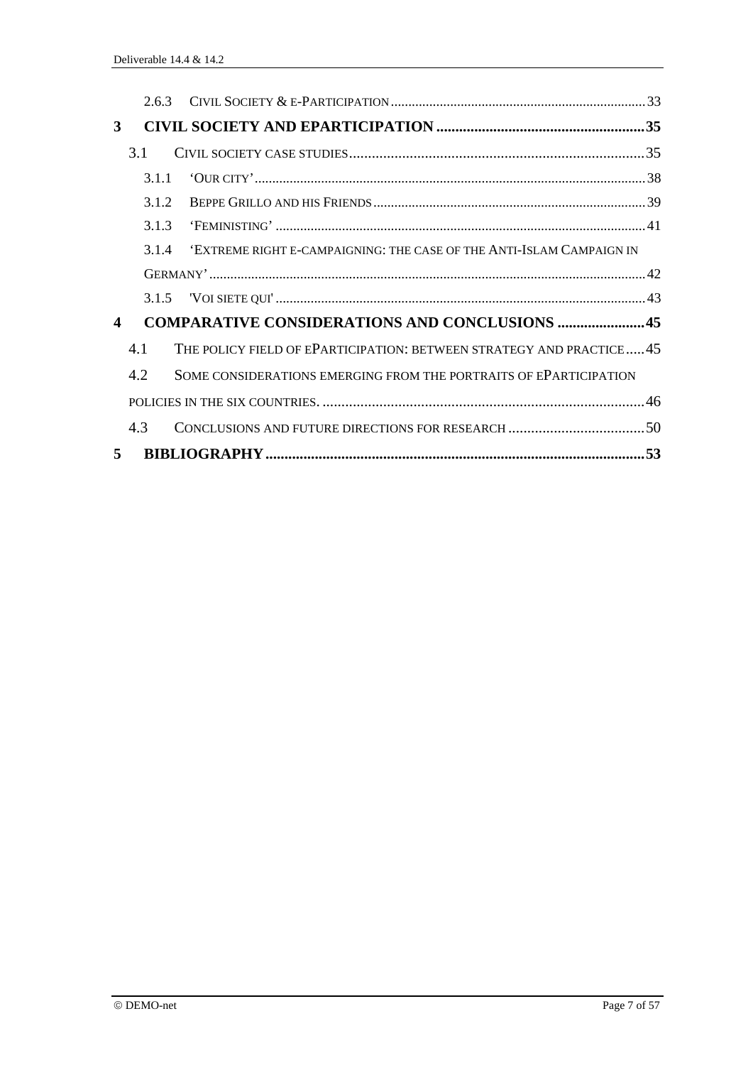2.6.3 CIVIL SOCIETY & E-PARTICIPATION ........................................................................ 33

**3 CIVIL SOCIETY AND EPARTICIPATION ....................................................... 35**

3.1 CIVIL SOCIETY CASE STUDIES .............................................................................. 35

3.1.1 'OUR CITY' ............................................................................................................... 38

3.1.2 BEPPE GRILLO AND HIS FRIENDS ............................................................................. 39

3.1.3 'FEMINISTING' ......................................................................................................... 41

3.1.4 'EXTREME RIGHT E-CAMPAIGNING: THE CASE OF THE ANTI-ISLAM CAMPAIGN IN GERMANY' ............................................................................................................................ 42

3.1.5 'VOI SIETE QUI' ......................................................................................................... 43

**4 COMPARATIVE CONSIDERATIONS AND CONCLUSIONS ....................... 45**

4.1 THE POLICY FIELD OF EPARTICIPATION: BETWEEN STRATEGY AND PRACTICE ..... 45

4.2 SOME CONSIDERATIONS EMERGING FROM THE PORTRAITS OF EPARTICIPATION POLICIES IN THE SIX COUNTRIES. ..................................................................................... 46

4.3 CONCLUSIONS AND FUTURE DIRECTIONS FOR RESEARCH .................................... 50

**5 BIBLIOGRAPHY .................................................................................................... 53**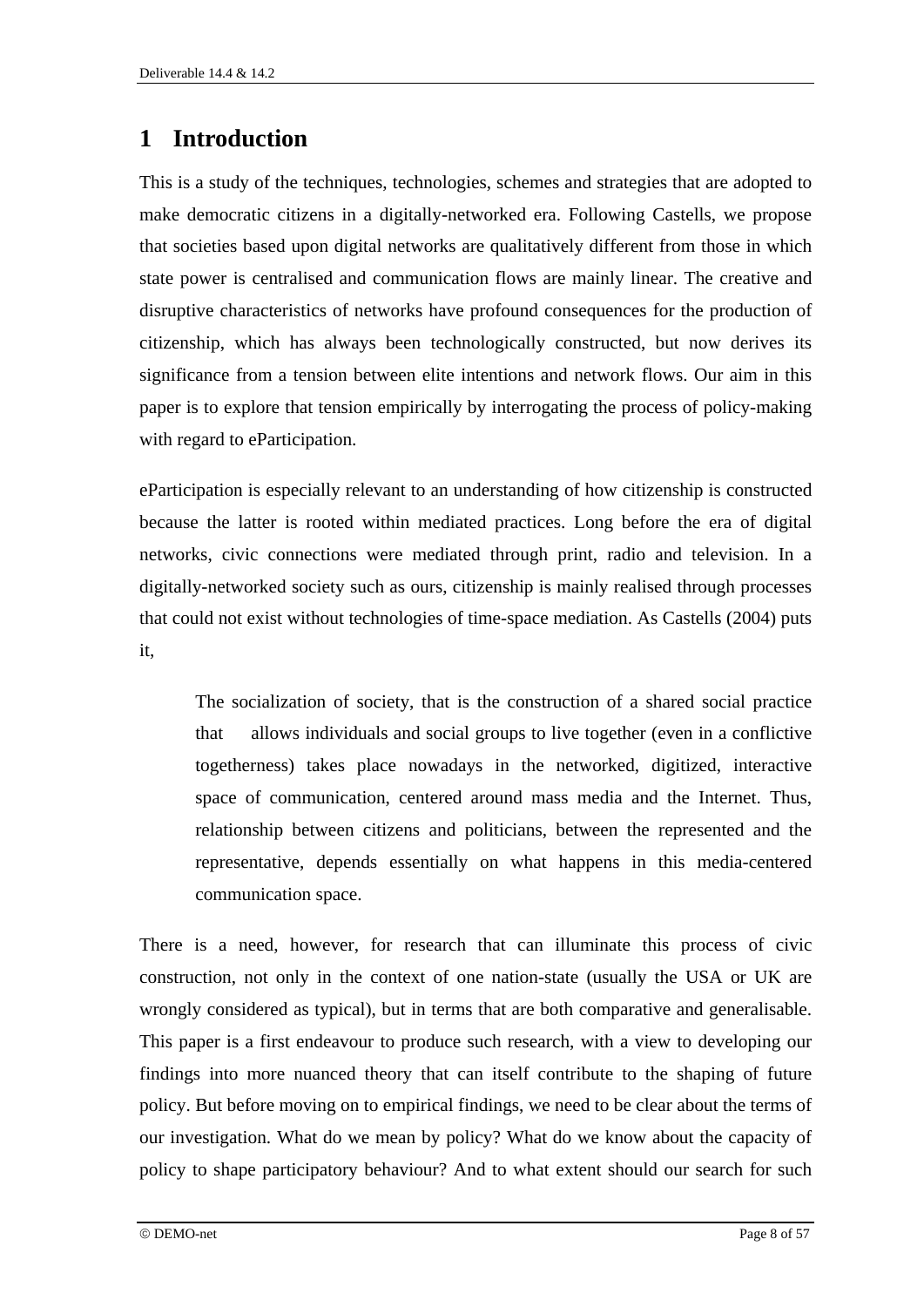# 1 Introduction

This is a study of the techniques, technologies, schemes and strategies that are adopted to make democratic citizens in a digitally-networked era. Following Castells, we propose that societies based upon digital networks are qualitatively different from those in which state power is centralised and communication flows are mainly linear. The creative and disruptive characteristics of networks have profound consequences for the production of citizenship, which has always been technologically constructed, but now derives its significance from a tension between elite intentions and network flows. Our aim in this paper is to explore that tension empirically by interrogating the process of policy-making with regard to eParticipation.

eParticipation is especially relevant to an understanding of how citizenship is constructed because the latter is rooted within mediated practices. Long before the era of digital networks, civic connections were mediated through print, radio and television. In a digitally-networked society such as ours, citizenship is mainly realised through processes that could not exist without technologies of time-space mediation. As Castells (2004) puts it,

> The socialization of society, that is the construction of a shared social practice that allows individuals and social groups to live together (even in a conflictive togetherness) takes place nowadays in the networked, digitized, interactive space of communication, centered around mass media and the Internet. Thus, relationship between citizens and politicians, between the represented and the representative, depends essentially on what happens in this media-centered communication space.

There is a need, however, for research that can illuminate this process of civic construction, not only in the context of one nation-state (usually the USA or UK are wrongly considered as typical), but in terms that are both comparative and generalisable. This paper is a first endeavour to produce such research, with a view to developing our findings into more nuanced theory that can itself contribute to the shaping of future policy. But before moving on to empirical findings, we need to be clear about the terms of our investigation. What do we mean by policy? What do we know about the capacity of policy to shape participatory behaviour? And to what extent should our search for such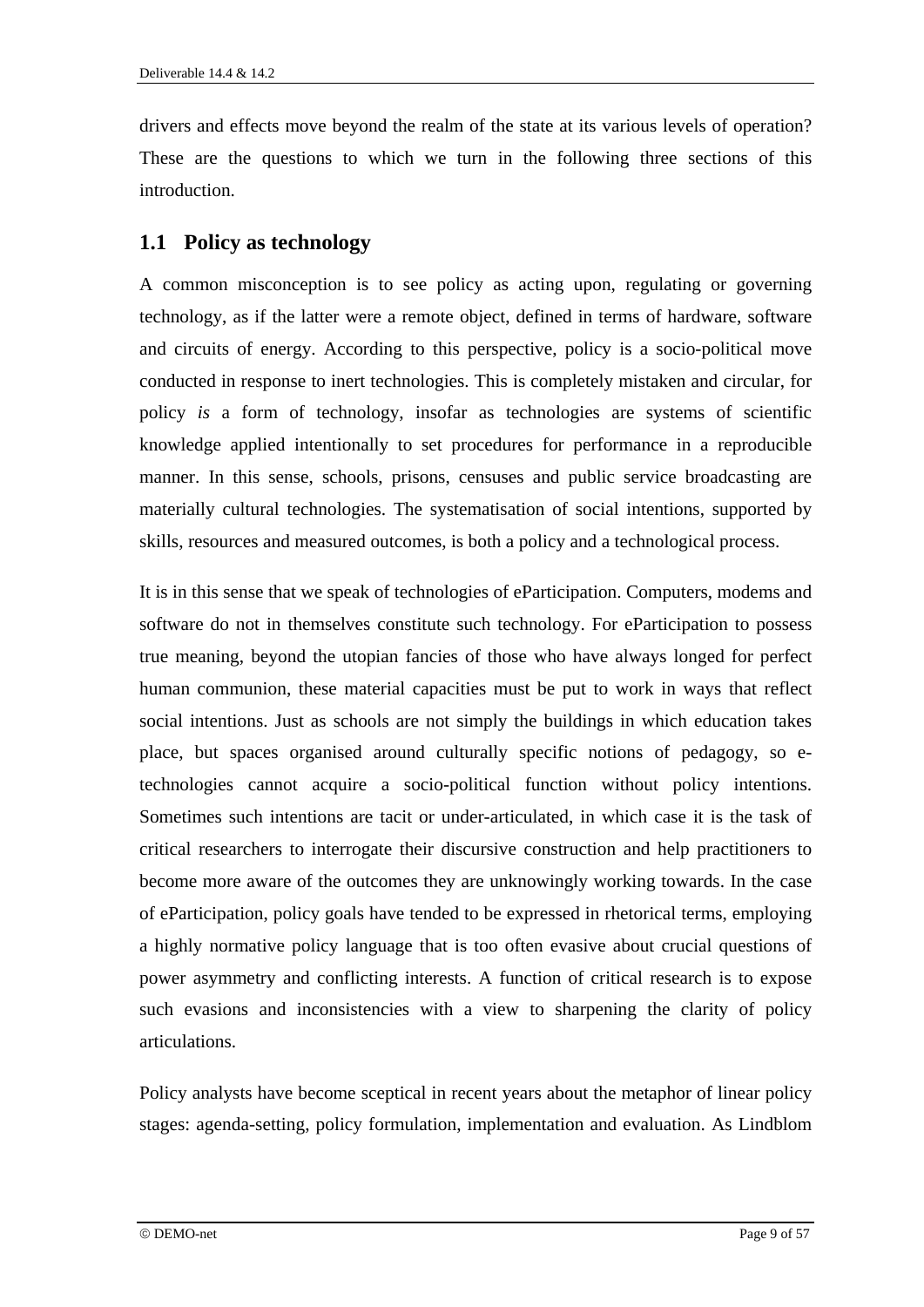drivers and effects move beyond the realm of the state at its various levels of operation? These are the questions to which we turn in the following three sections of this introduction.

## 1.1 Policy as technology

A common misconception is to see policy as acting upon, regulating or governing technology, as if the latter were a remote object, defined in terms of hardware, software and circuits of energy. According to this perspective, policy is a socio-political move conducted in response to inert technologies. This is completely mistaken and circular, for policy *is* a form of technology, insofar as technologies are systems of scientific knowledge applied intentionally to set procedures for performance in a reproducible manner. In this sense, schools, prisons, censuses and public service broadcasting are materially cultural technologies. The systematisation of social intentions, supported by skills, resources and measured outcomes, is both a policy and a technological process.

It is in this sense that we speak of technologies of eParticipation. Computers, modems and software do not in themselves constitute such technology. For eParticipation to possess true meaning, beyond the utopian fancies of those who have always longed for perfect human communion, these material capacities must be put to work in ways that reflect social intentions. Just as schools are not simply the buildings in which education takes place, but spaces organised around culturally specific notions of pedagogy, so e-technologies cannot acquire a socio-political function without policy intentions. Sometimes such intentions are tacit or under-articulated, in which case it is the task of critical researchers to interrogate their discursive construction and help practitioners to become more aware of the outcomes they are unknowingly working towards. In the case of eParticipation, policy goals have tended to be expressed in rhetorical terms, employing a highly normative policy language that is too often evasive about crucial questions of power asymmetry and conflicting interests. A function of critical research is to expose such evasions and inconsistencies with a view to sharpening the clarity of policy articulations.

Policy analysts have become sceptical in recent years about the metaphor of linear policy stages: agenda-setting, policy formulation, implementation and evaluation. As Lindblom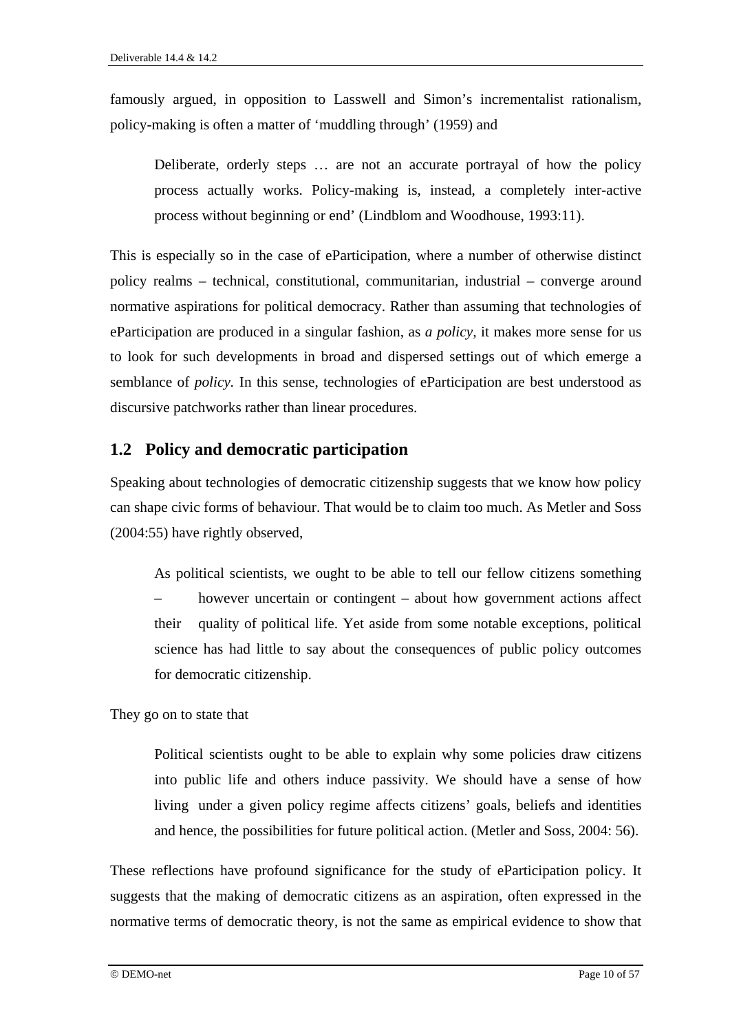famously argued, in opposition to Lasswell and Simon's incrementalist rationalism, policy-making is often a matter of 'muddling through' (1959) and

> Deliberate, orderly steps … are not an accurate portrayal of how the policy process actually works. Policy-making is, instead, a completely inter-active process without beginning or end' (Lindblom and Woodhouse, 1993:11).

This is especially so in the case of eParticipation, where a number of otherwise distinct policy realms – technical, constitutional, communitarian, industrial – converge around normative aspirations for political democracy. Rather than assuming that technologies of eParticipation are produced in a singular fashion, as *a policy*, it makes more sense for us to look for such developments in broad and dispersed settings out of which emerge a semblance of *policy*. In this sense, technologies of eParticipation are best understood as discursive patchworks rather than linear procedures.

## 1.2 Policy and democratic participation

Speaking about technologies of democratic citizenship suggests that we know how policy can shape civic forms of behaviour. That would be to claim too much. As Metler and Soss (2004:55) have rightly observed,

> As political scientists, we ought to be able to tell our fellow citizens something – however uncertain or contingent – about how government actions affect their quality of political life. Yet aside from some notable exceptions, political science has had little to say about the consequences of public policy outcomes for democratic citizenship.

They go on to state that

> Political scientists ought to be able to explain why some policies draw citizens into public life and others induce passivity. We should have a sense of how living under a given policy regime affects citizens' goals, beliefs and identities and hence, the possibilities for future political action. (Metler and Soss, 2004: 56).

These reflections have profound significance for the study of eParticipation policy. It suggests that the making of democratic citizens as an aspiration, often expressed in the normative terms of democratic theory, is not the same as empirical evidence to show that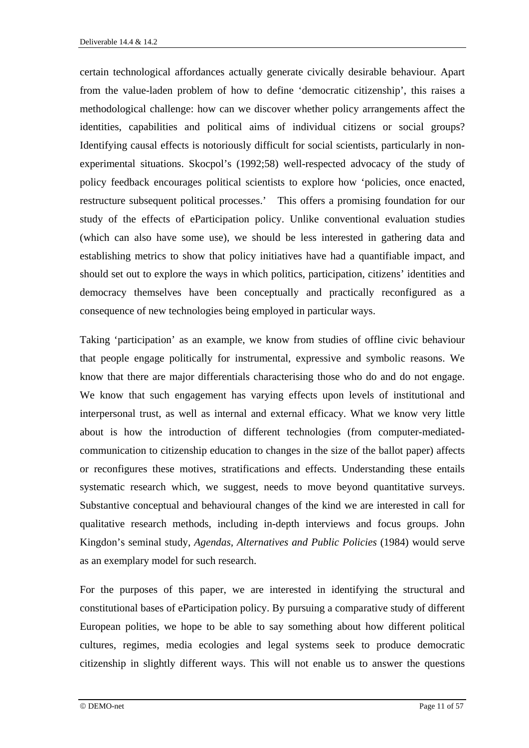certain technological affordances actually generate civically desirable behaviour. Apart from the value-laden problem of how to define 'democratic citizenship', this raises a methodological challenge: how can we discover whether policy arrangements affect the identities, capabilities and political aims of individual citizens or social groups? Identifying causal effects is notoriously difficult for social scientists, particularly in non-experimental situations. Skocpol's (1992;58) well-respected advocacy of the study of policy feedback encourages political scientists to explore how 'policies, once enacted, restructure subsequent political processes.' This offers a promising foundation for our study of the effects of eParticipation policy. Unlike conventional evaluation studies (which can also have some use), we should be less interested in gathering data and establishing metrics to show that policy initiatives have had a quantifiable impact, and should set out to explore the ways in which politics, participation, citizens' identities and democracy themselves have been conceptually and practically reconfigured as a consequence of new technologies being employed in particular ways.

Taking 'participation' as an example, we know from studies of offline civic behaviour that people engage politically for instrumental, expressive and symbolic reasons. We know that there are major differentials characterising those who do and do not engage. We know that such engagement has varying effects upon levels of institutional and interpersonal trust, as well as internal and external efficacy. What we know very little about is how the introduction of different technologies (from computer-mediated-communication to citizenship education to changes in the size of the ballot paper) affects or reconfigures these motives, stratifications and effects. Understanding these entails systematic research which, we suggest, needs to move beyond quantitative surveys. Substantive conceptual and behavioural changes of the kind we are interested in call for qualitative research methods, including in-depth interviews and focus groups. John Kingdon's seminal study, *Agendas, Alternatives and Public Policies* (1984) would serve as an exemplary model for such research.

For the purposes of this paper, we are interested in identifying the structural and constitutional bases of eParticipation policy. By pursuing a comparative study of different European polities, we hope to be able to say something about how different political cultures, regimes, media ecologies and legal systems seek to produce democratic citizenship in slightly different ways. This will not enable us to answer the questions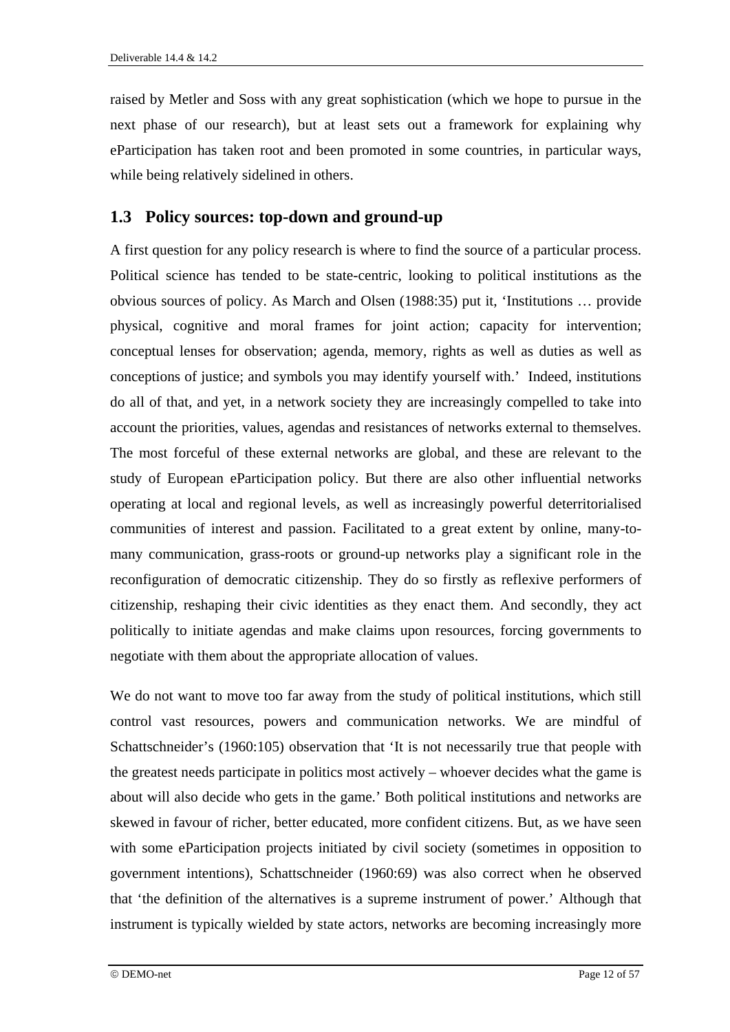raised by Metler and Soss with any great sophistication (which we hope to pursue in the next phase of our research), but at least sets out a framework for explaining why eParticipation has taken root and been promoted in some countries, in particular ways, while being relatively sidelined in others.

## 1.3 Policy sources: top-down and ground-up

A first question for any policy research is where to find the source of a particular process. Political science has tended to be state-centric, looking to political institutions as the obvious sources of policy. As March and Olsen (1988:35) put it, 'Institutions … provide physical, cognitive and moral frames for joint action; capacity for intervention; conceptual lenses for observation; agenda, memory, rights as well as duties as well as conceptions of justice; and symbols you may identify yourself with.' Indeed, institutions do all of that, and yet, in a network society they are increasingly compelled to take into account the priorities, values, agendas and resistances of networks external to themselves. The most forceful of these external networks are global, and these are relevant to the study of European eParticipation policy. But there are also other influential networks operating at local and regional levels, as well as increasingly powerful deterritorialised communities of interest and passion. Facilitated to a great extent by online, many-to-many communication, grass-roots or ground-up networks play a significant role in the reconfiguration of democratic citizenship. They do so firstly as reflexive performers of citizenship, reshaping their civic identities as they enact them. And secondly, they act politically to initiate agendas and make claims upon resources, forcing governments to negotiate with them about the appropriate allocation of values.

We do not want to move too far away from the study of political institutions, which still control vast resources, powers and communication networks. We are mindful of Schattschneider's (1960:105) observation that 'It is not necessarily true that people with the greatest needs participate in politics most actively – whoever decides what the game is about will also decide who gets in the game.' Both political institutions and networks are skewed in favour of richer, better educated, more confident citizens. But, as we have seen with some eParticipation projects initiated by civil society (sometimes in opposition to government intentions), Schattschneider (1960:69) was also correct when he observed that 'the definition of the alternatives is a supreme instrument of power.' Although that instrument is typically wielded by state actors, networks are becoming increasingly more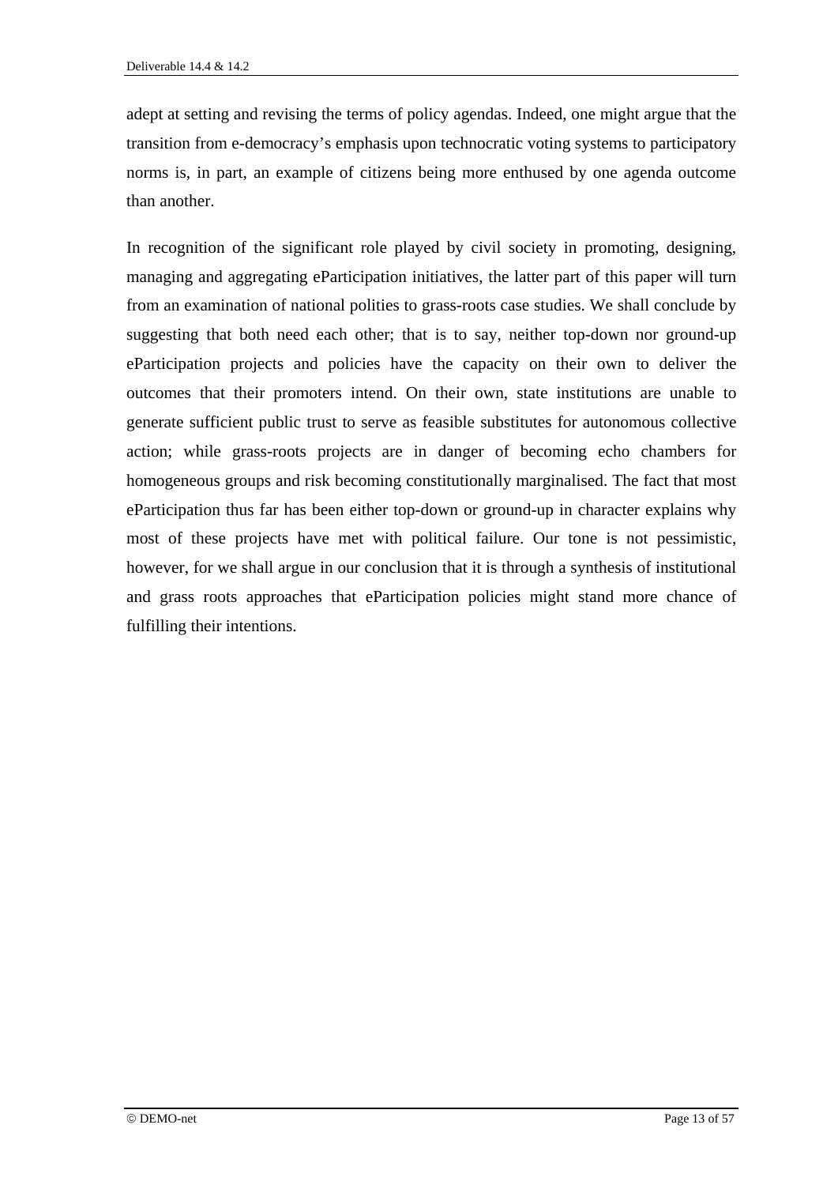adept at setting and revising the terms of policy agendas. Indeed, one might argue that the transition from e-democracy's emphasis upon technocratic voting systems to participatory norms is, in part, an example of citizens being more enthused by one agenda outcome than another.

In recognition of the significant role played by civil society in promoting, designing, managing and aggregating eParticipation initiatives, the latter part of this paper will turn from an examination of national polities to grass-roots case studies. We shall conclude by suggesting that both need each other; that is to say, neither top-down nor ground-up eParticipation projects and policies have the capacity on their own to deliver the outcomes that their promoters intend. On their own, state institutions are unable to generate sufficient public trust to serve as feasible substitutes for autonomous collective action; while grass-roots projects are in danger of becoming echo chambers for homogeneous groups and risk becoming constitutionally marginalised. The fact that most eParticipation thus far has been either top-down or ground-up in character explains why most of these projects have met with political failure. Our tone is not pessimistic, however, for we shall argue in our conclusion that it is through a synthesis of institutional and grass roots approaches that eParticipation policies might stand more chance of fulfilling their intentions.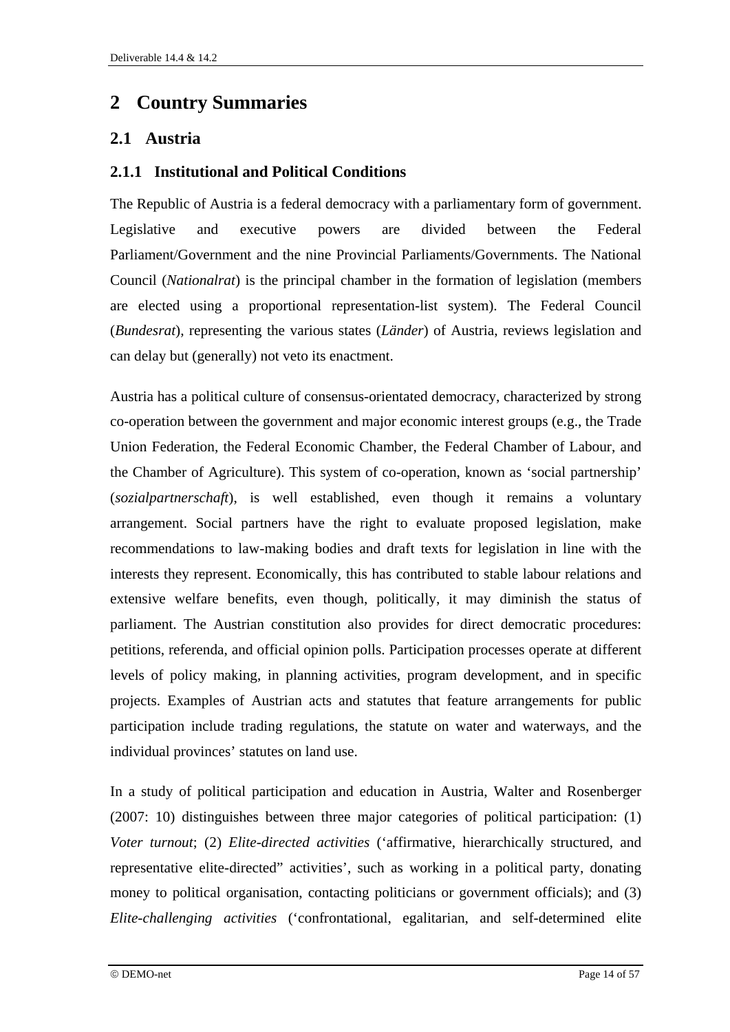# 2 Country Summaries

## 2.1 Austria

### 2.1.1 Institutional and Political Conditions

The Republic of Austria is a federal democracy with a parliamentary form of government. Legislative and executive powers are divided between the Federal Parliament/Government and the nine Provincial Parliaments/Governments. The National Council (*Nationalrat*) is the principal chamber in the formation of legislation (members are elected using a proportional representation-list system). The Federal Council (*Bundesrat*), representing the various states (*Länder*) of Austria, reviews legislation and can delay but (generally) not veto its enactment.

Austria has a political culture of consensus-orientated democracy, characterized by strong co-operation between the government and major economic interest groups (e.g., the Trade Union Federation, the Federal Economic Chamber, the Federal Chamber of Labour, and the Chamber of Agriculture). This system of co-operation, known as 'social partnership' (*sozialpartnerschaft*), is well established, even though it remains a voluntary arrangement. Social partners have the right to evaluate proposed legislation, make recommendations to law-making bodies and draft texts for legislation in line with the interests they represent. Economically, this has contributed to stable labour relations and extensive welfare benefits, even though, politically, it may diminish the status of parliament. The Austrian constitution also provides for direct democratic procedures: petitions, referenda, and official opinion polls. Participation processes operate at different levels of policy making, in planning activities, program development, and in specific projects. Examples of Austrian acts and statutes that feature arrangements for public participation include trading regulations, the statute on water and waterways, and the individual provinces' statutes on land use.

In a study of political participation and education in Austria, Walter and Rosenberger (2007: 10) distinguishes between three major categories of political participation: (1) *Voter turnout*; (2) *Elite-directed activities* ('affirmative, hierarchically structured, and representative elite-directed" activities', such as working in a political party, donating money to political organisation, contacting politicians or government officials); and (3) *Elite-challenging activities* ('confrontational, egalitarian, and self-determined elite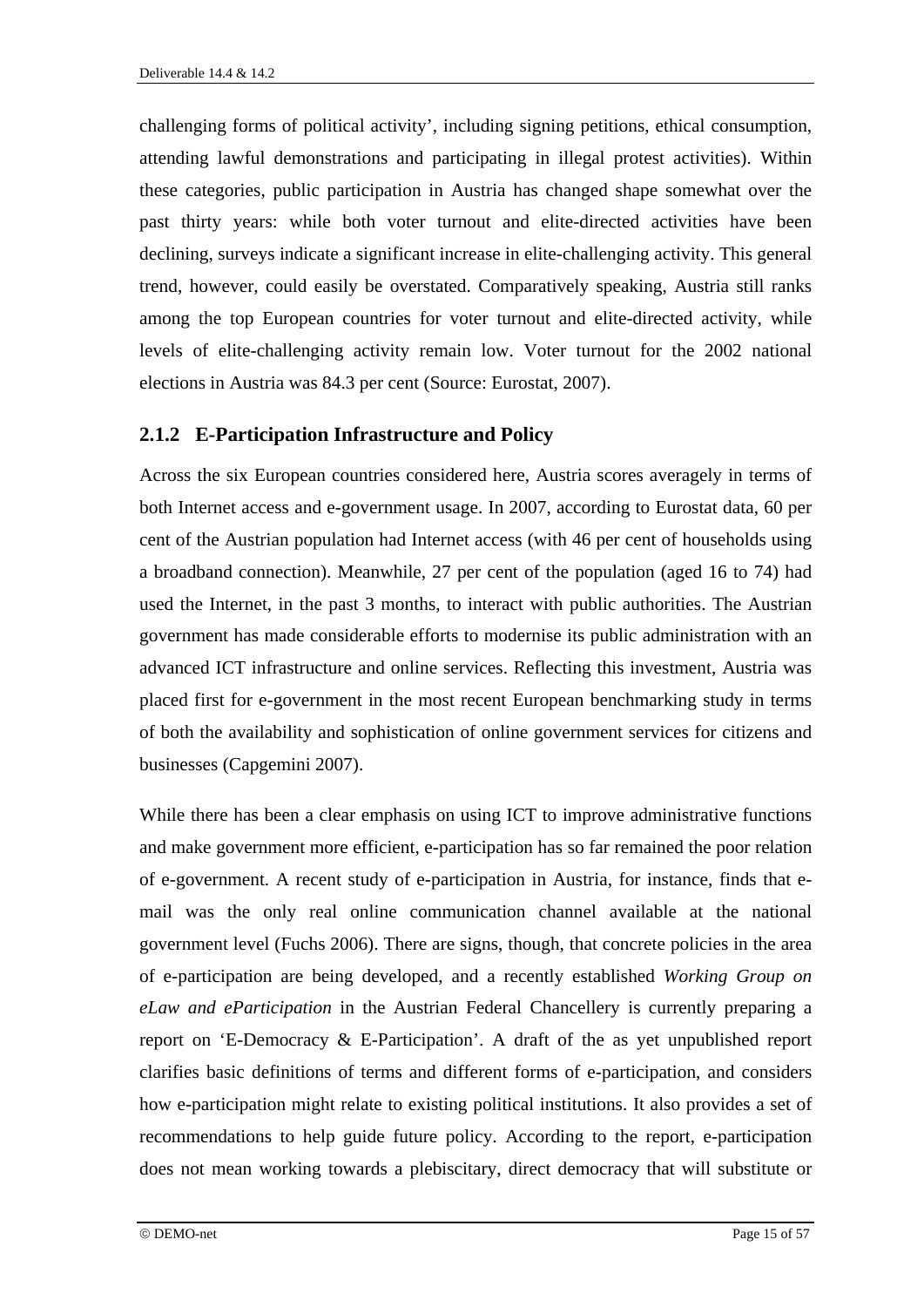challenging forms of political activity', including signing petitions, ethical consumption, attending lawful demonstrations and participating in illegal protest activities). Within these categories, public participation in Austria has changed shape somewhat over the past thirty years: while both voter turnout and elite-directed activities have been declining, surveys indicate a significant increase in elite-challenging activity. This general trend, however, could easily be overstated. Comparatively speaking, Austria still ranks among the top European countries for voter turnout and elite-directed activity, while levels of elite-challenging activity remain low. Voter turnout for the 2002 national elections in Austria was 84.3 per cent (Source: Eurostat, 2007).

### 2.1.2 E-Participation Infrastructure and Policy

Across the six European countries considered here, Austria scores averagely in terms of both Internet access and e-government usage. In 2007, according to Eurostat data, 60 per cent of the Austrian population had Internet access (with 46 per cent of households using a broadband connection). Meanwhile, 27 per cent of the population (aged 16 to 74) had used the Internet, in the past 3 months, to interact with public authorities. The Austrian government has made considerable efforts to modernise its public administration with an advanced ICT infrastructure and online services. Reflecting this investment, Austria was placed first for e-government in the most recent European benchmarking study in terms of both the availability and sophistication of online government services for citizens and businesses (Capgemini 2007).

While there has been a clear emphasis on using ICT to improve administrative functions and make government more efficient, e-participation has so far remained the poor relation of e-government. A recent study of e-participation in Austria, for instance, finds that e-mail was the only real online communication channel available at the national government level (Fuchs 2006). There are signs, though, that concrete policies in the area of e-participation are being developed, and a recently established *Working Group on eLaw and eParticipation* in the Austrian Federal Chancellery is currently preparing a report on 'E-Democracy & E-Participation'. A draft of the as yet unpublished report clarifies basic definitions of terms and different forms of e-participation, and considers how e-participation might relate to existing political institutions. It also provides a set of recommendations to help guide future policy. According to the report, e-participation does not mean working towards a plebiscitary, direct democracy that will substitute or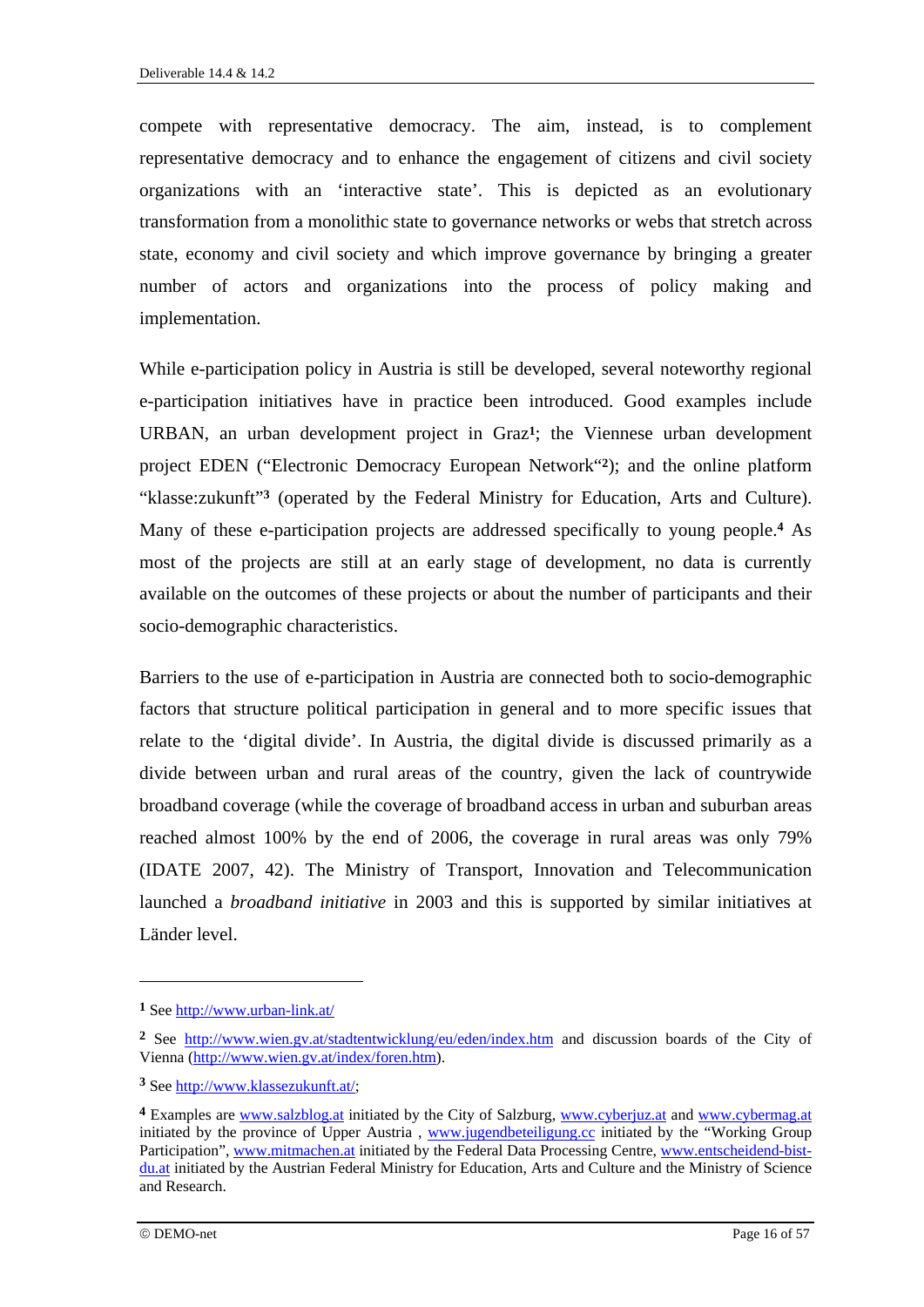compete with representative democracy. The aim, instead, is to complement representative democracy and to enhance the engagement of citizens and civil society organizations with an 'interactive state'. This is depicted as an evolutionary transformation from a monolithic state to governance networks or webs that stretch across state, economy and civil society and which improve governance by bringing a greater number of actors and organizations into the process of policy making and implementation.

While e-participation policy in Austria is still be developed, several noteworthy regional e-participation initiatives have in practice been introduced. Good examples include URBAN, an urban development project in Graz[1]; the Viennese urban development project EDEN ("Electronic Democracy European Network"[2]); and the online platform "klasse:zukunft"[3] (operated by the Federal Ministry for Education, Arts and Culture). Many of these e-participation projects are addressed specifically to young people.[4] As most of the projects are still at an early stage of development, no data is currently available on the outcomes of these projects or about the number of participants and their socio-demographic characteristics.

Barriers to the use of e-participation in Austria are connected both to socio-demographic factors that structure political participation in general and to more specific issues that relate to the 'digital divide'. In Austria, the digital divide is discussed primarily as a divide between urban and rural areas of the country, given the lack of countrywide broadband coverage (while the coverage of broadband access in urban and suburban areas reached almost 100% by the end of 2006, the coverage in rural areas was only 79% (IDATE 2007, 42). The Ministry of Transport, Innovation and Telecommunication launched a *broadband initiative* in 2003 and this is supported by similar initiatives at Länder level.

---

[1] See http://www.urban-link.at/

[2] See http://www.wien.gv.at/stadtentwicklung/eu/eden/index.htm and discussion boards of the City of Vienna (http://www.wien.gv.at/index/foren.htm).

[3] See http://www.klassezukunft.at/;

[4] Examples are www.salzblog.at initiated by the City of Salzburg, www.cyberjuz.at and www.cybermag.at initiated by the province of Upper Austria , www.jugendbeteiligung.cc initiated by the "Working Group Participation", www.mitmachen.at initiated by the Federal Data Processing Centre, www.entscheidend-bist-du.at initiated by the Austrian Federal Ministry for Education, Arts and Culture and the Ministry of Science and Research.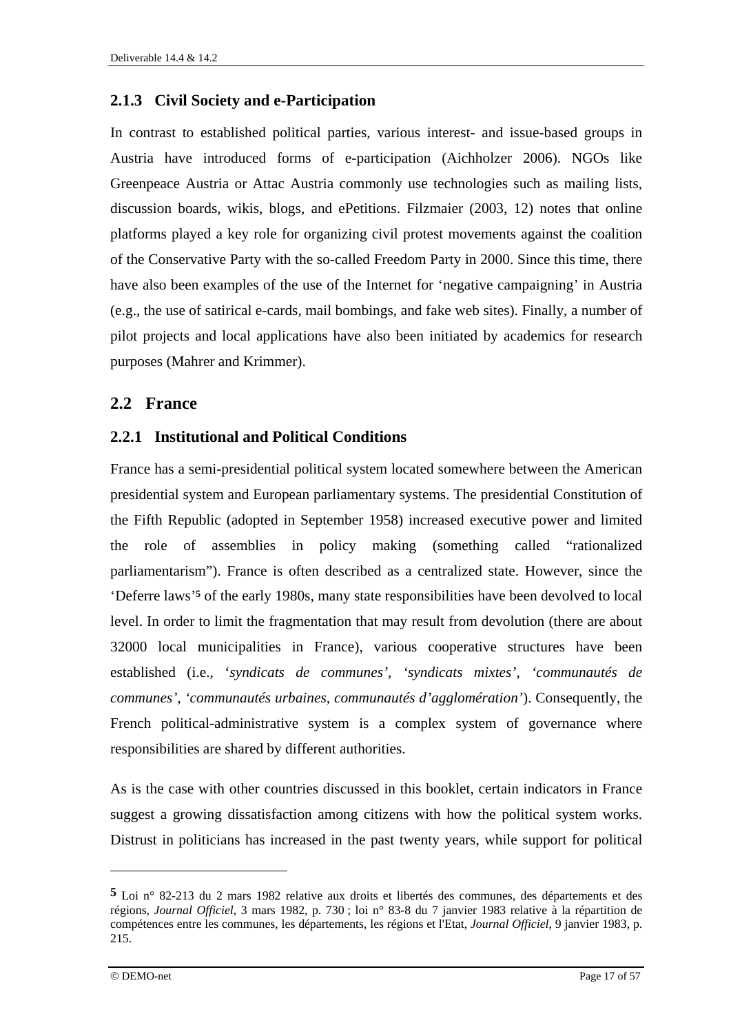### 2.1.3 Civil Society and e-Participation

In contrast to established political parties, various interest- and issue-based groups in Austria have introduced forms of e-participation (Aichholzer 2006). NGOs like Greenpeace Austria or Attac Austria commonly use technologies such as mailing lists, discussion boards, wikis, blogs, and ePetitions. Filzmaier (2003, 12) notes that online platforms played a key role for organizing civil protest movements against the coalition of the Conservative Party with the so-called Freedom Party in 2000. Since this time, there have also been examples of the use of the Internet for 'negative campaigning' in Austria (e.g., the use of satirical e-cards, mail bombings, and fake web sites). Finally, a number of pilot projects and local applications have also been initiated by academics for research purposes (Mahrer and Krimmer).

## 2.2 France

### 2.2.1 Institutional and Political Conditions

France has a semi-presidential political system located somewhere between the American presidential system and European parliamentary systems. The presidential Constitution of the Fifth Republic (adopted in September 1958) increased executive power and limited the role of assemblies in policy making (something called "rationalized parliamentarism"). France is often described as a centralized state. However, since the 'Deferre laws'[5] of the early 1980s, many state responsibilities have been devolved to local level. In order to limit the fragmentation that may result from devolution (there are about 32000 local municipalities in France), various cooperative structures have been established (i.e., '*syndicats de communes'*, '*syndicats mixtes'*, '*communautés de communes'*, '*communautés urbaines, communautés d'agglomération'*). Consequently, the French political-administrative system is a complex system of governance where responsibilities are shared by different authorities.

As is the case with other countries discussed in this booklet, certain indicators in France suggest a growing dissatisfaction among citizens with how the political system works. Distrust in politicians has increased in the past twenty years, while support for political

---

[5] Loi n° 82-213 du 2 mars 1982 relative aux droits et libertés des communes, des départements et des régions, *Journal Officiel*, 3 mars 1982, p. 730 ; loi n° 83-8 du 7 janvier 1983 relative à la répartition de compétences entre les communes, les départements, les régions et l'Etat, *Journal Officiel*, 9 janvier 1983, p. 215.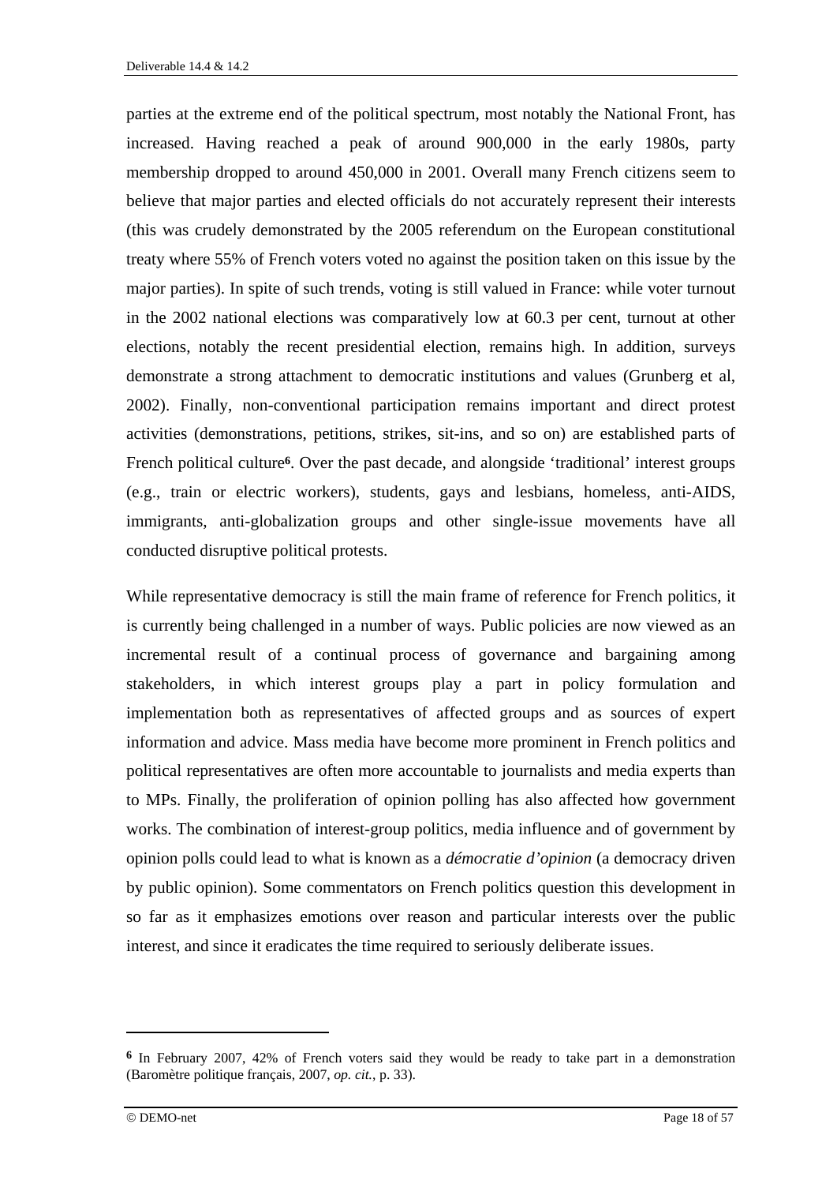parties at the extreme end of the political spectrum, most notably the National Front, has increased. Having reached a peak of around 900,000 in the early 1980s, party membership dropped to around 450,000 in 2001. Overall many French citizens seem to believe that major parties and elected officials do not accurately represent their interests (this was crudely demonstrated by the 2005 referendum on the European constitutional treaty where 55% of French voters voted no against the position taken on this issue by the major parties). In spite of such trends, voting is still valued in France: while voter turnout in the 2002 national elections was comparatively low at 60.3 per cent, turnout at other elections, notably the recent presidential election, remains high. In addition, surveys demonstrate a strong attachment to democratic institutions and values (Grunberg et al, 2002). Finally, non-conventional participation remains important and direct protest activities (demonstrations, petitions, strikes, sit-ins, and so on) are established parts of French political culture[6]. Over the past decade, and alongside 'traditional' interest groups (e.g., train or electric workers), students, gays and lesbians, homeless, anti-AIDS, immigrants, anti-globalization groups and other single-issue movements have all conducted disruptive political protests.

While representative democracy is still the main frame of reference for French politics, it is currently being challenged in a number of ways. Public policies are now viewed as an incremental result of a continual process of governance and bargaining among stakeholders, in which interest groups play a part in policy formulation and implementation both as representatives of affected groups and as sources of expert information and advice. Mass media have become more prominent in French politics and political representatives are often more accountable to journalists and media experts than to MPs. Finally, the proliferation of opinion polling has also affected how government works. The combination of interest-group politics, media influence and of government by opinion polls could lead to what is known as a *démocratie d'opinion* (a democracy driven by public opinion). Some commentators on French politics question this development in so far as it emphasizes emotions over reason and particular interests over the public interest, and since it eradicates the time required to seriously deliberate issues.

---

[6] In February 2007, 42% of French voters said they would be ready to take part in a demonstration (Baromètre politique français, 2007, *op. cit.*, p. 33).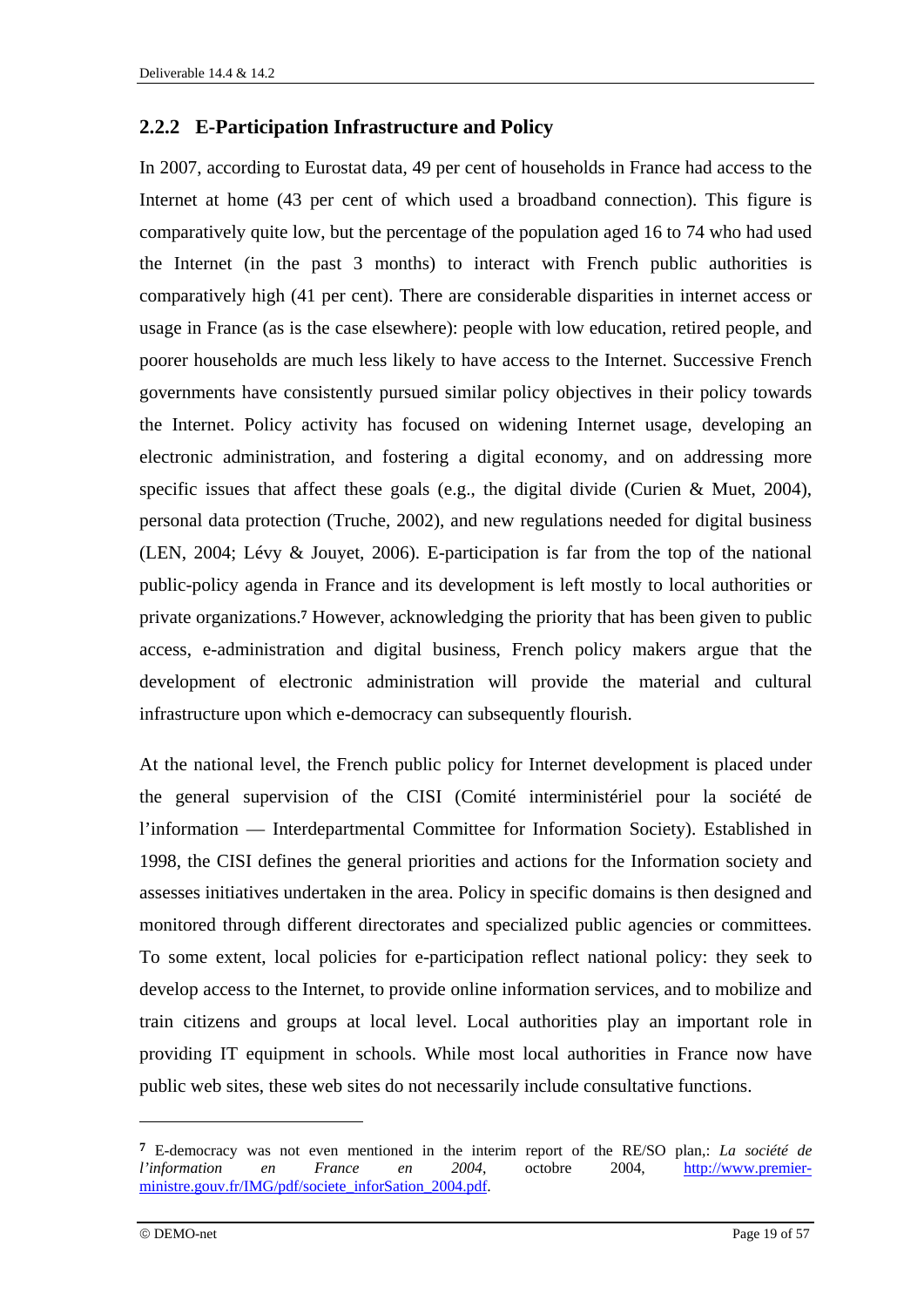### 2.2.2 E-Participation Infrastructure and Policy

In 2007, according to Eurostat data, 49 per cent of households in France had access to the Internet at home (43 per cent of which used a broadband connection). This figure is comparatively quite low, but the percentage of the population aged 16 to 74 who had used the Internet (in the past 3 months) to interact with French public authorities is comparatively high (41 per cent). There are considerable disparities in internet access or usage in France (as is the case elsewhere): people with low education, retired people, and poorer households are much less likely to have access to the Internet. Successive French governments have consistently pursued similar policy objectives in their policy towards the Internet. Policy activity has focused on widening Internet usage, developing an electronic administration, and fostering a digital economy, and on addressing more specific issues that affect these goals (e.g., the digital divide (Curien & Muet, 2004), personal data protection (Truche, 2002), and new regulations needed for digital business (LEN, 2004; Lévy & Jouyet, 2006). E-participation is far from the top of the national public-policy agenda in France and its development is left mostly to local authorities or private organizations.[7] However, acknowledging the priority that has been given to public access, e-administration and digital business, French policy makers argue that the development of electronic administration will provide the material and cultural infrastructure upon which e-democracy can subsequently flourish.

At the national level, the French public policy for Internet development is placed under the general supervision of the CISI (Comité interministériel pour la société de l'information — Interdepartmental Committee for Information Society). Established in 1998, the CISI defines the general priorities and actions for the Information society and assesses initiatives undertaken in the area. Policy in specific domains is then designed and monitored through different directorates and specialized public agencies or committees. To some extent, local policies for e-participation reflect national policy: they seek to develop access to the Internet, to provide online information services, and to mobilize and train citizens and groups at local level. Local authorities play an important role in providing IT equipment in schools. While most local authorities in France now have public web sites, these web sites do not necessarily include consultative functions.

---

[7] E-democracy was not even mentioned in the interim report of the RE/SO plan,: *La société de l'information en France en 2004*, octobre 2004, http://www.premier-ministre.gouv.fr/IMG/pdf/societe_inforSation_2004.pdf.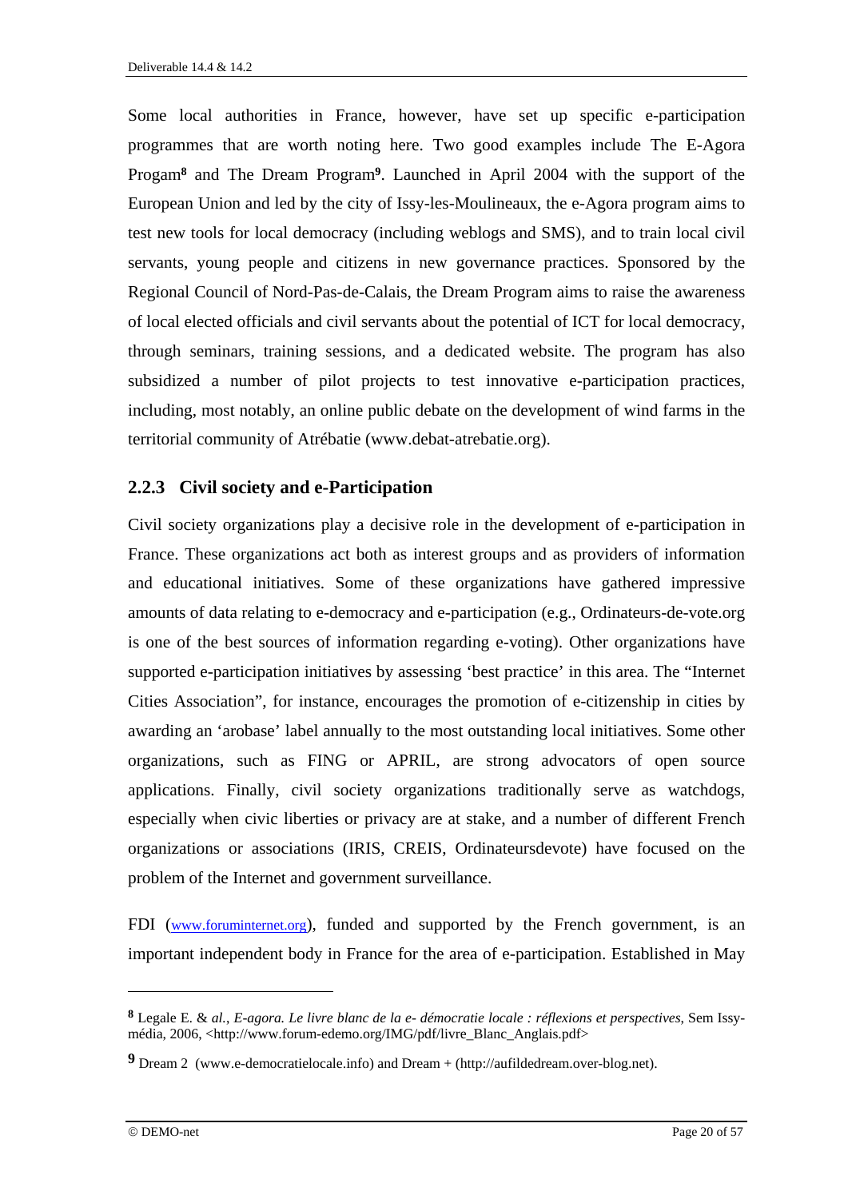Some local authorities in France, however, have set up specific e-participation programmes that are worth noting here. Two good examples include The E-Agora Progam[8] and The Dream Program[9]. Launched in April 2004 with the support of the European Union and led by the city of Issy-les-Moulineaux, the e-Agora program aims to test new tools for local democracy (including weblogs and SMS), and to train local civil servants, young people and citizens in new governance practices. Sponsored by the Regional Council of Nord-Pas-de-Calais, the Dream Program aims to raise the awareness of local elected officials and civil servants about the potential of ICT for local democracy, through seminars, training sessions, and a dedicated website. The program has also subsidized a number of pilot projects to test innovative e-participation practices, including, most notably, an online public debate on the development of wind farms in the territorial community of Atrébatie (www.debat-atrebatie.org).

### 2.2.3 Civil society and e-Participation

Civil society organizations play a decisive role in the development of e-participation in France. These organizations act both as interest groups and as providers of information and educational initiatives. Some of these organizations have gathered impressive amounts of data relating to e-democracy and e-participation (e.g., Ordinateurs-de-vote.org is one of the best sources of information regarding e-voting). Other organizations have supported e-participation initiatives by assessing 'best practice' in this area. The "Internet Cities Association", for instance, encourages the promotion of e-citizenship in cities by awarding an 'arobase' label annually to the most outstanding local initiatives. Some other organizations, such as FING or APRIL, are strong advocators of open source applications. Finally, civil society organizations traditionally serve as watchdogs, especially when civic liberties or privacy are at stake, and a number of different French organizations or associations (IRIS, CREIS, Ordinateursdevote) have focused on the problem of the Internet and government surveillance.

FDI (www.foruminternet.org), funded and supported by the French government, is an important independent body in France for the area of e-participation. Established in May

---

[8] Legale E. & *al.*, *E-agora. Le livre blanc de la e- démocratie locale : réflexions et perspectives*, Sem Issy-média, 2006, <http://www.forum-edemo.org/IMG/pdf/livre_Blanc_Anglais.pdf>

[9] Dream 2 (www.e-democratielocale.info) and Dream + (http://aufildedream.over-blog.net).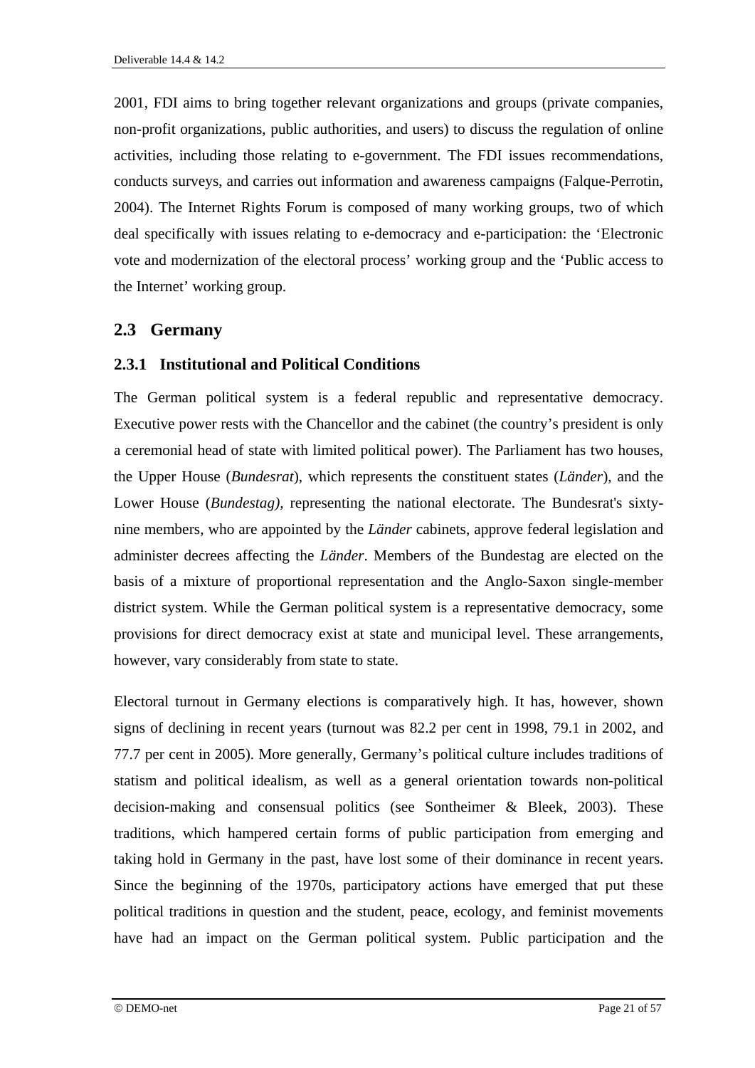2001, FDI aims to bring together relevant organizations and groups (private companies, non-profit organizations, public authorities, and users) to discuss the regulation of online activities, including those relating to e-government. The FDI issues recommendations, conducts surveys, and carries out information and awareness campaigns (Falque-Perrotin, 2004). The Internet Rights Forum is composed of many working groups, two of which deal specifically with issues relating to e-democracy and e-participation: the ‘Electronic vote and modernization of the electoral process’ working group and the ‘Public access to the Internet’ working group.

## 2.3 Germany

### 2.3.1 Institutional and Political Conditions

The German political system is a federal republic and representative democracy. Executive power rests with the Chancellor and the cabinet (the country’s president is only a ceremonial head of state with limited political power). The Parliament has two houses, the Upper House (*Bundesrat*), which represents the constituent states (*Länder*), and the Lower House (*Bundestag),* representing the national electorate. The Bundesrat's sixty-nine members, who are appointed by the *Länder* cabinets, approve federal legislation and administer decrees affecting the *Länder*. Members of the Bundestag are elected on the basis of a mixture of proportional representation and the Anglo-Saxon single-member district system. While the German political system is a representative democracy, some provisions for direct democracy exist at state and municipal level. These arrangements, however, vary considerably from state to state.

Electoral turnout in Germany elections is comparatively high. It has, however, shown signs of declining in recent years (turnout was 82.2 per cent in 1998, 79.1 in 2002, and 77.7 per cent in 2005). More generally, Germany’s political culture includes traditions of statism and political idealism, as well as a general orientation towards non-political decision-making and consensual politics (see Sontheimer & Bleek, 2003). These traditions, which hampered certain forms of public participation from emerging and taking hold in Germany in the past, have lost some of their dominance in recent years. Since the beginning of the 1970s, participatory actions have emerged that put these political traditions in question and the student, peace, ecology, and feminist movements have had an impact on the German political system. Public participation and the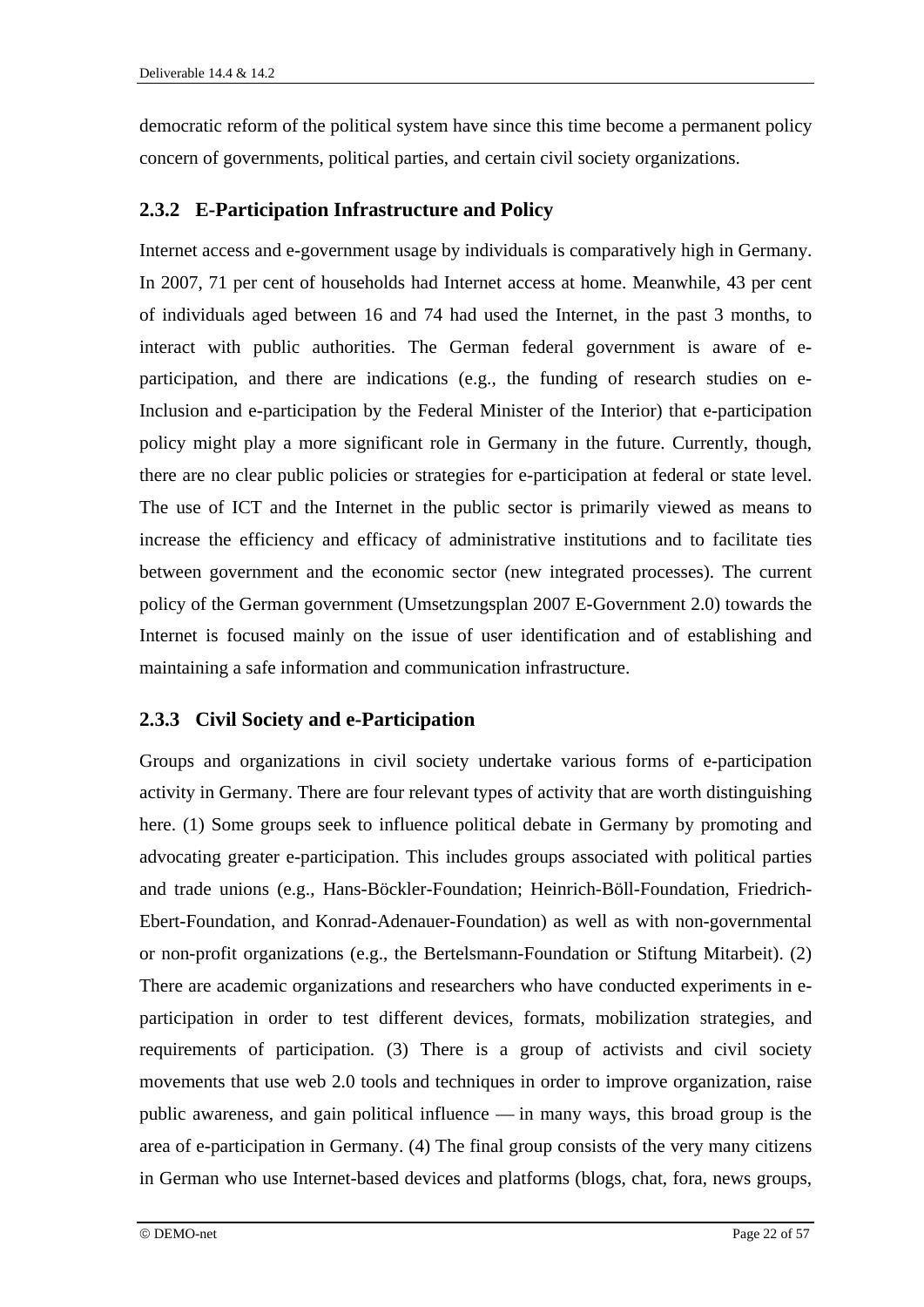democratic reform of the political system have since this time become a permanent policy concern of governments, political parties, and certain civil society organizations.

### 2.3.2 E-Participation Infrastructure and Policy

Internet access and e-government usage by individuals is comparatively high in Germany. In 2007, 71 per cent of households had Internet access at home. Meanwhile, 43 per cent of individuals aged between 16 and 74 had used the Internet, in the past 3 months, to interact with public authorities. The German federal government is aware of e-participation, and there are indications (e.g., the funding of research studies on e-Inclusion and e-participation by the Federal Minister of the Interior) that e-participation policy might play a more significant role in Germany in the future. Currently, though, there are no clear public policies or strategies for e-participation at federal or state level. The use of ICT and the Internet in the public sector is primarily viewed as means to increase the efficiency and efficacy of administrative institutions and to facilitate ties between government and the economic sector (new integrated processes). The current policy of the German government (Umsetzungsplan 2007 E-Government 2.0) towards the Internet is focused mainly on the issue of user identification and of establishing and maintaining a safe information and communication infrastructure.

### 2.3.3 Civil Society and e-Participation

Groups and organizations in civil society undertake various forms of e-participation activity in Germany. There are four relevant types of activity that are worth distinguishing here. (1) Some groups seek to influence political debate in Germany by promoting and advocating greater e-participation. This includes groups associated with political parties and trade unions (e.g., Hans-Böckler-Foundation; Heinrich-Böll-Foundation, Friedrich-Ebert-Foundation, and Konrad-Adenauer-Foundation) as well as with non-governmental or non-profit organizations (e.g., the Bertelsmann-Foundation or Stiftung Mitarbeit). (2) There are academic organizations and researchers who have conducted experiments in e-participation in order to test different devices, formats, mobilization strategies, and requirements of participation. (3) There is a group of activists and civil society movements that use web 2.0 tools and techniques in order to improve organization, raise public awareness, and gain political influence — in many ways, this broad group is the area of e-participation in Germany. (4) The final group consists of the very many citizens in German who use Internet-based devices and platforms (blogs, chat, fora, news groups,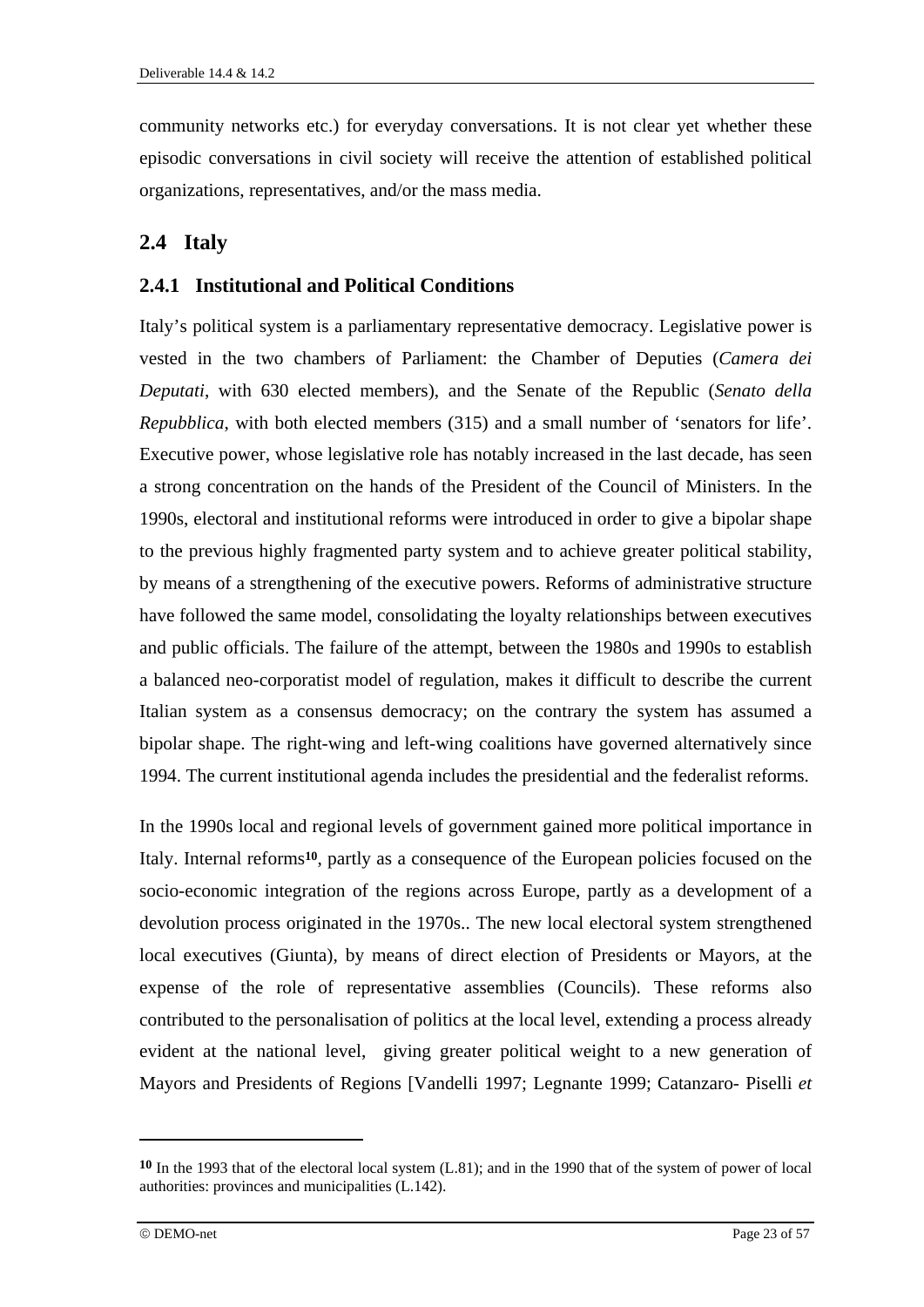community networks etc.) for everyday conversations. It is not clear yet whether these episodic conversations in civil society will receive the attention of established political organizations, representatives, and/or the mass media.

## 2.4 Italy

### 2.4.1 Institutional and Political Conditions

Italy's political system is a parliamentary representative democracy. Legislative power is vested in the two chambers of Parliament: the Chamber of Deputies (*Camera dei Deputati*, with 630 elected members), and the Senate of the Republic (*Senato della Repubblica*, with both elected members (315) and a small number of 'senators for life'. Executive power, whose legislative role has notably increased in the last decade, has seen a strong concentration on the hands of the President of the Council of Ministers. In the 1990s, electoral and institutional reforms were introduced in order to give a bipolar shape to the previous highly fragmented party system and to achieve greater political stability, by means of a strengthening of the executive powers. Reforms of administrative structure have followed the same model, consolidating the loyalty relationships between executives and public officials. The failure of the attempt, between the 1980s and 1990s to establish a balanced neo-corporatist model of regulation, makes it difficult to describe the current Italian system as a consensus democracy; on the contrary the system has assumed a bipolar shape. The right-wing and left-wing coalitions have governed alternatively since 1994. The current institutional agenda includes the presidential and the federalist reforms.

In the 1990s local and regional levels of government gained more political importance in Italy. Internal reforms[10], partly as a consequence of the European policies focused on the socio-economic integration of the regions across Europe, partly as a development of a devolution process originated in the 1970s.. The new local electoral system strengthened local executives (Giunta), by means of direct election of Presidents or Mayors, at the expense of the role of representative assemblies (Councils). These reforms also contributed to the personalisation of politics at the local level, extending a process already evident at the national level, giving greater political weight to a new generation of Mayors and Presidents of Regions [Vandelli 1997; Legnante 1999; Catanzaro- Piselli *et*

---

[10] In the 1993 that of the electoral local system (L.81); and in the 1990 that of the system of power of local authorities: provinces and municipalities (L.142).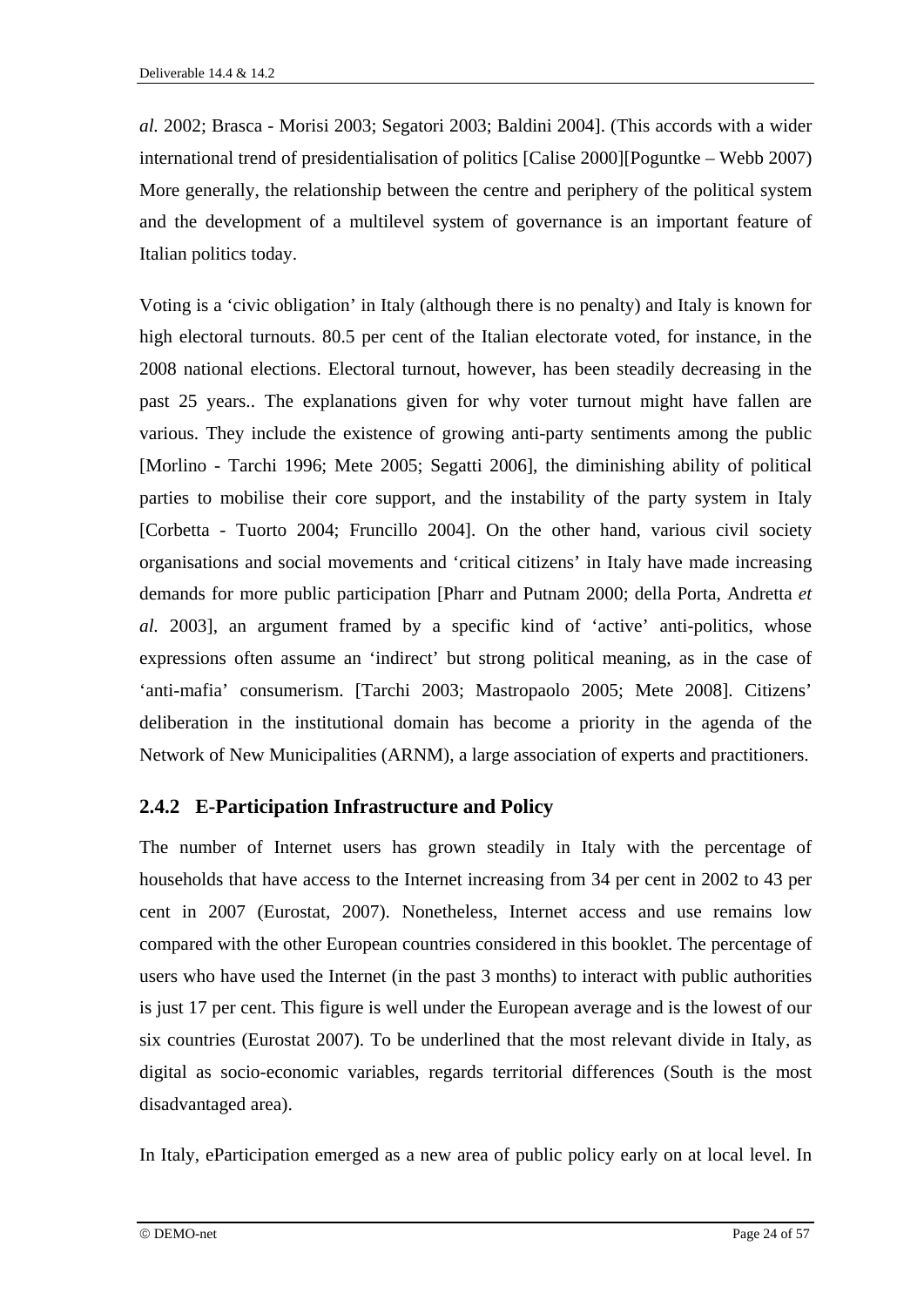*al.* 2002; Brasca - Morisi 2003; Segatori 2003; Baldini 2004]. (This accords with a wider international trend of presidentialisation of politics [Calise 2000][Poguntke – Webb 2007) More generally, the relationship between the centre and periphery of the political system and the development of a multilevel system of governance is an important feature of Italian politics today.

Voting is a 'civic obligation' in Italy (although there is no penalty) and Italy is known for high electoral turnouts. 80.5 per cent of the Italian electorate voted, for instance, in the 2008 national elections. Electoral turnout, however, has been steadily decreasing in the past 25 years.. The explanations given for why voter turnout might have fallen are various. They include the existence of growing anti-party sentiments among the public [Morlino - Tarchi 1996; Mete 2005; Segatti 2006], the diminishing ability of political parties to mobilise their core support, and the instability of the party system in Italy [Corbetta - Tuorto 2004; Fruncillo 2004]. On the other hand, various civil society organisations and social movements and 'critical citizens' in Italy have made increasing demands for more public participation [Pharr and Putnam 2000; della Porta, Andretta *et al.* 2003], an argument framed by a specific kind of 'active' anti-politics, whose expressions often assume an 'indirect' but strong political meaning, as in the case of 'anti-mafia' consumerism. [Tarchi 2003; Mastropaolo 2005; Mete 2008]. Citizens' deliberation in the institutional domain has become a priority in the agenda of the Network of New Municipalities (ARNM), a large association of experts and practitioners.

### 2.4.2 E-Participation Infrastructure and Policy

The number of Internet users has grown steadily in Italy with the percentage of households that have access to the Internet increasing from 34 per cent in 2002 to 43 per cent in 2007 (Eurostat, 2007). Nonetheless, Internet access and use remains low compared with the other European countries considered in this booklet. The percentage of users who have used the Internet (in the past 3 months) to interact with public authorities is just 17 per cent. This figure is well under the European average and is the lowest of our six countries (Eurostat 2007). To be underlined that the most relevant divide in Italy, as digital as socio-economic variables, regards territorial differences (South is the most disadvantaged area).

In Italy, eParticipation emerged as a new area of public policy early on at local level. In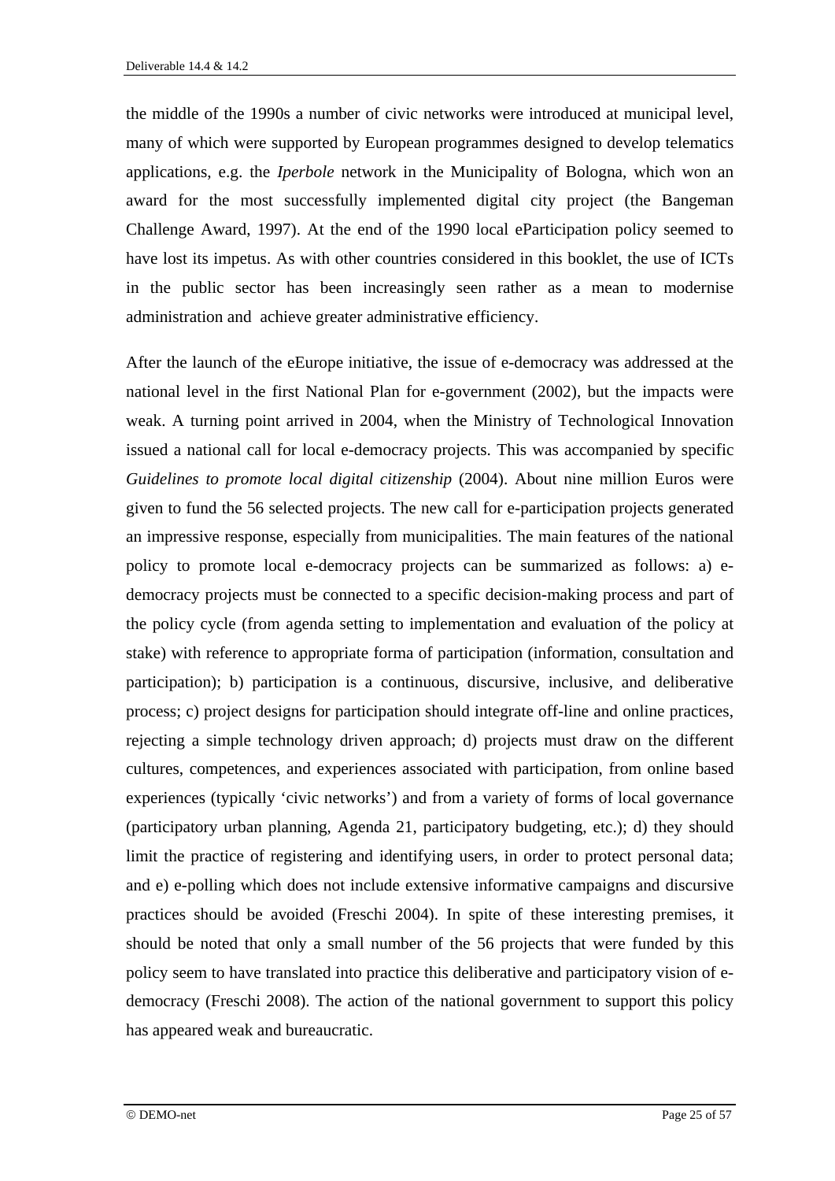the middle of the 1990s a number of civic networks were introduced at municipal level, many of which were supported by European programmes designed to develop telematics applications, e.g. the *Iperbole* network in the Municipality of Bologna, which won an award for the most successfully implemented digital city project (the Bangeman Challenge Award, 1997). At the end of the 1990 local eParticipation policy seemed to have lost its impetus. As with other countries considered in this booklet, the use of ICTs in the public sector has been increasingly seen rather as a mean to modernise administration and achieve greater administrative efficiency.

After the launch of the eEurope initiative, the issue of e-democracy was addressed at the national level in the first National Plan for e-government (2002), but the impacts were weak. A turning point arrived in 2004, when the Ministry of Technological Innovation issued a national call for local e-democracy projects. This was accompanied by specific *Guidelines to promote local digital citizenship* (2004). About nine million Euros were given to fund the 56 selected projects. The new call for e-participation projects generated an impressive response, especially from municipalities. The main features of the national policy to promote local e-democracy projects can be summarized as follows: a) e-democracy projects must be connected to a specific decision-making process and part of the policy cycle (from agenda setting to implementation and evaluation of the policy at stake) with reference to appropriate forma of participation (information, consultation and participation); b) participation is a continuous, discursive, inclusive, and deliberative process; c) project designs for participation should integrate off-line and online practices, rejecting a simple technology driven approach; d) projects must draw on the different cultures, competences, and experiences associated with participation, from online based experiences (typically 'civic networks') and from a variety of forms of local governance (participatory urban planning, Agenda 21, participatory budgeting, etc.); d) they should limit the practice of registering and identifying users, in order to protect personal data; and e) e-polling which does not include extensive informative campaigns and discursive practices should be avoided (Freschi 2004). In spite of these interesting premises, it should be noted that only a small number of the 56 projects that were funded by this policy seem to have translated into practice this deliberative and participatory vision of e-democracy (Freschi 2008). The action of the national government to support this policy has appeared weak and bureaucratic.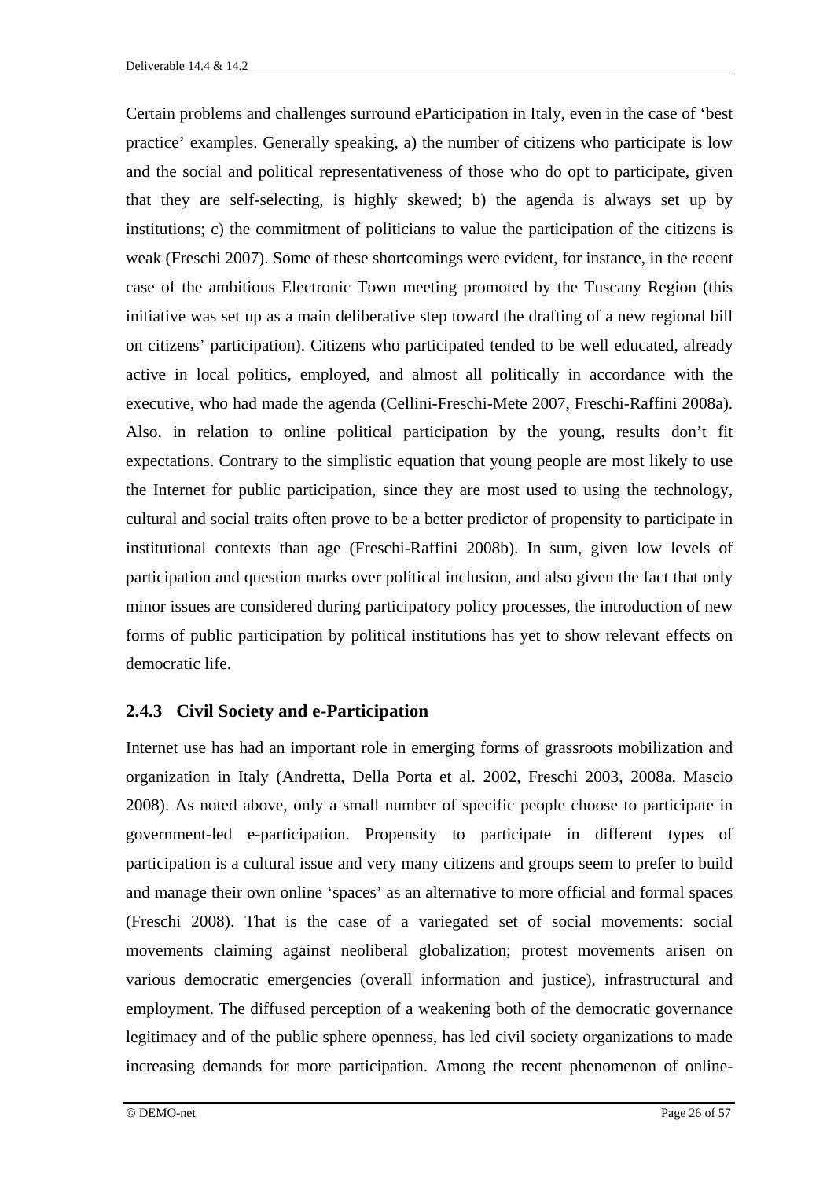Certain problems and challenges surround eParticipation in Italy, even in the case of 'best practice' examples. Generally speaking, a) the number of citizens who participate is low and the social and political representativeness of those who do opt to participate, given that they are self-selecting, is highly skewed; b) the agenda is always set up by institutions; c) the commitment of politicians to value the participation of the citizens is weak (Freschi 2007). Some of these shortcomings were evident, for instance, in the recent case of the ambitious Electronic Town meeting promoted by the Tuscany Region (this initiative was set up as a main deliberative step toward the drafting of a new regional bill on citizens' participation). Citizens who participated tended to be well educated, already active in local politics, employed, and almost all politically in accordance with the executive, who had made the agenda (Cellini-Freschi-Mete 2007, Freschi-Raffini 2008a). Also, in relation to online political participation by the young, results don't fit expectations. Contrary to the simplistic equation that young people are most likely to use the Internet for public participation, since they are most used to using the technology, cultural and social traits often prove to be a better predictor of propensity to participate in institutional contexts than age (Freschi-Raffini 2008b). In sum, given low levels of participation and question marks over political inclusion, and also given the fact that only minor issues are considered during participatory policy processes, the introduction of new forms of public participation by political institutions has yet to show relevant effects on democratic life.

### 2.4.3 Civil Society and e-Participation

Internet use has had an important role in emerging forms of grassroots mobilization and organization in Italy (Andretta, Della Porta et al. 2002, Freschi 2003, 2008a, Mascio 2008). As noted above, only a small number of specific people choose to participate in government-led e-participation. Propensity to participate in different types of participation is a cultural issue and very many citizens and groups seem to prefer to build and manage their own online 'spaces' as an alternative to more official and formal spaces (Freschi 2008). That is the case of a variegated set of social movements: social movements claiming against neoliberal globalization; protest movements arisen on various democratic emergencies (overall information and justice), infrastructural and employment. The diffused perception of a weakening both of the democratic governance legitimacy and of the public sphere openness, has led civil society organizations to made increasing demands for more participation. Among the recent phenomenon of online-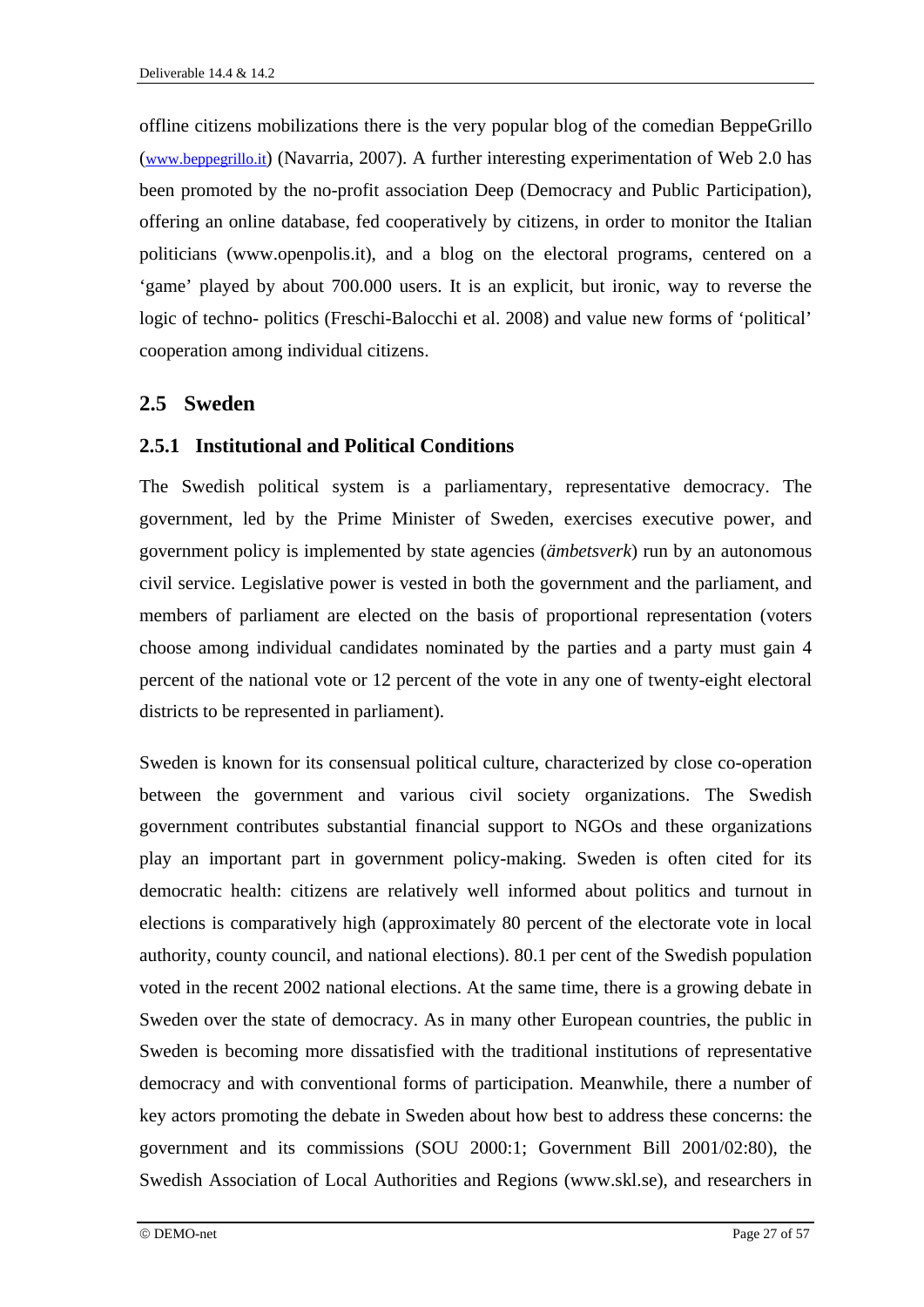offline citizens mobilizations there is the very popular blog of the comedian BeppeGrillo (www.beppegrillo.it) (Navarria, 2007). A further interesting experimentation of Web 2.0 has been promoted by the no-profit association Deep (Democracy and Public Participation), offering an online database, fed cooperatively by citizens, in order to monitor the Italian politicians (www.openpolis.it), and a blog on the electoral programs, centered on a 'game' played by about 700.000 users. It is an explicit, but ironic, way to reverse the logic of techno- politics (Freschi-Balocchi et al. 2008) and value new forms of 'political' cooperation among individual citizens.

## 2.5 Sweden

### 2.5.1 Institutional and Political Conditions

The Swedish political system is a parliamentary, representative democracy. The government, led by the Prime Minister of Sweden, exercises executive power, and government policy is implemented by state agencies (*ämbetsverk*) run by an autonomous civil service. Legislative power is vested in both the government and the parliament, and members of parliament are elected on the basis of proportional representation (voters choose among individual candidates nominated by the parties and a party must gain 4 percent of the national vote or 12 percent of the vote in any one of twenty-eight electoral districts to be represented in parliament).

Sweden is known for its consensual political culture, characterized by close co-operation between the government and various civil society organizations. The Swedish government contributes substantial financial support to NGOs and these organizations play an important part in government policy-making. Sweden is often cited for its democratic health: citizens are relatively well informed about politics and turnout in elections is comparatively high (approximately 80 percent of the electorate vote in local authority, county council, and national elections). 80.1 per cent of the Swedish population voted in the recent 2002 national elections. At the same time, there is a growing debate in Sweden over the state of democracy. As in many other European countries, the public in Sweden is becoming more dissatisfied with the traditional institutions of representative democracy and with conventional forms of participation. Meanwhile, there a number of key actors promoting the debate in Sweden about how best to address these concerns: the government and its commissions (SOU 2000:1; Government Bill 2001/02:80), the Swedish Association of Local Authorities and Regions (www.skl.se), and researchers in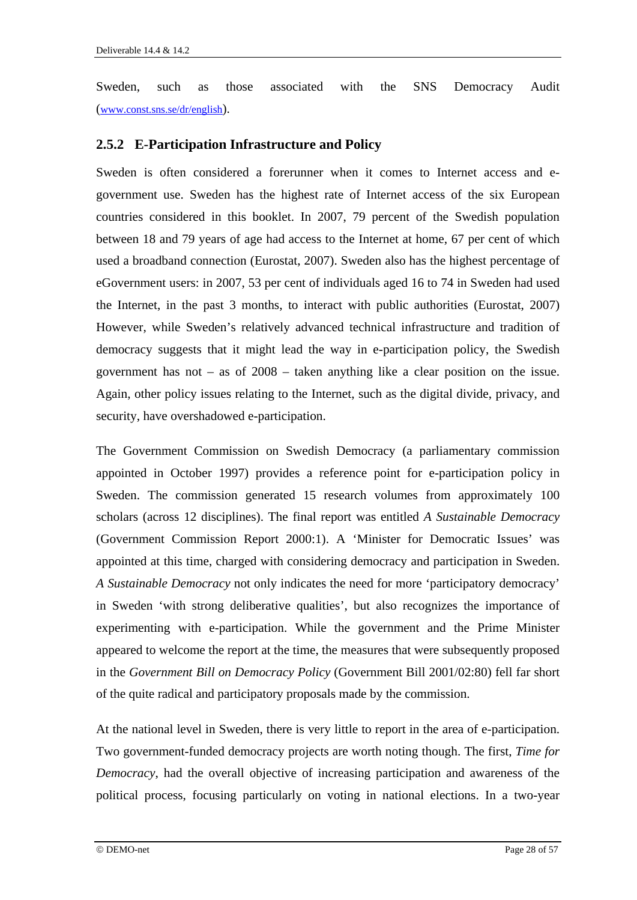Sweden, such as those associated with the SNS Democracy Audit (www.const.sns.se/dr/english).

### 2.5.2 E-Participation Infrastructure and Policy

Sweden is often considered a forerunner when it comes to Internet access and e-government use. Sweden has the highest rate of Internet access of the six European countries considered in this booklet. In 2007, 79 percent of the Swedish population between 18 and 79 years of age had access to the Internet at home, 67 per cent of which used a broadband connection (Eurostat, 2007). Sweden also has the highest percentage of eGovernment users: in 2007, 53 per cent of individuals aged 16 to 74 in Sweden had used the Internet, in the past 3 months, to interact with public authorities (Eurostat, 2007) However, while Sweden's relatively advanced technical infrastructure and tradition of democracy suggests that it might lead the way in e-participation policy, the Swedish government has not – as of 2008 – taken anything like a clear position on the issue. Again, other policy issues relating to the Internet, such as the digital divide, privacy, and security, have overshadowed e-participation.

The Government Commission on Swedish Democracy (a parliamentary commission appointed in October 1997) provides a reference point for e-participation policy in Sweden. The commission generated 15 research volumes from approximately 100 scholars (across 12 disciplines). The final report was entitled *A Sustainable Democracy* (Government Commission Report 2000:1). A 'Minister for Democratic Issues' was appointed at this time, charged with considering democracy and participation in Sweden. *A Sustainable Democracy* not only indicates the need for more 'participatory democracy' in Sweden 'with strong deliberative qualities', but also recognizes the importance of experimenting with e-participation. While the government and the Prime Minister appeared to welcome the report at the time, the measures that were subsequently proposed in the *Government Bill on Democracy Policy* (Government Bill 2001/02:80) fell far short of the quite radical and participatory proposals made by the commission.

At the national level in Sweden, there is very little to report in the area of e-participation. Two government-funded democracy projects are worth noting though. The first, *Time for Democracy*, had the overall objective of increasing participation and awareness of the political process, focusing particularly on voting in national elections. In a two-year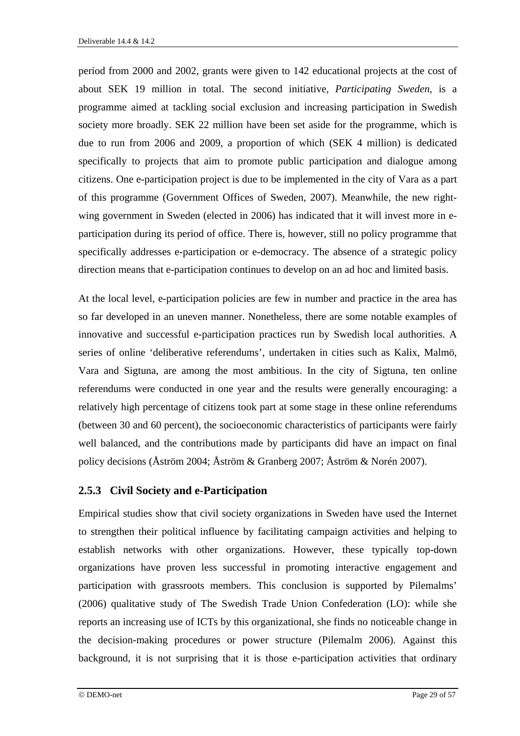period from 2000 and 2002, grants were given to 142 educational projects at the cost of about SEK 19 million in total. The second initiative, *Participating Sweden*, is a programme aimed at tackling social exclusion and increasing participation in Swedish society more broadly. SEK 22 million have been set aside for the programme, which is due to run from 2006 and 2009, a proportion of which (SEK 4 million) is dedicated specifically to projects that aim to promote public participation and dialogue among citizens. One e-participation project is due to be implemented in the city of Vara as a part of this programme (Government Offices of Sweden, 2007). Meanwhile, the new right-wing government in Sweden (elected in 2006) has indicated that it will invest more in e-participation during its period of office. There is, however, still no policy programme that specifically addresses e-participation or e-democracy. The absence of a strategic policy direction means that e-participation continues to develop on an ad hoc and limited basis.

At the local level, e-participation policies are few in number and practice in the area has so far developed in an uneven manner. Nonetheless, there are some notable examples of innovative and successful e-participation practices run by Swedish local authorities. A series of online 'deliberative referendums', undertaken in cities such as Kalix, Malmö, Vara and Sigtuna, are among the most ambitious. In the city of Sigtuna, ten online referendums were conducted in one year and the results were generally encouraging: a relatively high percentage of citizens took part at some stage in these online referendums (between 30 and 60 percent), the socioeconomic characteristics of participants were fairly well balanced, and the contributions made by participants did have an impact on final policy decisions (Åström 2004; Åström & Granberg 2007; Åström & Norén 2007).

### 2.5.3 Civil Society and e-Participation

Empirical studies show that civil society organizations in Sweden have used the Internet to strengthen their political influence by facilitating campaign activities and helping to establish networks with other organizations. However, these typically top-down organizations have proven less successful in promoting interactive engagement and participation with grassroots members. This conclusion is supported by Pilemalms' (2006) qualitative study of The Swedish Trade Union Confederation (LO): while she reports an increasing use of ICTs by this organizational, she finds no noticeable change in the decision-making procedures or power structure (Pilemalm 2006). Against this background, it is not surprising that it is those e-participation activities that ordinary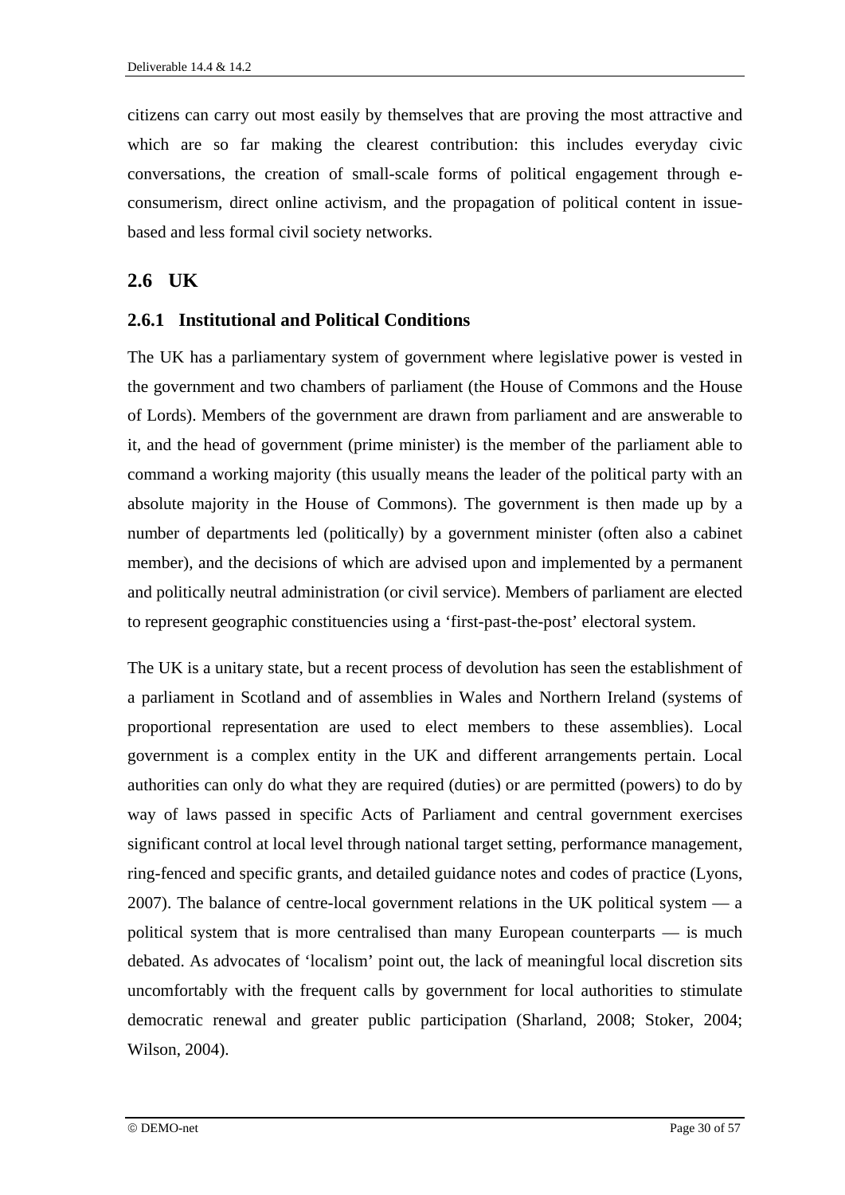citizens can carry out most easily by themselves that are proving the most attractive and which are so far making the clearest contribution: this includes everyday civic conversations, the creation of small-scale forms of political engagement through e-consumerism, direct online activism, and the propagation of political content in issue-based and less formal civil society networks.

## 2.6 UK

### 2.6.1 Institutional and Political Conditions

The UK has a parliamentary system of government where legislative power is vested in the government and two chambers of parliament (the House of Commons and the House of Lords). Members of the government are drawn from parliament and are answerable to it, and the head of government (prime minister) is the member of the parliament able to command a working majority (this usually means the leader of the political party with an absolute majority in the House of Commons). The government is then made up by a number of departments led (politically) by a government minister (often also a cabinet member), and the decisions of which are advised upon and implemented by a permanent and politically neutral administration (or civil service). Members of parliament are elected to represent geographic constituencies using a 'first-past-the-post' electoral system.

The UK is a unitary state, but a recent process of devolution has seen the establishment of a parliament in Scotland and of assemblies in Wales and Northern Ireland (systems of proportional representation are used to elect members to these assemblies). Local government is a complex entity in the UK and different arrangements pertain. Local authorities can only do what they are required (duties) or are permitted (powers) to do by way of laws passed in specific Acts of Parliament and central government exercises significant control at local level through national target setting, performance management, ring-fenced and specific grants, and detailed guidance notes and codes of practice (Lyons, 2007). The balance of centre-local government relations in the UK political system — a political system that is more centralised than many European counterparts — is much debated. As advocates of 'localism' point out, the lack of meaningful local discretion sits uncomfortably with the frequent calls by government for local authorities to stimulate democratic renewal and greater public participation (Sharland, 2008; Stoker, 2004; Wilson, 2004).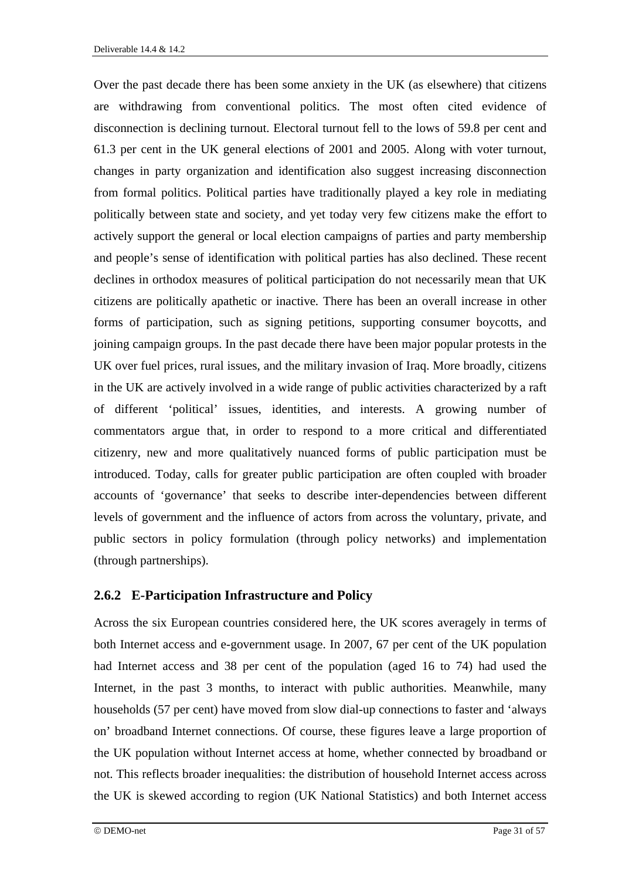Over the past decade there has been some anxiety in the UK (as elsewhere) that citizens are withdrawing from conventional politics. The most often cited evidence of disconnection is declining turnout. Electoral turnout fell to the lows of 59.8 per cent and 61.3 per cent in the UK general elections of 2001 and 2005. Along with voter turnout, changes in party organization and identification also suggest increasing disconnection from formal politics. Political parties have traditionally played a key role in mediating politically between state and society, and yet today very few citizens make the effort to actively support the general or local election campaigns of parties and party membership and people's sense of identification with political parties has also declined. These recent declines in orthodox measures of political participation do not necessarily mean that UK citizens are politically apathetic or inactive. There has been an overall increase in other forms of participation, such as signing petitions, supporting consumer boycotts, and joining campaign groups. In the past decade there have been major popular protests in the UK over fuel prices, rural issues, and the military invasion of Iraq. More broadly, citizens in the UK are actively involved in a wide range of public activities characterized by a raft of different 'political' issues, identities, and interests. A growing number of commentators argue that, in order to respond to a more critical and differentiated citizenry, new and more qualitatively nuanced forms of public participation must be introduced. Today, calls for greater public participation are often coupled with broader accounts of 'governance' that seeks to describe inter-dependencies between different levels of government and the influence of actors from across the voluntary, private, and public sectors in policy formulation (through policy networks) and implementation (through partnerships).

### 2.6.2 E-Participation Infrastructure and Policy

Across the six European countries considered here, the UK scores averagely in terms of both Internet access and e-government usage. In 2007, 67 per cent of the UK population had Internet access and 38 per cent of the population (aged 16 to 74) had used the Internet, in the past 3 months, to interact with public authorities. Meanwhile, many households (57 per cent) have moved from slow dial-up connections to faster and 'always on' broadband Internet connections. Of course, these figures leave a large proportion of the UK population without Internet access at home, whether connected by broadband or not. This reflects broader inequalities: the distribution of household Internet access across the UK is skewed according to region (UK National Statistics) and both Internet access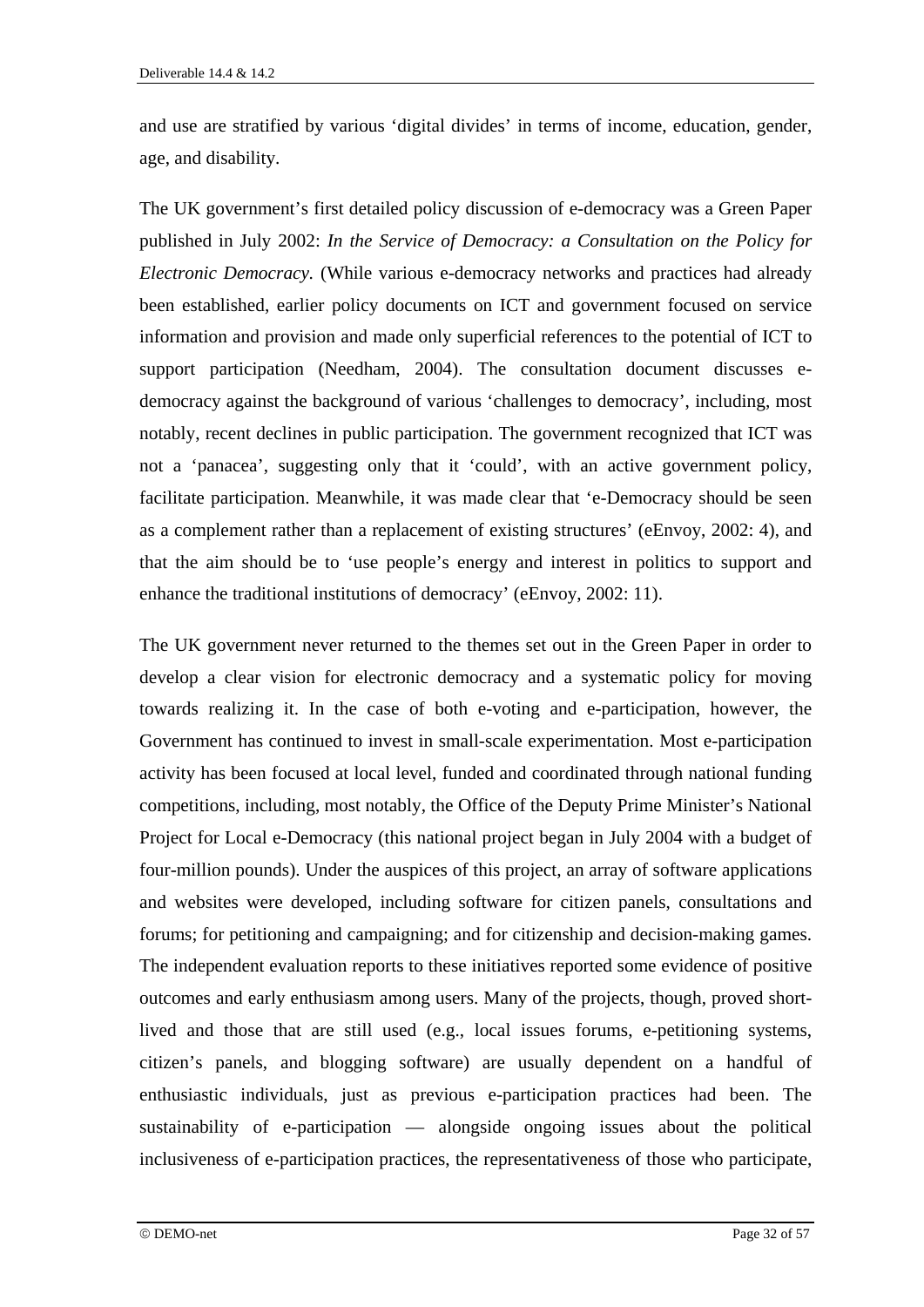and use are stratified by various 'digital divides' in terms of income, education, gender, age, and disability.

The UK government's first detailed policy discussion of e-democracy was a Green Paper published in July 2002: *In the Service of Democracy: a Consultation on the Policy for Electronic Democracy.* (While various e-democracy networks and practices had already been established, earlier policy documents on ICT and government focused on service information and provision and made only superficial references to the potential of ICT to support participation (Needham, 2004). The consultation document discusses e-democracy against the background of various 'challenges to democracy', including, most notably, recent declines in public participation. The government recognized that ICT was not a 'panacea', suggesting only that it 'could', with an active government policy, facilitate participation. Meanwhile, it was made clear that 'e-Democracy should be seen as a complement rather than a replacement of existing structures' (eEnvoy, 2002: 4), and that the aim should be to 'use people's energy and interest in politics to support and enhance the traditional institutions of democracy' (eEnvoy, 2002: 11).

The UK government never returned to the themes set out in the Green Paper in order to develop a clear vision for electronic democracy and a systematic policy for moving towards realizing it. In the case of both e-voting and e-participation, however, the Government has continued to invest in small-scale experimentation. Most e-participation activity has been focused at local level, funded and coordinated through national funding competitions, including, most notably, the Office of the Deputy Prime Minister's National Project for Local e-Democracy (this national project began in July 2004 with a budget of four-million pounds). Under the auspices of this project, an array of software applications and websites were developed, including software for citizen panels, consultations and forums; for petitioning and campaigning; and for citizenship and decision-making games. The independent evaluation reports to these initiatives reported some evidence of positive outcomes and early enthusiasm among users. Many of the projects, though, proved short-lived and those that are still used (e.g., local issues forums, e-petitioning systems, citizen's panels, and blogging software) are usually dependent on a handful of enthusiastic individuals, just as previous e-participation practices had been. The sustainability of e-participation — alongside ongoing issues about the political inclusiveness of e-participation practices, the representativeness of those who participate,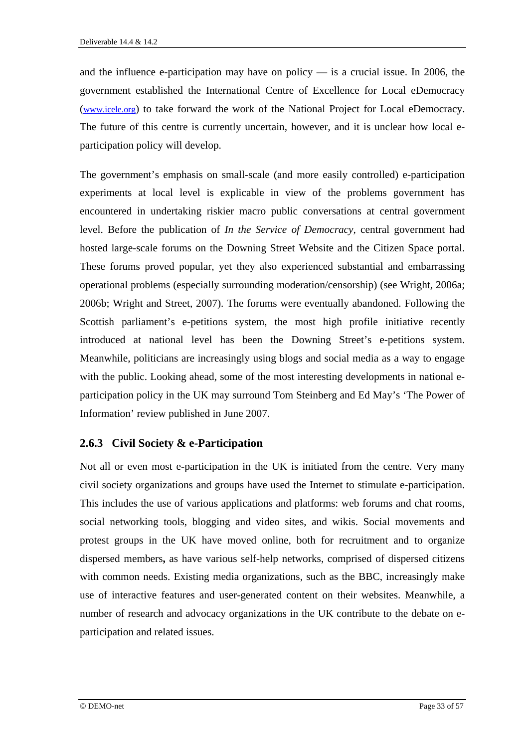and the influence e-participation may have on policy — is a crucial issue. In 2006, the government established the International Centre of Excellence for Local eDemocracy (www.icele.org) to take forward the work of the National Project for Local eDemocracy. The future of this centre is currently uncertain, however, and it is unclear how local e-participation policy will develop.

The government's emphasis on small-scale (and more easily controlled) e-participation experiments at local level is explicable in view of the problems government has encountered in undertaking riskier macro public conversations at central government level. Before the publication of *In the Service of Democracy*, central government had hosted large-scale forums on the Downing Street Website and the Citizen Space portal. These forums proved popular, yet they also experienced substantial and embarrassing operational problems (especially surrounding moderation/censorship) (see Wright, 2006a; 2006b; Wright and Street, 2007). The forums were eventually abandoned. Following the Scottish parliament's e-petitions system, the most high profile initiative recently introduced at national level has been the Downing Street's e-petitions system. Meanwhile, politicians are increasingly using blogs and social media as a way to engage with the public. Looking ahead, some of the most interesting developments in national e-participation policy in the UK may surround Tom Steinberg and Ed May's 'The Power of Information' review published in June 2007.

### 2.6.3 Civil Society & e-Participation

Not all or even most e-participation in the UK is initiated from the centre. Very many civil society organizations and groups have used the Internet to stimulate e-participation. This includes the use of various applications and platforms: web forums and chat rooms, social networking tools, blogging and video sites, and wikis. Social movements and protest groups in the UK have moved online, both for recruitment and to organize dispersed members**,** as have various self-help networks, comprised of dispersed citizens with common needs. Existing media organizations, such as the BBC, increasingly make use of interactive features and user-generated content on their websites. Meanwhile, a number of research and advocacy organizations in the UK contribute to the debate on e-participation and related issues.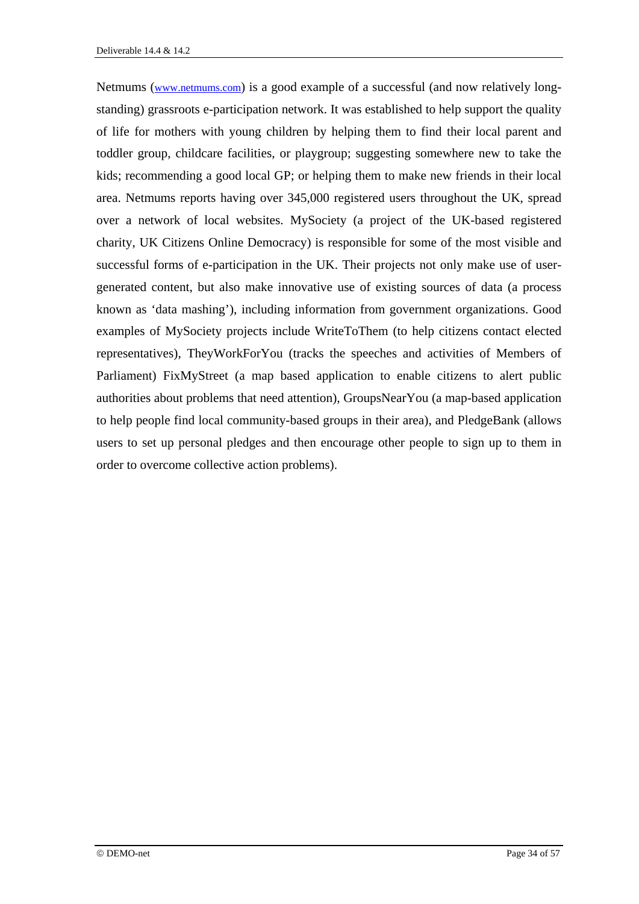Netmums (www.netmums.com) is a good example of a successful (and now relatively long-standing) grassroots e-participation network. It was established to help support the quality of life for mothers with young children by helping them to find their local parent and toddler group, childcare facilities, or playgroup; suggesting somewhere new to take the kids; recommending a good local GP; or helping them to make new friends in their local area. Netmums reports having over 345,000 registered users throughout the UK, spread over a network of local websites. MySociety (a project of the UK-based registered charity, UK Citizens Online Democracy) is responsible for some of the most visible and successful forms of e-participation in the UK. Their projects not only make use of user-generated content, but also make innovative use of existing sources of data (a process known as 'data mashing'), including information from government organizations. Good examples of MySociety projects include WriteToThem (to help citizens contact elected representatives), TheyWorkForYou (tracks the speeches and activities of Members of Parliament) FixMyStreet (a map based application to enable citizens to alert public authorities about problems that need attention), GroupsNearYou (a map-based application to help people find local community-based groups in their area), and PledgeBank (allows users to set up personal pledges and then encourage other people to sign up to them in order to overcome collective action problems).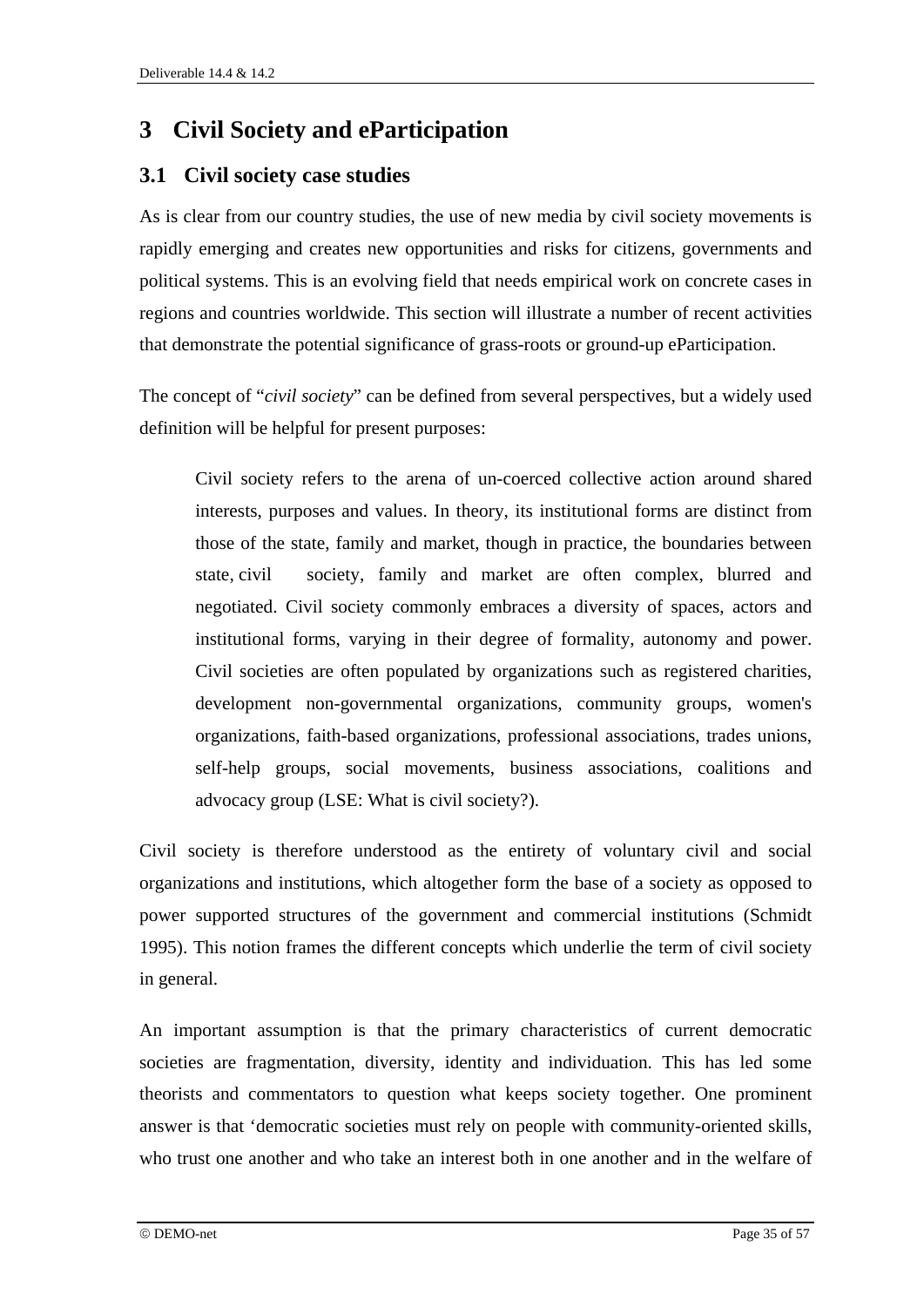# 3 Civil Society and eParticipation

## 3.1 Civil society case studies

As is clear from our country studies, the use of new media by civil society movements is rapidly emerging and creates new opportunities and risks for citizens, governments and political systems. This is an evolving field that needs empirical work on concrete cases in regions and countries worldwide. This section will illustrate a number of recent activities that demonstrate the potential significance of grass-roots or ground-up eParticipation.

The concept of "*civil society*" can be defined from several perspectives, but a widely used definition will be helpful for present purposes:

> Civil society refers to the arena of un-coerced collective action around shared interests, purposes and values. In theory, its institutional forms are distinct from those of the state, family and market, though in practice, the boundaries between state, civil society, family and market are often complex, blurred and negotiated. Civil society commonly embraces a diversity of spaces, actors and institutional forms, varying in their degree of formality, autonomy and power. Civil societies are often populated by organizations such as registered charities, development non-governmental organizations, community groups, women's organizations, faith-based organizations, professional associations, trades unions, self-help groups, social movements, business associations, coalitions and advocacy group (LSE: What is civil society?).

Civil society is therefore understood as the entirety of voluntary civil and social organizations and institutions, which altogether form the base of a society as opposed to power supported structures of the government and commercial institutions (Schmidt 1995). This notion frames the different concepts which underlie the term of civil society in general.

An important assumption is that the primary characteristics of current democratic societies are fragmentation, diversity, identity and individuation. This has led some theorists and commentators to question what keeps society together. One prominent answer is that 'democratic societies must rely on people with community-oriented skills, who trust one another and who take an interest both in one another and in the welfare of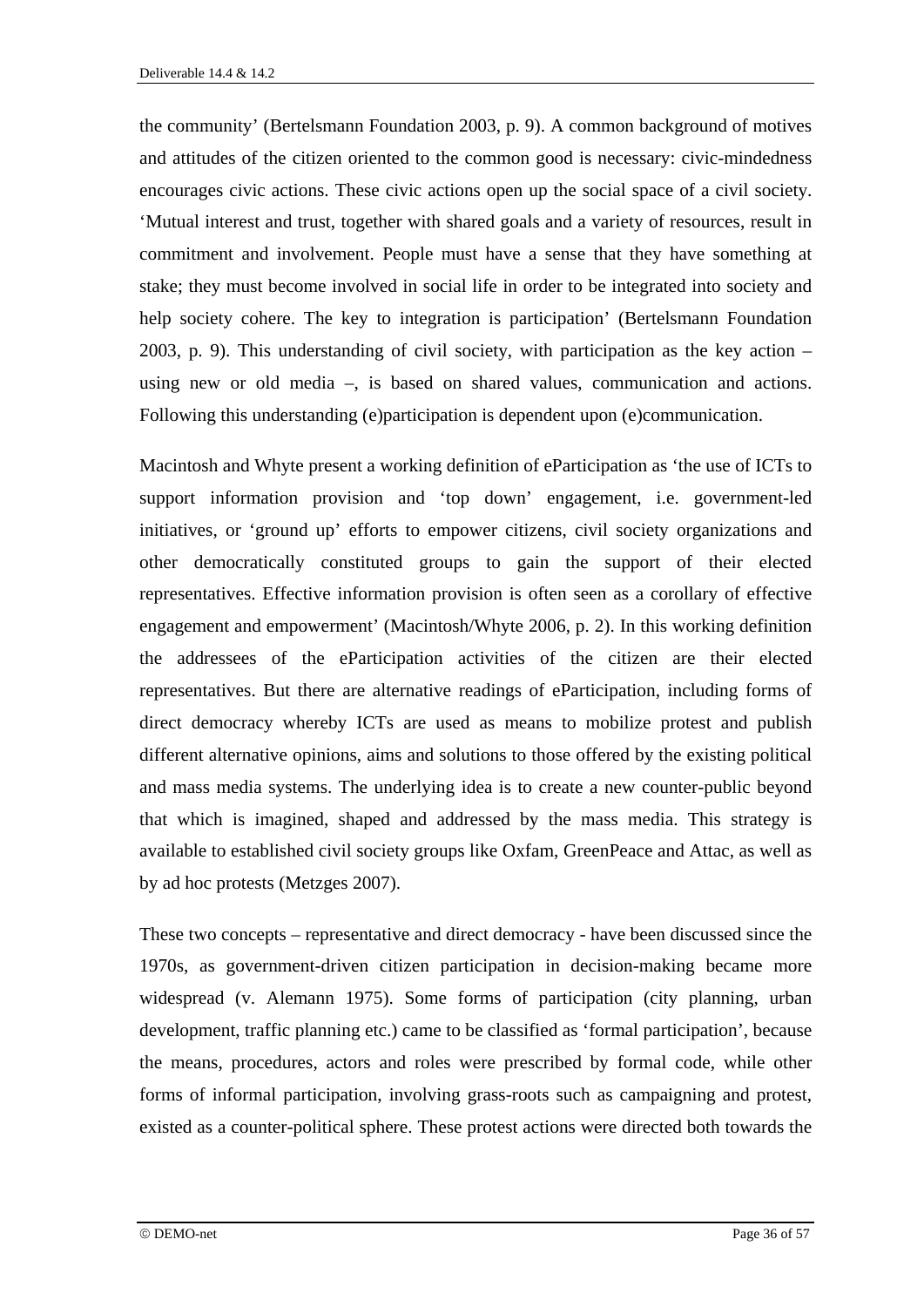the community' (Bertelsmann Foundation 2003, p. 9). A common background of motives and attitudes of the citizen oriented to the common good is necessary: civic-mindedness encourages civic actions. These civic actions open up the social space of a civil society. 'Mutual interest and trust, together with shared goals and a variety of resources, result in commitment and involvement. People must have a sense that they have something at stake; they must become involved in social life in order to be integrated into society and help society cohere. The key to integration is participation' (Bertelsmann Foundation 2003, p. 9). This understanding of civil society, with participation as the key action – using new or old media –, is based on shared values, communication and actions. Following this understanding (e)participation is dependent upon (e)communication.

Macintosh and Whyte present a working definition of eParticipation as 'the use of ICTs to support information provision and 'top down' engagement, i.e. government-led initiatives, or 'ground up' efforts to empower citizens, civil society organizations and other democratically constituted groups to gain the support of their elected representatives. Effective information provision is often seen as a corollary of effective engagement and empowerment' (Macintosh/Whyte 2006, p. 2). In this working definition the addressees of the eParticipation activities of the citizen are their elected representatives. But there are alternative readings of eParticipation, including forms of direct democracy whereby ICTs are used as means to mobilize protest and publish different alternative opinions, aims and solutions to those offered by the existing political and mass media systems. The underlying idea is to create a new counter-public beyond that which is imagined, shaped and addressed by the mass media. This strategy is available to established civil society groups like Oxfam, GreenPeace and Attac, as well as by ad hoc protests (Metzges 2007).

These two concepts – representative and direct democracy - have been discussed since the 1970s, as government-driven citizen participation in decision-making became more widespread (v. Alemann 1975). Some forms of participation (city planning, urban development, traffic planning etc.) came to be classified as 'formal participation', because the means, procedures, actors and roles were prescribed by formal code, while other forms of informal participation, involving grass-roots such as campaigning and protest, existed as a counter-political sphere. These protest actions were directed both towards the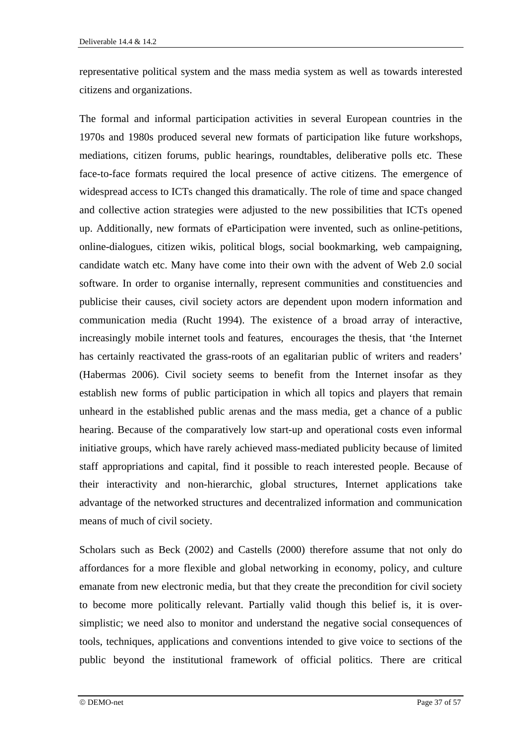representative political system and the mass media system as well as towards interested citizens and organizations.

The formal and informal participation activities in several European countries in the 1970s and 1980s produced several new formats of participation like future workshops, mediations, citizen forums, public hearings, roundtables, deliberative polls etc. These face-to-face formats required the local presence of active citizens. The emergence of widespread access to ICTs changed this dramatically. The role of time and space changed and collective action strategies were adjusted to the new possibilities that ICTs opened up. Additionally, new formats of eParticipation were invented, such as online-petitions, online-dialogues, citizen wikis, political blogs, social bookmarking, web campaigning, candidate watch etc. Many have come into their own with the advent of Web 2.0 social software. In order to organise internally, represent communities and constituencies and publicise their causes, civil society actors are dependent upon modern information and communication media (Rucht 1994). The existence of a broad array of interactive, increasingly mobile internet tools and features, encourages the thesis, that 'the Internet has certainly reactivated the grass-roots of an egalitarian public of writers and readers' (Habermas 2006). Civil society seems to benefit from the Internet insofar as they establish new forms of public participation in which all topics and players that remain unheard in the established public arenas and the mass media, get a chance of a public hearing. Because of the comparatively low start-up and operational costs even informal initiative groups, which have rarely achieved mass-mediated publicity because of limited staff appropriations and capital, find it possible to reach interested people. Because of their interactivity and non-hierarchic, global structures, Internet applications take advantage of the networked structures and decentralized information and communication means of much of civil society.

Scholars such as Beck (2002) and Castells (2000) therefore assume that not only do affordances for a more flexible and global networking in economy, policy, and culture emanate from new electronic media, but that they create the precondition for civil society to become more politically relevant. Partially valid though this belief is, it is over-simplistic; we need also to monitor and understand the negative social consequences of tools, techniques, applications and conventions intended to give voice to sections of the public beyond the institutional framework of official politics. There are critical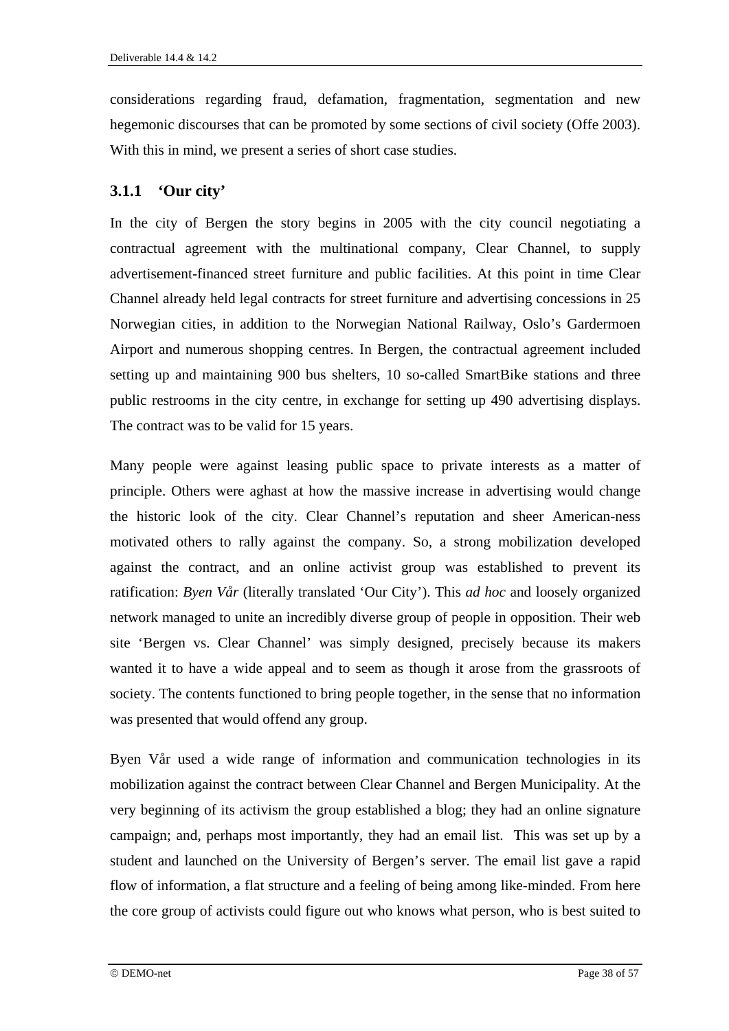considerations regarding fraud, defamation, fragmentation, segmentation and new hegemonic discourses that can be promoted by some sections of civil society (Offe 2003). With this in mind, we present a series of short case studies.

### 3.1.1 'Our city'

In the city of Bergen the story begins in 2005 with the city council negotiating a contractual agreement with the multinational company, Clear Channel, to supply advertisement-financed street furniture and public facilities. At this point in time Clear Channel already held legal contracts for street furniture and advertising concessions in 25 Norwegian cities, in addition to the Norwegian National Railway, Oslo's Gardermoen Airport and numerous shopping centres. In Bergen, the contractual agreement included setting up and maintaining 900 bus shelters, 10 so-called SmartBike stations and three public restrooms in the city centre, in exchange for setting up 490 advertising displays. The contract was to be valid for 15 years.

Many people were against leasing public space to private interests as a matter of principle. Others were aghast at how the massive increase in advertising would change the historic look of the city. Clear Channel's reputation and sheer American-ness motivated others to rally against the company. So, a strong mobilization developed against the contract, and an online activist group was established to prevent its ratification: *Byen Vår* (literally translated 'Our City'). This *ad hoc* and loosely organized network managed to unite an incredibly diverse group of people in opposition. Their web site 'Bergen vs. Clear Channel' was simply designed, precisely because its makers wanted it to have a wide appeal and to seem as though it arose from the grassroots of society. The contents functioned to bring people together, in the sense that no information was presented that would offend any group.

Byen Vår used a wide range of information and communication technologies in its mobilization against the contract between Clear Channel and Bergen Municipality. At the very beginning of its activism the group established a blog; they had an online signature campaign; and, perhaps most importantly, they had an email list. This was set up by a student and launched on the University of Bergen's server. The email list gave a rapid flow of information, a flat structure and a feeling of being among like-minded. From here the core group of activists could figure out who knows what person, who is best suited to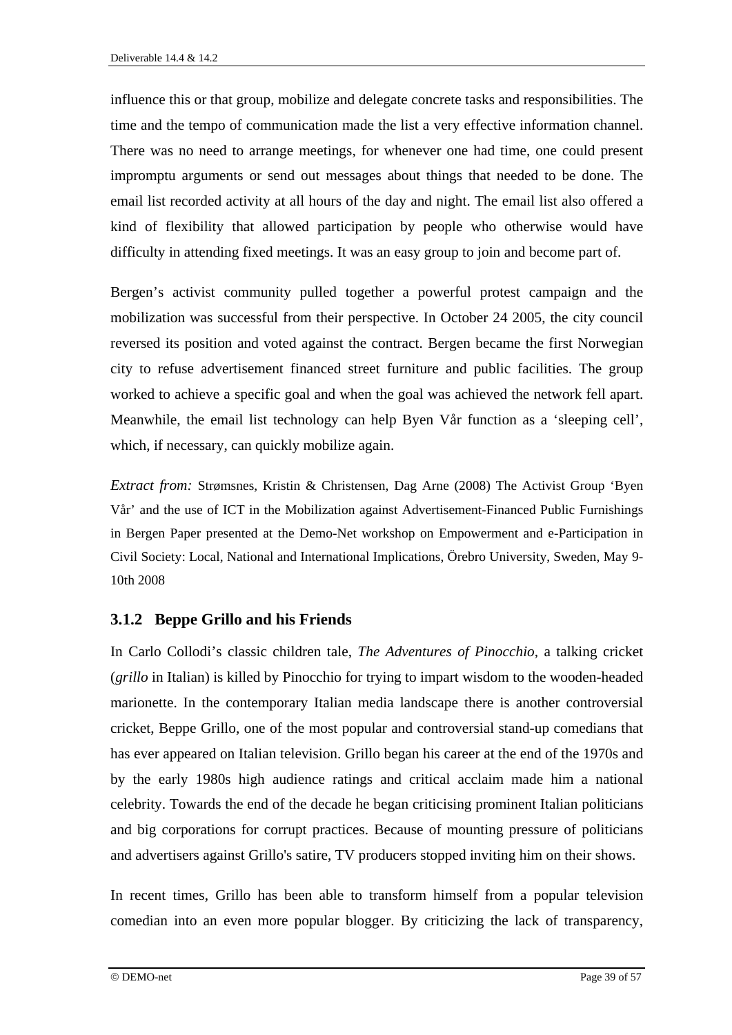influence this or that group, mobilize and delegate concrete tasks and responsibilities. The time and the tempo of communication made the list a very effective information channel. There was no need to arrange meetings, for whenever one had time, one could present impromptu arguments or send out messages about things that needed to be done. The email list recorded activity at all hours of the day and night. The email list also offered a kind of flexibility that allowed participation by people who otherwise would have difficulty in attending fixed meetings. It was an easy group to join and become part of.

Bergen's activist community pulled together a powerful protest campaign and the mobilization was successful from their perspective. In October 24 2005, the city council reversed its position and voted against the contract. Bergen became the first Norwegian city to refuse advertisement financed street furniture and public facilities. The group worked to achieve a specific goal and when the goal was achieved the network fell apart. Meanwhile, the email list technology can help Byen Vår function as a 'sleeping cell', which, if necessary, can quickly mobilize again.

*Extract from:* Strømsnes, Kristin & Christensen, Dag Arne (2008) The Activist Group 'Byen Vår' and the use of ICT in the Mobilization against Advertisement-Financed Public Furnishings in Bergen Paper presented at the Demo-Net workshop on Empowerment and e-Participation in Civil Society: Local, National and International Implications, Örebro University, Sweden, May 9-10th 2008

### 3.1.2 Beppe Grillo and his Friends

In Carlo Collodi's classic children tale, *The Adventures of Pinocchio*, a talking cricket (*grillo* in Italian) is killed by Pinocchio for trying to impart wisdom to the wooden-headed marionette. In the contemporary Italian media landscape there is another controversial cricket, Beppe Grillo, one of the most popular and controversial stand-up comedians that has ever appeared on Italian television. Grillo began his career at the end of the 1970s and by the early 1980s high audience ratings and critical acclaim made him a national celebrity. Towards the end of the decade he began criticising prominent Italian politicians and big corporations for corrupt practices. Because of mounting pressure of politicians and advertisers against Grillo's satire, TV producers stopped inviting him on their shows.

In recent times, Grillo has been able to transform himself from a popular television comedian into an even more popular blogger. By criticizing the lack of transparency,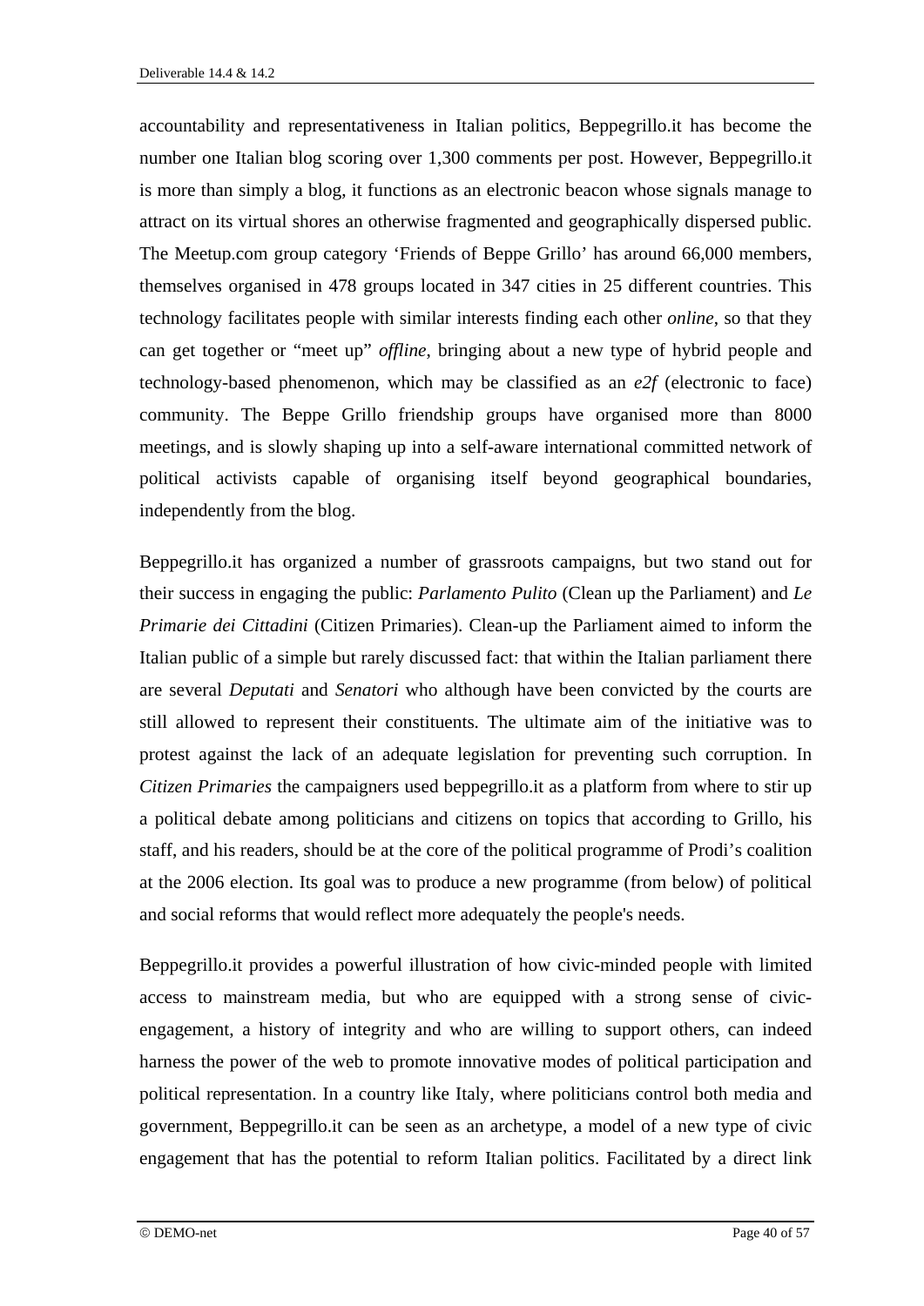accountability and representativeness in Italian politics, Beppegrillo.it has become the number one Italian blog scoring over 1,300 comments per post. However, Beppegrillo.it is more than simply a blog, it functions as an electronic beacon whose signals manage to attract on its virtual shores an otherwise fragmented and geographically dispersed public. The Meetup.com group category 'Friends of Beppe Grillo' has around 66,000 members, themselves organised in 478 groups located in 347 cities in 25 different countries. This technology facilitates people with similar interests finding each other *online*, so that they can get together or "meet up" *offline*, bringing about a new type of hybrid people and technology-based phenomenon, which may be classified as an *e2f* (electronic to face) community. The Beppe Grillo friendship groups have organised more than 8000 meetings, and is slowly shaping up into a self-aware international committed network of political activists capable of organising itself beyond geographical boundaries, independently from the blog.

Beppegrillo.it has organized a number of grassroots campaigns, but two stand out for their success in engaging the public: *Parlamento Pulito* (Clean up the Parliament) and *Le Primarie dei Cittadini* (Citizen Primaries). Clean-up the Parliament aimed to inform the Italian public of a simple but rarely discussed fact: that within the Italian parliament there are several *Deputati* and *Senatori* who although have been convicted by the courts are still allowed to represent their constituents. The ultimate aim of the initiative was to protest against the lack of an adequate legislation for preventing such corruption. In *Citizen Primaries* the campaigners used beppegrillo.it as a platform from where to stir up a political debate among politicians and citizens on topics that according to Grillo, his staff, and his readers, should be at the core of the political programme of Prodi's coalition at the 2006 election. Its goal was to produce a new programme (from below) of political and social reforms that would reflect more adequately the people's needs.

Beppegrillo.it provides a powerful illustration of how civic-minded people with limited access to mainstream media, but who are equipped with a strong sense of civic-engagement, a history of integrity and who are willing to support others, can indeed harness the power of the web to promote innovative modes of political participation and political representation. In a country like Italy, where politicians control both media and government, Beppegrillo.it can be seen as an archetype, a model of a new type of civic engagement that has the potential to reform Italian politics. Facilitated by a direct link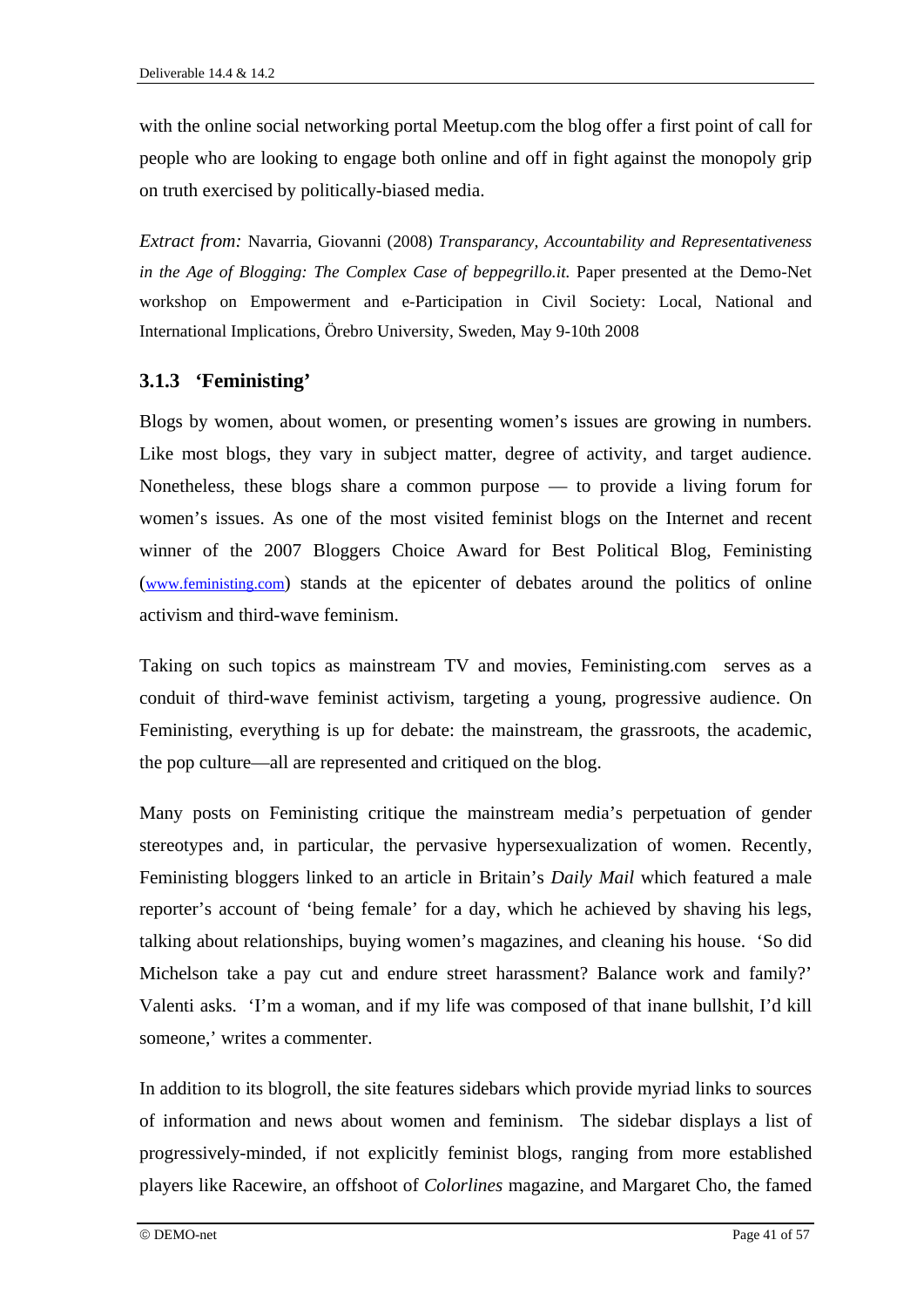with the online social networking portal Meetup.com the blog offer a first point of call for people who are looking to engage both online and off in fight against the monopoly grip on truth exercised by politically-biased media.

*Extract from:* Navarria, Giovanni (2008) *Transparancy, Accountability and Representativeness in the Age of Blogging: The Complex Case of beppegrillo.it.* Paper presented at the Demo-Net workshop on Empowerment and e-Participation in Civil Society: Local, National and International Implications, Örebro University, Sweden, May 9-10th 2008

### 3.1.3 'Feministing'

Blogs by women, about women, or presenting women's issues are growing in numbers. Like most blogs, they vary in subject matter, degree of activity, and target audience. Nonetheless, these blogs share a common purpose — to provide a living forum for women's issues. As one of the most visited feminist blogs on the Internet and recent winner of the 2007 Bloggers Choice Award for Best Political Blog, Feministing (www.feministing.com) stands at the epicenter of debates around the politics of online activism and third-wave feminism.

Taking on such topics as mainstream TV and movies, Feministing.com serves as a conduit of third-wave feminist activism, targeting a young, progressive audience. On Feministing, everything is up for debate: the mainstream, the grassroots, the academic, the pop culture—all are represented and critiqued on the blog.

Many posts on Feministing critique the mainstream media's perpetuation of gender stereotypes and, in particular, the pervasive hypersexualization of women. Recently, Feministing bloggers linked to an article in Britain's *Daily Mail* which featured a male reporter's account of 'being female' for a day, which he achieved by shaving his legs, talking about relationships, buying women's magazines, and cleaning his house. 'So did Michelson take a pay cut and endure street harassment? Balance work and family?' Valenti asks. 'I'm a woman, and if my life was composed of that inane bullshit, I'd kill someone,' writes a commenter.

In addition to its blogroll, the site features sidebars which provide myriad links to sources of information and news about women and feminism. The sidebar displays a list of progressively-minded, if not explicitly feminist blogs, ranging from more established players like Racewire, an offshoot of *Colorlines* magazine, and Margaret Cho, the famed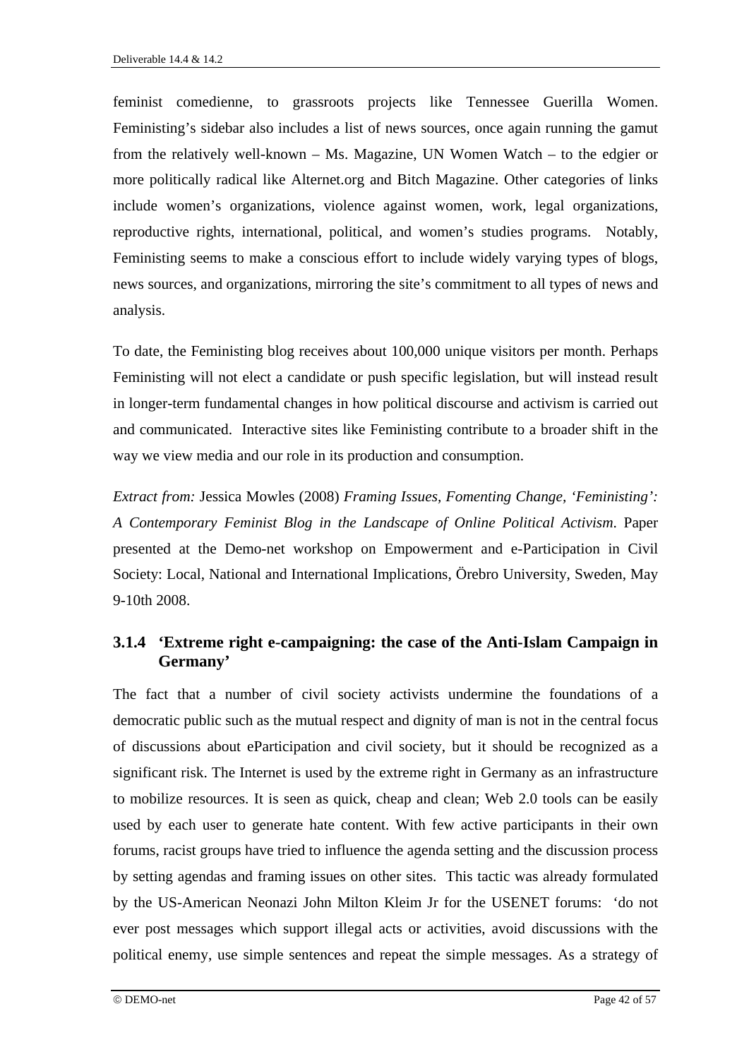feminist comedienne, to grassroots projects like Tennessee Guerilla Women. Feministing's sidebar also includes a list of news sources, once again running the gamut from the relatively well-known – Ms. Magazine, UN Women Watch – to the edgier or more politically radical like Alternet.org and Bitch Magazine. Other categories of links include women's organizations, violence against women, work, legal organizations, reproductive rights, international, political, and women's studies programs. Notably, Feministing seems to make a conscious effort to include widely varying types of blogs, news sources, and organizations, mirroring the site's commitment to all types of news and analysis.

To date, the Feministing blog receives about 100,000 unique visitors per month. Perhaps Feministing will not elect a candidate or push specific legislation, but will instead result in longer-term fundamental changes in how political discourse and activism is carried out and communicated. Interactive sites like Feministing contribute to a broader shift in the way we view media and our role in its production and consumption.

*Extract from:* Jessica Mowles (2008) *Framing Issues, Fomenting Change, 'Feministing': A Contemporary Feminist Blog in the Landscape of Online Political Activism*. Paper presented at the Demo-net workshop on Empowerment and e-Participation in Civil Society: Local, National and International Implications, Örebro University, Sweden, May 9-10th 2008.

### 3.1.4 'Extreme right e-campaigning: the case of the Anti-Islam Campaign in Germany'

The fact that a number of civil society activists undermine the foundations of a democratic public such as the mutual respect and dignity of man is not in the central focus of discussions about eParticipation and civil society, but it should be recognized as a significant risk. The Internet is used by the extreme right in Germany as an infrastructure to mobilize resources. It is seen as quick, cheap and clean; Web 2.0 tools can be easily used by each user to generate hate content. With few active participants in their own forums, racist groups have tried to influence the agenda setting and the discussion process by setting agendas and framing issues on other sites. This tactic was already formulated by the US-American Neonazi John Milton Kleim Jr for the USENET forums: 'do not ever post messages which support illegal acts or activities, avoid discussions with the political enemy, use simple sentences and repeat the simple messages. As a strategy of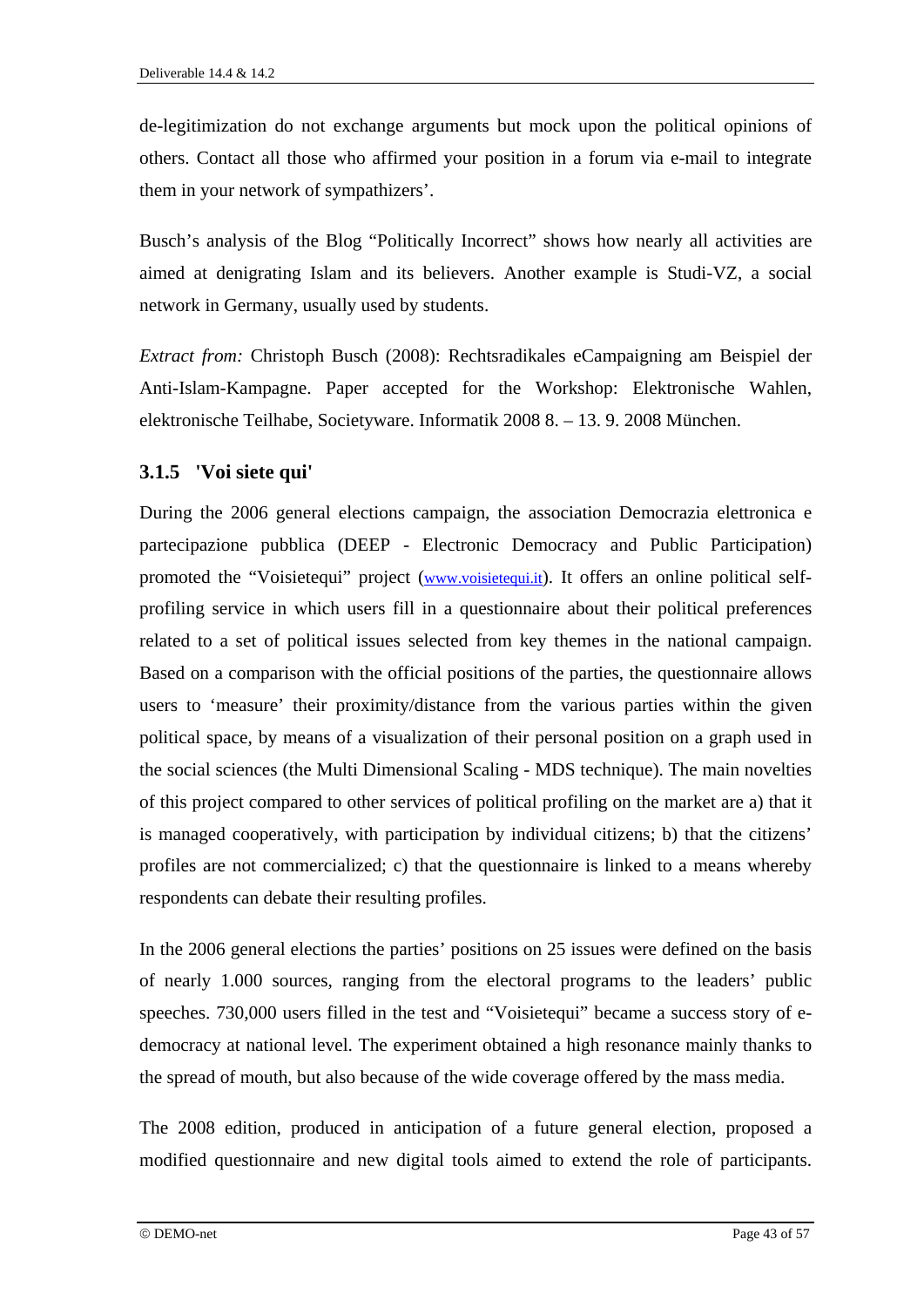de-legitimization do not exchange arguments but mock upon the political opinions of others. Contact all those who affirmed your position in a forum via e-mail to integrate them in your network of sympathizers'.

Busch's analysis of the Blog "Politically Incorrect" shows how nearly all activities are aimed at denigrating Islam and its believers. Another example is Studi-VZ, a social network in Germany, usually used by students.

*Extract from:* Christoph Busch (2008): Rechtsradikales eCampaigning am Beispiel der Anti-Islam-Kampagne. Paper accepted for the Workshop: Elektronische Wahlen, elektronische Teilhabe, Societyware. Informatik 2008 8. – 13. 9. 2008 München.

### 3.1.5 'Voi siete qui'

During the 2006 general elections campaign, the association Democrazia elettronica e partecipazione pubblica (DEEP - Electronic Democracy and Public Participation) promoted the "Voisietequi" project (www.voisietequi.it). It offers an online political self-profiling service in which users fill in a questionnaire about their political preferences related to a set of political issues selected from key themes in the national campaign. Based on a comparison with the official positions of the parties, the questionnaire allows users to 'measure' their proximity/distance from the various parties within the given political space, by means of a visualization of their personal position on a graph used in the social sciences (the Multi Dimensional Scaling - MDS technique). The main novelties of this project compared to other services of political profiling on the market are a) that it is managed cooperatively, with participation by individual citizens; b) that the citizens' profiles are not commercialized; c) that the questionnaire is linked to a means whereby respondents can debate their resulting profiles.

In the 2006 general elections the parties' positions on 25 issues were defined on the basis of nearly 1.000 sources, ranging from the electoral programs to the leaders' public speeches. 730,000 users filled in the test and "Voisietequi" became a success story of e-democracy at national level. The experiment obtained a high resonance mainly thanks to the spread of mouth, but also because of the wide coverage offered by the mass media.

The 2008 edition, produced in anticipation of a future general election, proposed a modified questionnaire and new digital tools aimed to extend the role of participants.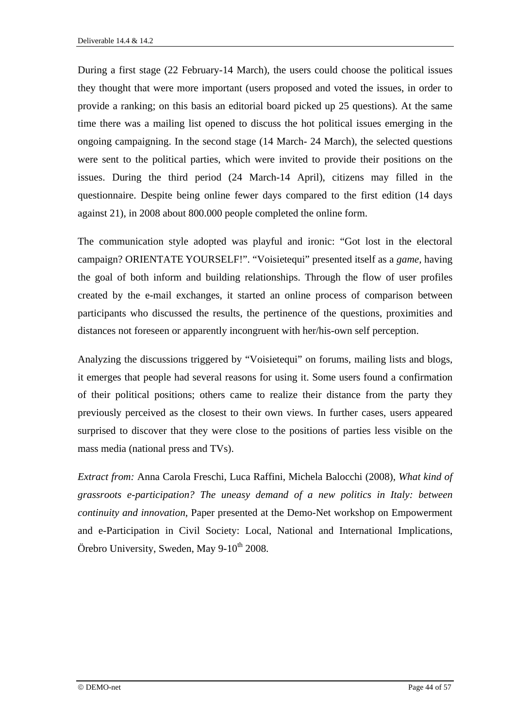During a first stage (22 February-14 March), the users could choose the political issues they thought that were more important (users proposed and voted the issues, in order to provide a ranking; on this basis an editorial board picked up 25 questions). At the same time there was a mailing list opened to discuss the hot political issues emerging in the ongoing campaigning. In the second stage (14 March- 24 March), the selected questions were sent to the political parties, which were invited to provide their positions on the issues. During the third period (24 March-14 April), citizens may filled in the questionnaire. Despite being online fewer days compared to the first edition (14 days against 21), in 2008 about 800.000 people completed the online form.

The communication style adopted was playful and ironic: "Got lost in the electoral campaign? ORIENTATE YOURSELF!". "Voisietequi" presented itself as a *game,* having the goal of both inform and building relationships. Through the flow of user profiles created by the e-mail exchanges, it started an online process of comparison between participants who discussed the results, the pertinence of the questions, proximities and distances not foreseen or apparently incongruent with her/his-own self perception.

Analyzing the discussions triggered by "Voisietequi" on forums, mailing lists and blogs, it emerges that people had several reasons for using it. Some users found a confirmation of their political positions; others came to realize their distance from the party they previously perceived as the closest to their own views. In further cases, users appeared surprised to discover that they were close to the positions of parties less visible on the mass media (national press and TVs).

*Extract from:* Anna Carola Freschi, Luca Raffini, Michela Balocchi (2008), *What kind of grassroots e-participation? The uneasy demand of a new politics in Italy: between continuity and innovation*, Paper presented at the Demo-Net workshop on Empowerment and e-Participation in Civil Society: Local, National and International Implications, Örebro University, Sweden, May 9-10th 2008.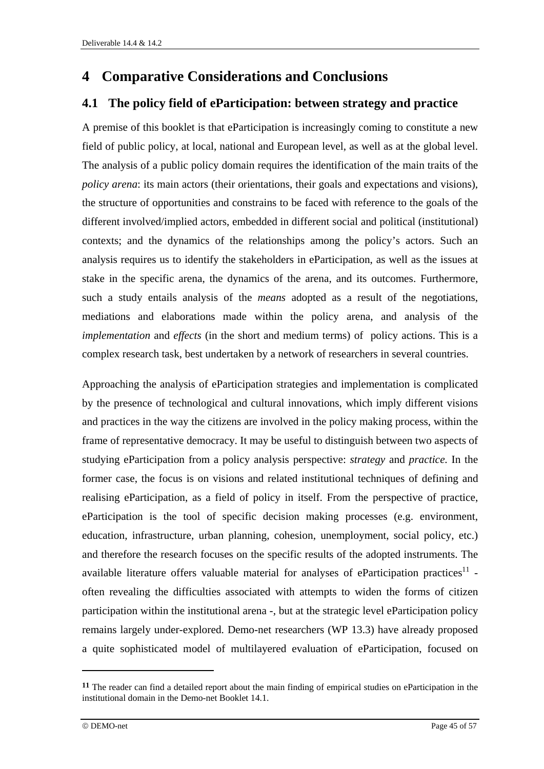# 4 Comparative Considerations and Conclusions

## 4.1 The policy field of eParticipation: between strategy and practice

A premise of this booklet is that eParticipation is increasingly coming to constitute a new field of public policy, at local, national and European level, as well as at the global level. The analysis of a public policy domain requires the identification of the main traits of the *policy arena*: its main actors (their orientations, their goals and expectations and visions), the structure of opportunities and constrains to be faced with reference to the goals of the different involved/implied actors, embedded in different social and political (institutional) contexts; and the dynamics of the relationships among the policy's actors. Such an analysis requires us to identify the stakeholders in eParticipation, as well as the issues at stake in the specific arena, the dynamics of the arena, and its outcomes. Furthermore, such a study entails analysis of the *means* adopted as a result of the negotiations, mediations and elaborations made within the policy arena, and analysis of the *implementation* and *effects* (in the short and medium terms) of policy actions. This is a complex research task, best undertaken by a network of researchers in several countries.

Approaching the analysis of eParticipation strategies and implementation is complicated by the presence of technological and cultural innovations, which imply different visions and practices in the way the citizens are involved in the policy making process, within the frame of representative democracy. It may be useful to distinguish between two aspects of studying eParticipation from a policy analysis perspective: *strategy* and *practice*. In the former case, the focus is on visions and related institutional techniques of defining and realising eParticipation, as a field of policy in itself. From the perspective of practice, eParticipation is the tool of specific decision making processes (e.g. environment, education, infrastructure, urban planning, cohesion, unemployment, social policy, etc.) and therefore the research focuses on the specific results of the adopted instruments. The available literature offers valuable material for analyses of eParticipation practices[11] - often revealing the difficulties associated with attempts to widen the forms of citizen participation within the institutional arena -, but at the strategic level eParticipation policy remains largely under-explored. Demo-net researchers (WP 13.3) have already proposed a quite sophisticated model of multilayered evaluation of eParticipation, focused on

---

**11** The reader can find a detailed report about the main finding of empirical studies on eParticipation in the institutional domain in the Demo-net Booklet 14.1.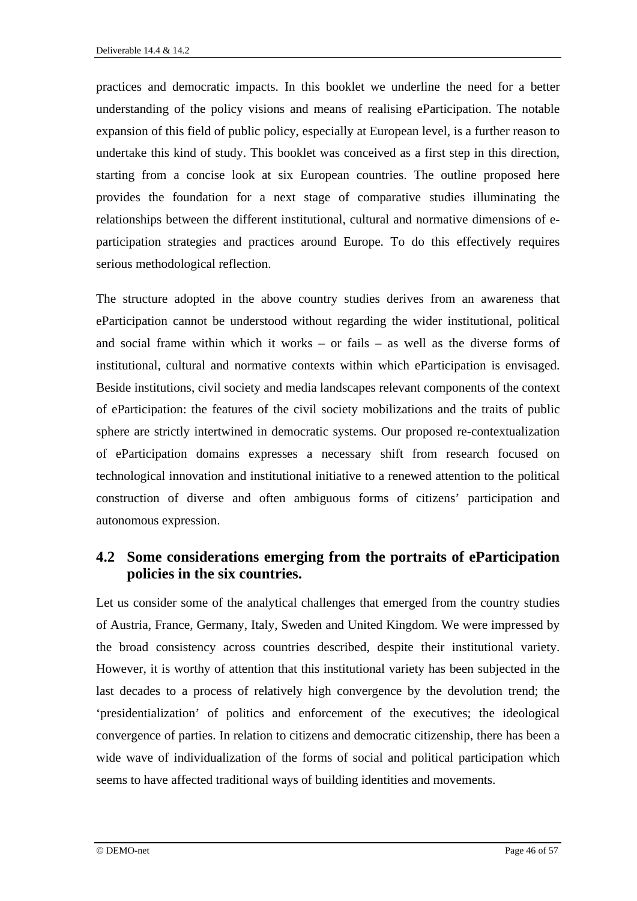practices and democratic impacts. In this booklet we underline the need for a better understanding of the policy visions and means of realising eParticipation. The notable expansion of this field of public policy, especially at European level, is a further reason to undertake this kind of study. This booklet was conceived as a first step in this direction, starting from a concise look at six European countries. The outline proposed here provides the foundation for a next stage of comparative studies illuminating the relationships between the different institutional, cultural and normative dimensions of e-participation strategies and practices around Europe. To do this effectively requires serious methodological reflection.

The structure adopted in the above country studies derives from an awareness that eParticipation cannot be understood without regarding the wider institutional, political and social frame within which it works – or fails – as well as the diverse forms of institutional, cultural and normative contexts within which eParticipation is envisaged. Beside institutions, civil society and media landscapes relevant components of the context of eParticipation: the features of the civil society mobilizations and the traits of public sphere are strictly intertwined in democratic systems. Our proposed re-contextualization of eParticipation domains expresses a necessary shift from research focused on technological innovation and institutional initiative to a renewed attention to the political construction of diverse and often ambiguous forms of citizens' participation and autonomous expression.

## 4.2 Some considerations emerging from the portraits of eParticipation policies in the six countries.

Let us consider some of the analytical challenges that emerged from the country studies of Austria, France, Germany, Italy, Sweden and United Kingdom. We were impressed by the broad consistency across countries described, despite their institutional variety. However, it is worthy of attention that this institutional variety has been subjected in the last decades to a process of relatively high convergence by the devolution trend; the 'presidentialization' of politics and enforcement of the executives; the ideological convergence of parties. In relation to citizens and democratic citizenship, there has been a wide wave of individualization of the forms of social and political participation which seems to have affected traditional ways of building identities and movements.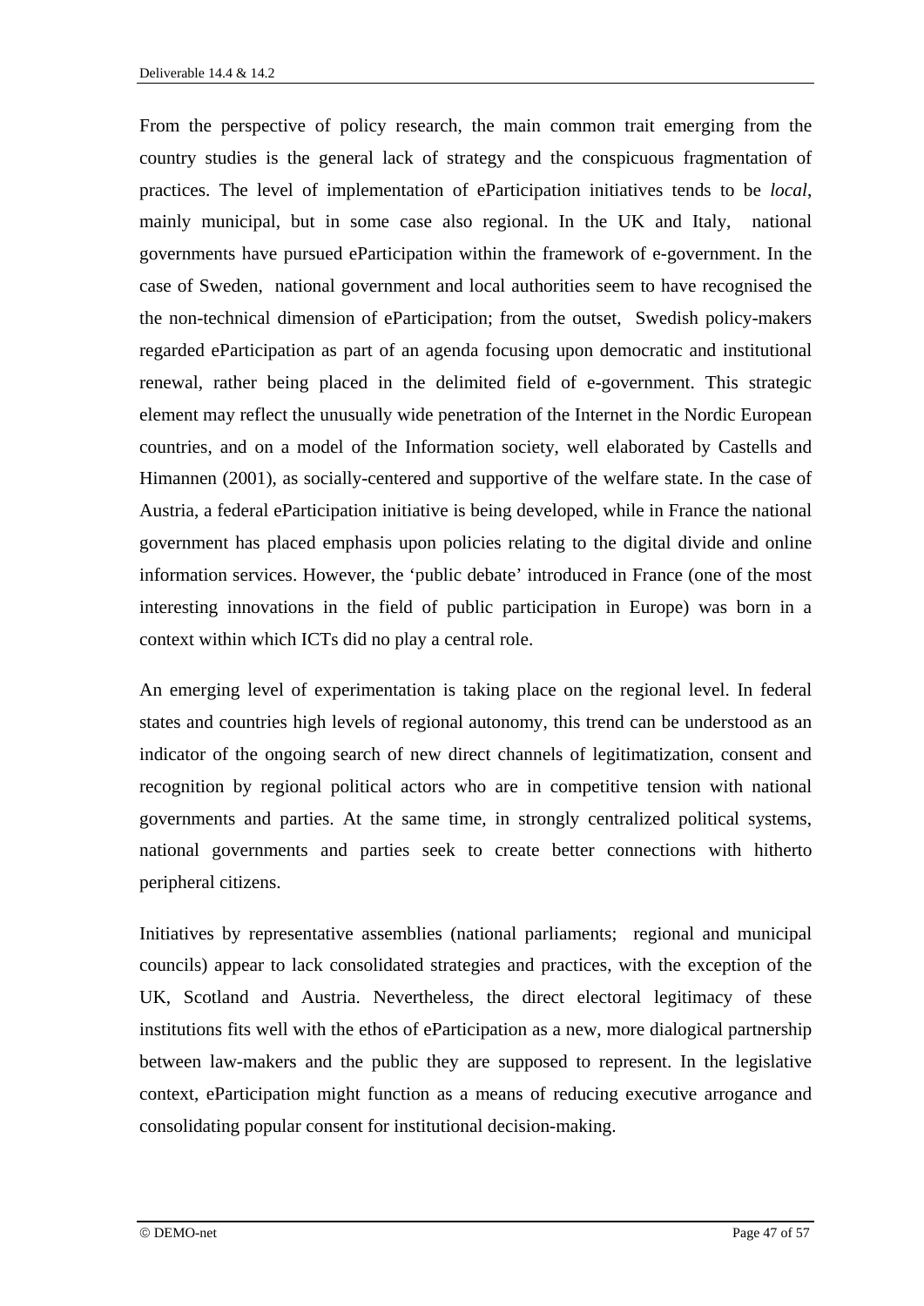From the perspective of policy research, the main common trait emerging from the country studies is the general lack of strategy and the conspicuous fragmentation of practices. The level of implementation of eParticipation initiatives tends to be *local*, mainly municipal, but in some case also regional. In the UK and Italy, national governments have pursued eParticipation within the framework of e-government. In the case of Sweden, national government and local authorities seem to have recognised the the non-technical dimension of eParticipation; from the outset, Swedish policy-makers regarded eParticipation as part of an agenda focusing upon democratic and institutional renewal, rather being placed in the delimited field of e-government. This strategic element may reflect the unusually wide penetration of the Internet in the Nordic European countries, and on a model of the Information society, well elaborated by Castells and Himannen (2001), as socially-centered and supportive of the welfare state. In the case of Austria, a federal eParticipation initiative is being developed, while in France the national government has placed emphasis upon policies relating to the digital divide and online information services. However, the 'public debate' introduced in France (one of the most interesting innovations in the field of public participation in Europe) was born in a context within which ICTs did no play a central role.

An emerging level of experimentation is taking place on the regional level. In federal states and countries high levels of regional autonomy, this trend can be understood as an indicator of the ongoing search of new direct channels of legitimatization, consent and recognition by regional political actors who are in competitive tension with national governments and parties. At the same time, in strongly centralized political systems, national governments and parties seek to create better connections with hitherto peripheral citizens.

Initiatives by representative assemblies (national parliaments; regional and municipal councils) appear to lack consolidated strategies and practices, with the exception of the UK, Scotland and Austria. Nevertheless, the direct electoral legitimacy of these institutions fits well with the ethos of eParticipation as a new, more dialogical partnership between law-makers and the public they are supposed to represent. In the legislative context, eParticipation might function as a means of reducing executive arrogance and consolidating popular consent for institutional decision-making.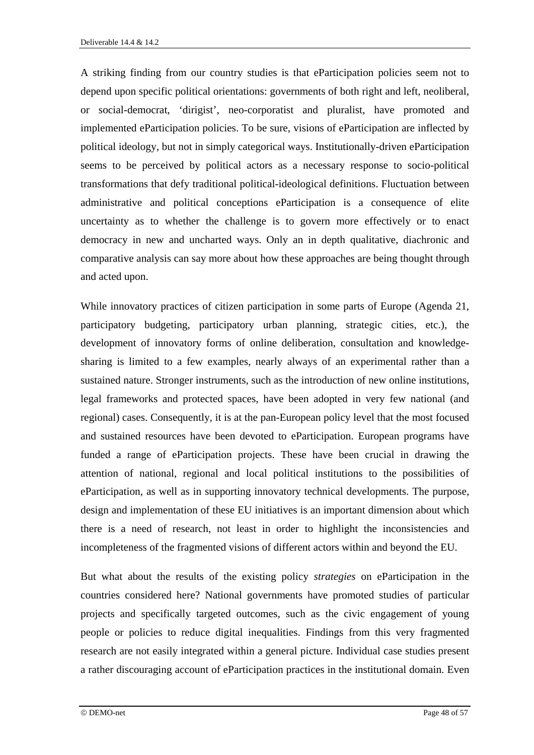A striking finding from our country studies is that eParticipation policies seem not to depend upon specific political orientations: governments of both right and left, neoliberal, or social-democrat, 'dirigist', neo-corporatist and pluralist, have promoted and implemented eParticipation policies. To be sure, visions of eParticipation are inflected by political ideology, but not in simply categorical ways. Institutionally-driven eParticipation seems to be perceived by political actors as a necessary response to socio-political transformations that defy traditional political-ideological definitions. Fluctuation between administrative and political conceptions eParticipation is a consequence of elite uncertainty as to whether the challenge is to govern more effectively or to enact democracy in new and uncharted ways. Only an in depth qualitative, diachronic and comparative analysis can say more about how these approaches are being thought through and acted upon.

While innovatory practices of citizen participation in some parts of Europe (Agenda 21, participatory budgeting, participatory urban planning, strategic cities, etc.), the development of innovatory forms of online deliberation, consultation and knowledge-sharing is limited to a few examples, nearly always of an experimental rather than a sustained nature. Stronger instruments, such as the introduction of new online institutions, legal frameworks and protected spaces, have been adopted in very few national (and regional) cases. Consequently, it is at the pan-European policy level that the most focused and sustained resources have been devoted to eParticipation. European programs have funded a range of eParticipation projects. These have been crucial in drawing the attention of national, regional and local political institutions to the possibilities of eParticipation, as well as in supporting innovatory technical developments. The purpose, design and implementation of these EU initiatives is an important dimension about which there is a need of research, not least in order to highlight the inconsistencies and incompleteness of the fragmented visions of different actors within and beyond the EU.

But what about the results of the existing policy *strategies* on eParticipation in the countries considered here? National governments have promoted studies of particular projects and specifically targeted outcomes, such as the civic engagement of young people or policies to reduce digital inequalities. Findings from this very fragmented research are not easily integrated within a general picture. Individual case studies present a rather discouraging account of eParticipation practices in the institutional domain. Even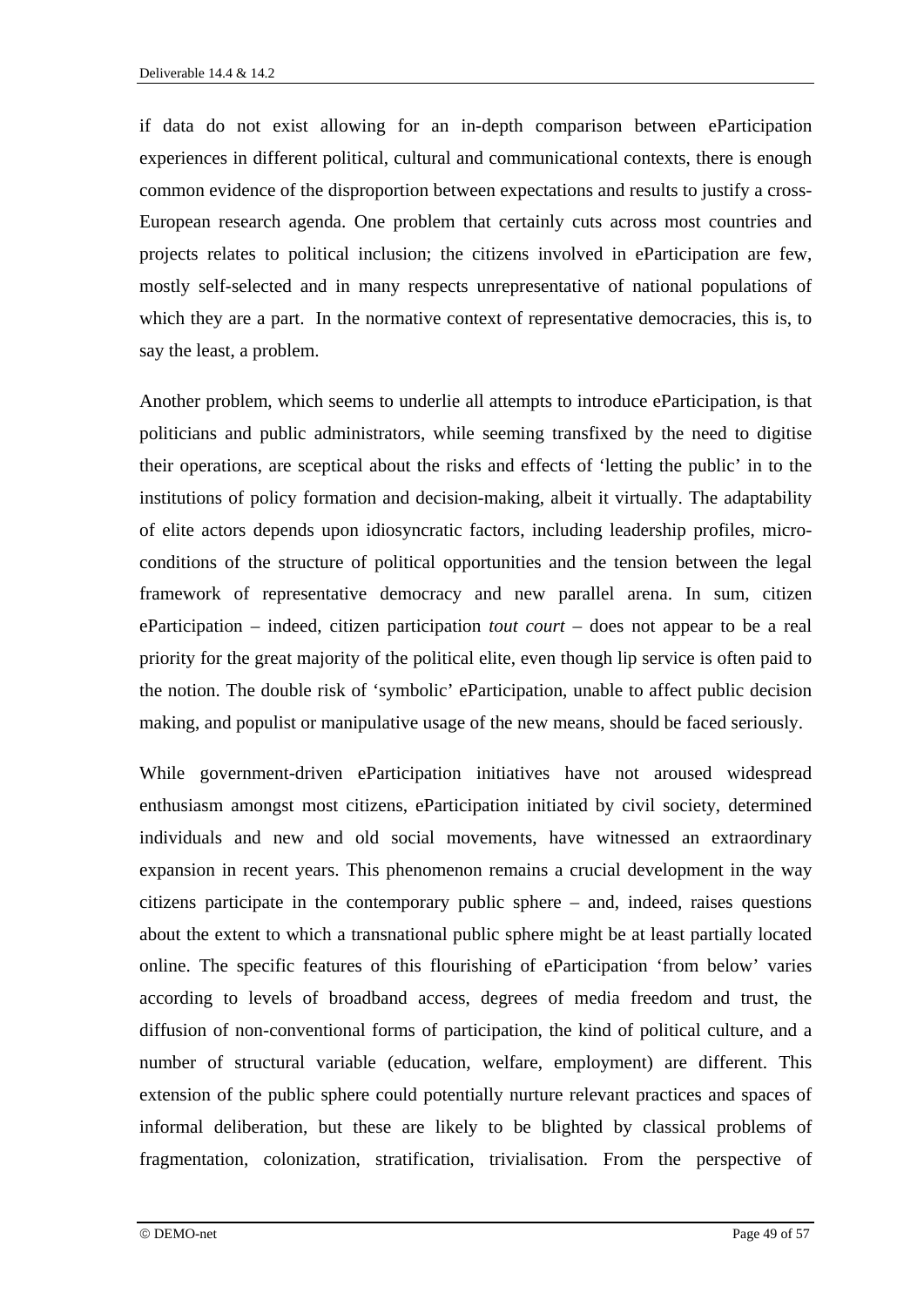if data do not exist allowing for an in-depth comparison between eParticipation experiences in different political, cultural and communicational contexts, there is enough common evidence of the disproportion between expectations and results to justify a cross-European research agenda. One problem that certainly cuts across most countries and projects relates to political inclusion; the citizens involved in eParticipation are few, mostly self-selected and in many respects unrepresentative of national populations of which they are a part. In the normative context of representative democracies, this is, to say the least, a problem.

Another problem, which seems to underlie all attempts to introduce eParticipation, is that politicians and public administrators, while seeming transfixed by the need to digitise their operations, are sceptical about the risks and effects of 'letting the public' in to the institutions of policy formation and decision-making, albeit it virtually. The adaptability of elite actors depends upon idiosyncratic factors, including leadership profiles, micro-conditions of the structure of political opportunities and the tension between the legal framework of representative democracy and new parallel arena. In sum, citizen eParticipation – indeed, citizen participation *tout court* – does not appear to be a real priority for the great majority of the political elite, even though lip service is often paid to the notion. The double risk of 'symbolic' eParticipation, unable to affect public decision making, and populist or manipulative usage of the new means, should be faced seriously.

While government-driven eParticipation initiatives have not aroused widespread enthusiasm amongst most citizens, eParticipation initiated by civil society, determined individuals and new and old social movements, have witnessed an extraordinary expansion in recent years. This phenomenon remains a crucial development in the way citizens participate in the contemporary public sphere – and, indeed, raises questions about the extent to which a transnational public sphere might be at least partially located online. The specific features of this flourishing of eParticipation 'from below' varies according to levels of broadband access, degrees of media freedom and trust, the diffusion of non-conventional forms of participation, the kind of political culture, and a number of structural variable (education, welfare, employment) are different. This extension of the public sphere could potentially nurture relevant practices and spaces of informal deliberation, but these are likely to be blighted by classical problems of fragmentation, colonization, stratification, trivialisation. From the perspective of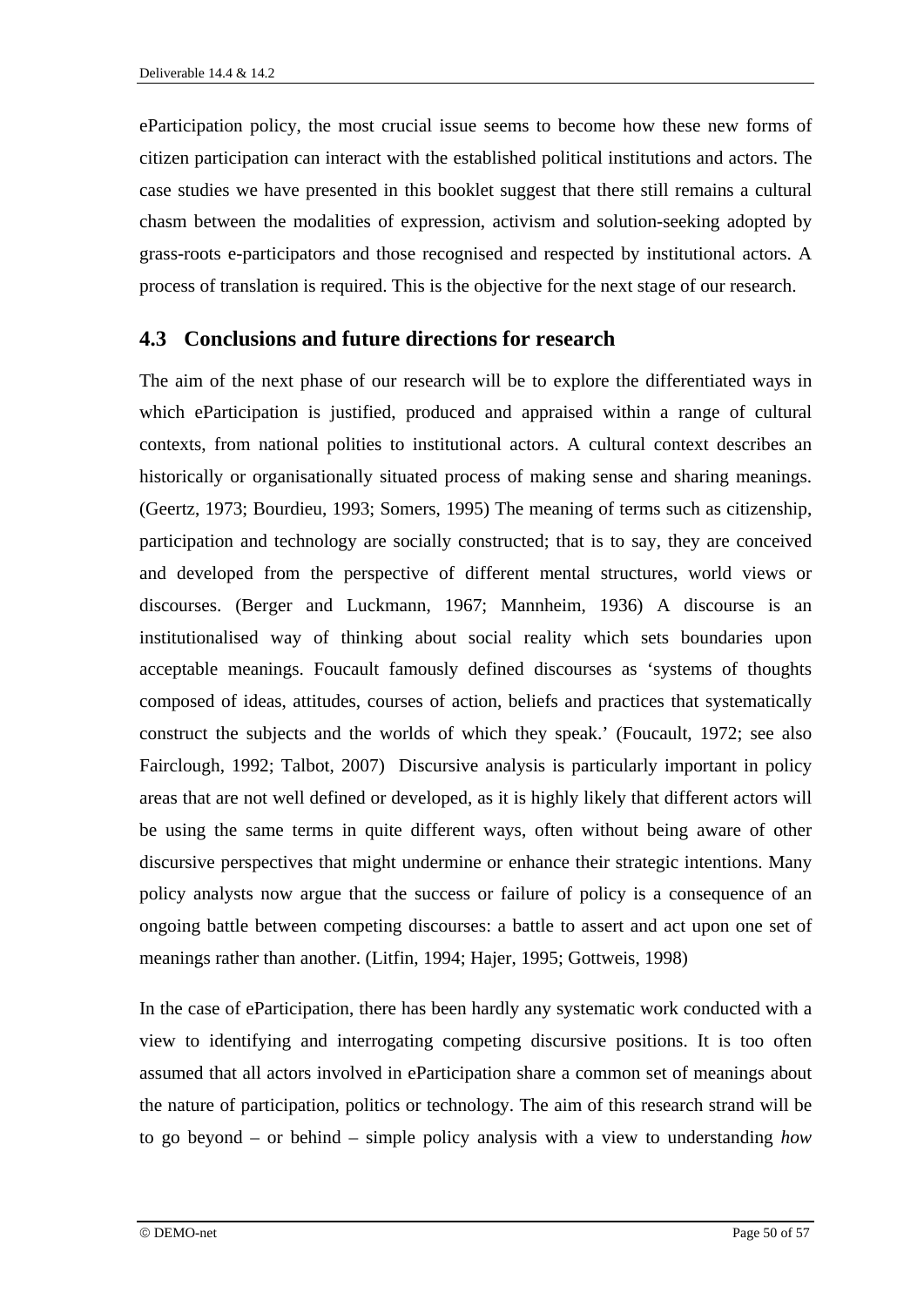eParticipation policy, the most crucial issue seems to become how these new forms of citizen participation can interact with the established political institutions and actors. The case studies we have presented in this booklet suggest that there still remains a cultural chasm between the modalities of expression, activism and solution-seeking adopted by grass-roots e-participators and those recognised and respected by institutional actors. A process of translation is required. This is the objective for the next stage of our research.

## 4.3 Conclusions and future directions for research

The aim of the next phase of our research will be to explore the differentiated ways in which eParticipation is justified, produced and appraised within a range of cultural contexts, from national polities to institutional actors. A cultural context describes an historically or organisationally situated process of making sense and sharing meanings. (Geertz, 1973; Bourdieu, 1993; Somers, 1995) The meaning of terms such as citizenship, participation and technology are socially constructed; that is to say, they are conceived and developed from the perspective of different mental structures, world views or discourses. (Berger and Luckmann, 1967; Mannheim, 1936) A discourse is an institutionalised way of thinking about social reality which sets boundaries upon acceptable meanings. Foucault famously defined discourses as 'systems of thoughts composed of ideas, attitudes, courses of action, beliefs and practices that systematically construct the subjects and the worlds of which they speak.' (Foucault, 1972; see also Fairclough, 1992; Talbot, 2007) Discursive analysis is particularly important in policy areas that are not well defined or developed, as it is highly likely that different actors will be using the same terms in quite different ways, often without being aware of other discursive perspectives that might undermine or enhance their strategic intentions. Many policy analysts now argue that the success or failure of policy is a consequence of an ongoing battle between competing discourses: a battle to assert and act upon one set of meanings rather than another. (Litfin, 1994; Hajer, 1995; Gottweis, 1998)

In the case of eParticipation, there has been hardly any systematic work conducted with a view to identifying and interrogating competing discursive positions. It is too often assumed that all actors involved in eParticipation share a common set of meanings about the nature of participation, politics or technology. The aim of this research strand will be to go beyond – or behind – simple policy analysis with a view to understanding *how*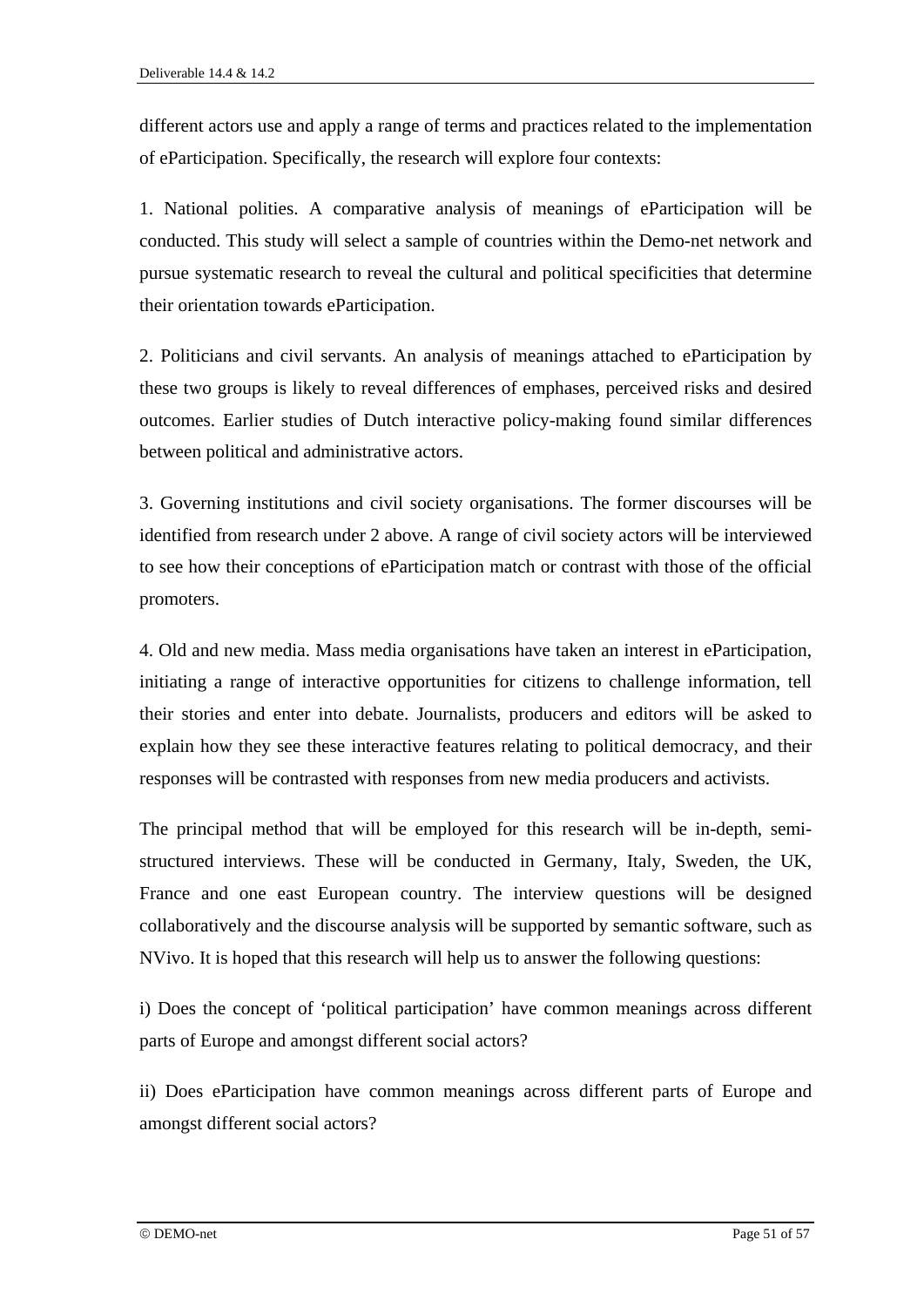different actors use and apply a range of terms and practices related to the implementation of eParticipation. Specifically, the research will explore four contexts:

1. National polities. A comparative analysis of meanings of eParticipation will be conducted. This study will select a sample of countries within the Demo-net network and pursue systematic research to reveal the cultural and political specificities that determine their orientation towards eParticipation.

2. Politicians and civil servants. An analysis of meanings attached to eParticipation by these two groups is likely to reveal differences of emphases, perceived risks and desired outcomes. Earlier studies of Dutch interactive policy-making found similar differences between political and administrative actors.

3. Governing institutions and civil society organisations. The former discourses will be identified from research under 2 above. A range of civil society actors will be interviewed to see how their conceptions of eParticipation match or contrast with those of the official promoters.

4. Old and new media. Mass media organisations have taken an interest in eParticipation, initiating a range of interactive opportunities for citizens to challenge information, tell their stories and enter into debate. Journalists, producers and editors will be asked to explain how they see these interactive features relating to political democracy, and their responses will be contrasted with responses from new media producers and activists.

The principal method that will be employed for this research will be in-depth, semi-structured interviews. These will be conducted in Germany, Italy, Sweden, the UK, France and one east European country. The interview questions will be designed collaboratively and the discourse analysis will be supported by semantic software, such as NVivo. It is hoped that this research will help us to answer the following questions:

i) Does the concept of 'political participation' have common meanings across different parts of Europe and amongst different social actors?

ii) Does eParticipation have common meanings across different parts of Europe and amongst different social actors?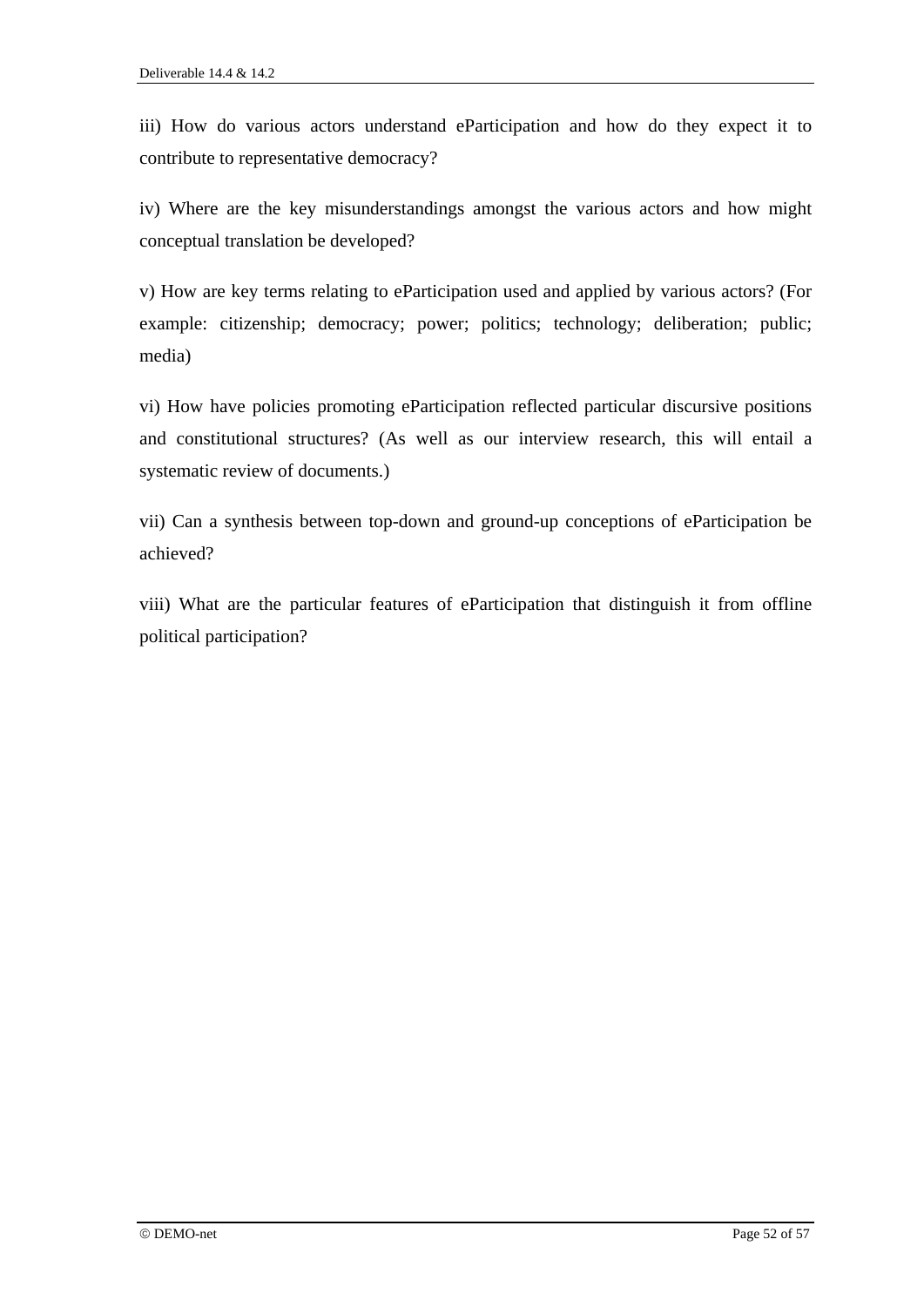iii) How do various actors understand eParticipation and how do they expect it to contribute to representative democracy?

iv) Where are the key misunderstandings amongst the various actors and how might conceptual translation be developed?

v) How are key terms relating to eParticipation used and applied by various actors? (For example: citizenship; democracy; power; politics; technology; deliberation; public; media)

vi) How have policies promoting eParticipation reflected particular discursive positions and constitutional structures? (As well as our interview research, this will entail a systematic review of documents.)

vii) Can a synthesis between top-down and ground-up conceptions of eParticipation be achieved?

viii) What are the particular features of eParticipation that distinguish it from offline political participation?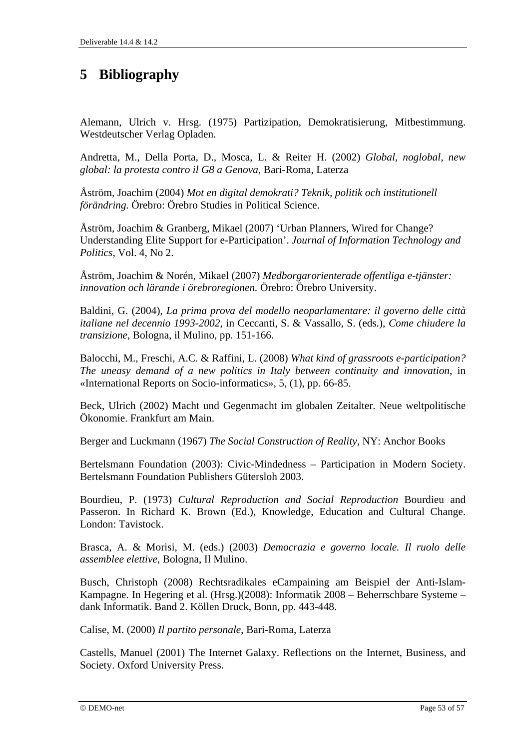# 5 Bibliography

Alemann, Ulrich v. Hrsg. (1975) Partizipation, Demokratisierung, Mitbestimmung. Westdeutscher Verlag Opladen.

Andretta, M., Della Porta, D., Mosca, L. & Reiter H. (2002) *Global, noglobal, new global: la protesta contro il G8 a Genova*, Bari-Roma, Laterza

Åström, Joachim (2004) *Mot en digital demokrati? Teknik, politik och institutionell förändring.* Örebro: Örebro Studies in Political Science.

Åström, Joachim & Granberg, Mikael (2007) 'Urban Planners, Wired for Change? Understanding Elite Support for e-Participation'. *Journal of Information Technology and Politics*, Vol. 4, No 2.

Åström, Joachim & Norén, Mikael (2007) *Medborgarorienterade offentliga e-tjänster: innovation och lärande i örebroregionen.* Örebro: Örebro University.

Baldini, G. (2004), *La prima prova del modello neoparlamentare: il governo delle città italiane nel decennio 1993-2002*, in Ceccanti, S. & Vassallo, S. (eds.), *Come chiudere la transizione*, Bologna, il Mulino, pp. 151-166.

Balocchi, M., Freschi, A.C. & Raffini, L. (2008) *What kind of grassroots e-participation? The uneasy demand of a new politics in Italy between continuity and innovation*, in «International Reports on Socio-informatics», 5, (1), pp. 66-85.

Beck, Ulrich (2002) Macht und Gegenmacht im globalen Zeitalter. Neue weltpolitische Ökonomie. Frankfurt am Main.

Berger and Luckmann (1967) *The Social Construction of Reality,* NY: Anchor Books

Bertelsmann Foundation (2003): Civic-Mindedness – Participation in Modern Society. Bertelsmann Foundation Publishers Gütersloh 2003.

Bourdieu, P. (1973) *Cultural Reproduction and Social Reproduction* Bourdieu and Passeron. In Richard K. Brown (Ed.), Knowledge, Education and Cultural Change. London: Tavistock.

Brasca, A. & Morisi, M. (eds.) (2003) *Democrazia e governo locale. Il ruolo delle assemblee elettive*, Bologna, Il Mulino.

Busch, Christoph (2008) Rechtsradikales eCampaining am Beispiel der Anti-Islam-Kampagne. In Hegering et al. (Hrsg.)(2008): Informatik 2008 – Beherrschbare Systeme – dank Informatik. Band 2. Köllen Druck, Bonn, pp. 443-448.

Calise, M. (2000) *Il partito personale*, Bari-Roma, Laterza

Castells, Manuel (2001) The Internet Galaxy. Reflections on the Internet, Business, and Society. Oxford University Press.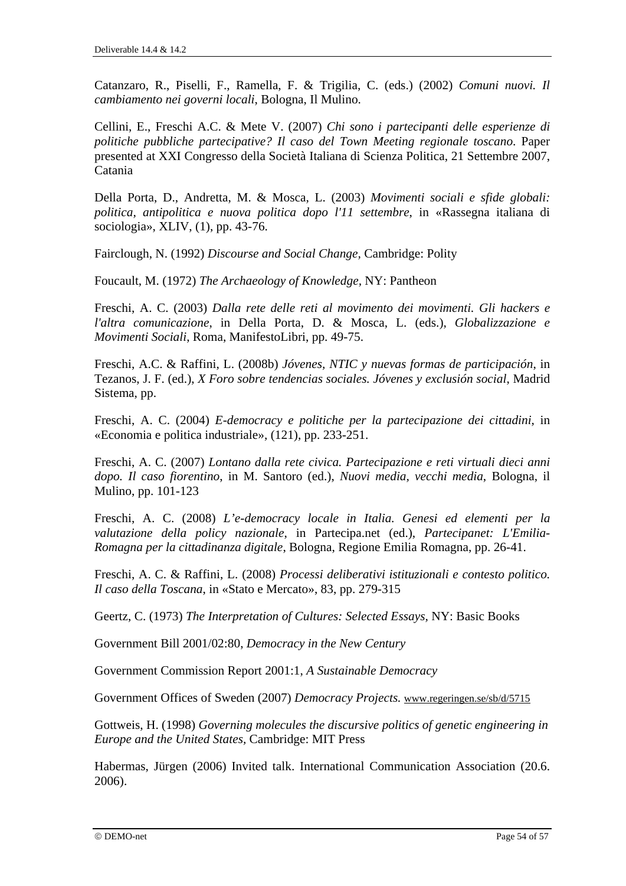Catanzaro, R., Piselli, F., Ramella, F. & Trigilia, C. (eds.) (2002) *Comuni nuovi. Il cambiamento nei governi locali*, Bologna, Il Mulino.

Cellini, E., Freschi A.C. & Mete V. (2007) *Chi sono i partecipanti delle esperienze di politiche pubbliche partecipative? Il caso del Town Meeting regionale toscano*. Paper presented at XXI Congresso della Società Italiana di Scienza Politica, 21 Settembre 2007, Catania

Della Porta, D., Andretta, M. & Mosca, L. (2003) *Movimenti sociali e sfide globali: politica, antipolitica e nuova politica dopo l'11 settembre*, in «Rassegna italiana di sociologia», XLIV, (1), pp. 43-76.

Fairclough, N. (1992) *Discourse and Social Change,* Cambridge: Polity

Foucault, M. (1972) *The Archaeology of Knowledge,* NY: Pantheon

Freschi, A. C. (2003) *Dalla rete delle reti al movimento dei movimenti. Gli hackers e l'altra comunicazione*, in Della Porta, D. & Mosca, L. (eds.), *Globalizzazione e Movimenti Sociali*, Roma, ManifestoLibri, pp. 49-75.

Freschi, A.C. & Raffini, L. (2008b) *Jóvenes, NTIC y nuevas formas de participación*, in Tezanos, J. F. (ed.), *X Foro sobre tendencias sociales. Jóvenes y exclusión social*, Madrid Sistema, pp.

Freschi, A. C. (2004) *E-democracy e politiche per la partecipazione dei cittadini*, in «Economia e politica industriale», (121), pp. 233-251.

Freschi, A. C. (2007) *Lontano dalla rete civica. Partecipazione e reti virtuali dieci anni dopo. Il caso fiorentino*, in M. Santoro (ed.), *Nuovi media, vecchi media*, Bologna, il Mulino, pp. 101-123

Freschi, A. C. (2008) *L'e-democracy locale in Italia. Genesi ed elementi per la valutazione della policy nazionale*, in Partecipa.net (ed.), *Partecipanet: L'Emilia-Romagna per la cittadinanza digitale*, Bologna, Regione Emilia Romagna, pp. 26-41.

Freschi, A. C. & Raffini, L. (2008) *Processi deliberativi istituzionali e contesto politico. Il caso della Toscana*, in «Stato e Mercato», 83, pp. 279-315

Geertz, C. (1973) *The Interpretation of Cultures: Selected Essays,* NY: Basic Books

Government Bill 2001/02:80, *Democracy in the New Century*

Government Commission Report 2001:1, *A Sustainable Democracy*

Government Offices of Sweden (2007) *Democracy Projects.* www.regeringen.se/sb/d/5715

Gottweis, H. (1998) *Governing molecules the discursive politics of genetic engineering in Europe and the United States,* Cambridge: MIT Press

Habermas, Jürgen (2006) Invited talk. International Communication Association (20.6. 2006).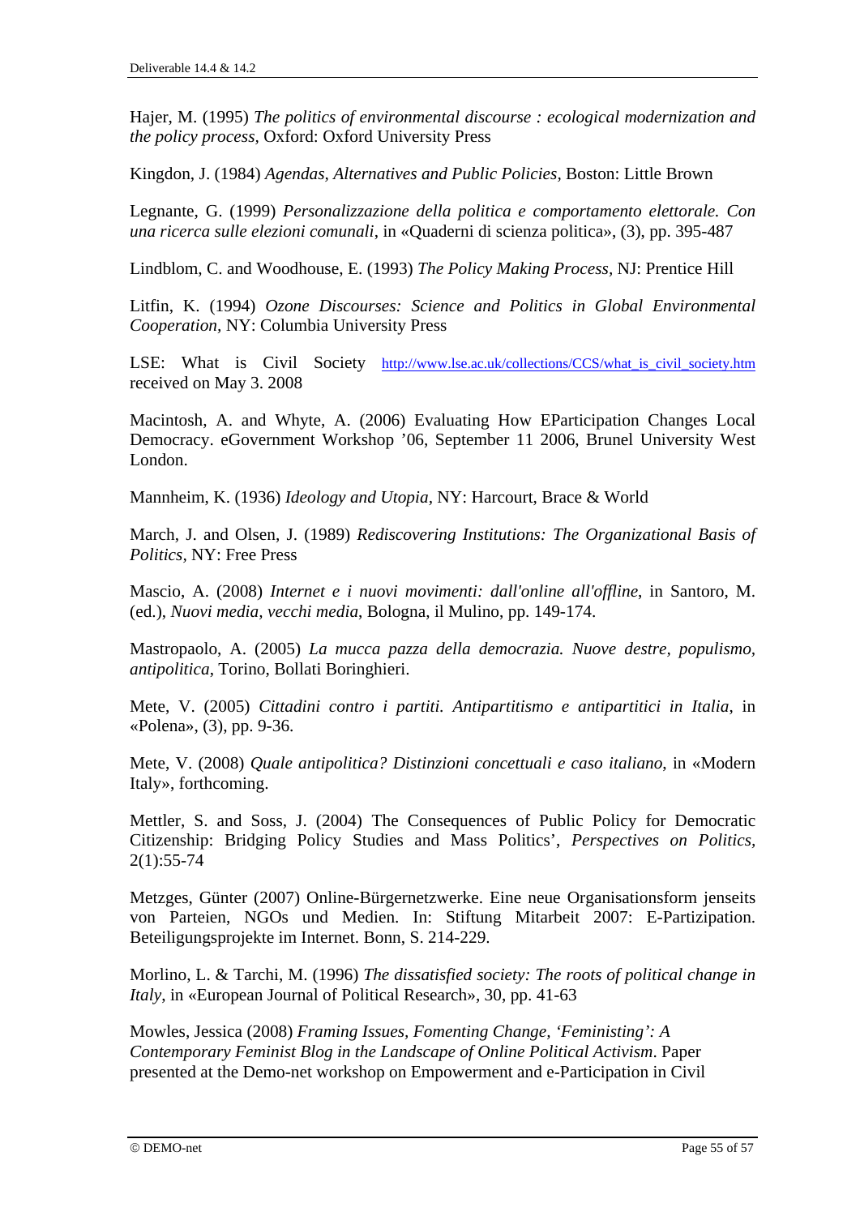Hajer, M. (1995) *The politics of environmental discourse : ecological modernization and the policy process*, Oxford: Oxford University Press

Kingdon, J. (1984) *Agendas, Alternatives and Public Policies*, Boston: Little Brown

Legnante, G. (1999) *Personalizzazione della politica e comportamento elettorale. Con una ricerca sulle elezioni comunali*, in «Quaderni di scienza politica», (3), pp. 395-487

Lindblom, C. and Woodhouse, E. (1993) *The Policy Making Process*, NJ: Prentice Hill

Litfin, K. (1994) *Ozone Discourses: Science and Politics in Global Environmental Cooperation*, NY: Columbia University Press

LSE: What is Civil Society http://www.lse.ac.uk/collections/CCS/what_is_civil_society.htm received on May 3. 2008

Macintosh, A. and Whyte, A. (2006) Evaluating How EParticipation Changes Local Democracy. eGovernment Workshop '06, September 11 2006, Brunel University West London.

Mannheim, K. (1936) *Ideology and Utopia*, NY: Harcourt, Brace & World

March, J. and Olsen, J. (1989) *Rediscovering Institutions: The Organizational Basis of Politics*, NY: Free Press

Mascio, A. (2008) *Internet e i nuovi movimenti: dall'online all'offline*, in Santoro, M. (ed.), *Nuovi media, vecchi media*, Bologna, il Mulino, pp. 149-174.

Mastropaolo, A. (2005) *La mucca pazza della democrazia. Nuove destre, populismo, antipolitica*, Torino, Bollati Boringhieri.

Mete, V. (2005) *Cittadini contro i partiti. Antipartitismo e antipartitici in Italia*, in «Polena», (3), pp. 9-36.

Mete, V. (2008) *Quale antipolitica? Distinzioni concettuali e caso italiano*, in «Modern Italy», forthcoming.

Mettler, S. and Soss, J. (2004) The Consequences of Public Policy for Democratic Citizenship: Bridging Policy Studies and Mass Politics', *Perspectives on Politics*, 2(1):55-74

Metzges, Günter (2007) Online-Bürgernetzwerke. Eine neue Organisationsform jenseits von Parteien, NGOs und Medien. In: Stiftung Mitarbeit 2007: E-Partizipation. Beteiligungsprojekte im Internet. Bonn, S. 214-229.

Morlino, L. & Tarchi, M. (1996) *The dissatisfied society: The roots of political change in Italy*, in «European Journal of Political Research», 30, pp. 41-63

Mowles, Jessica (2008) *Framing Issues, Fomenting Change, 'Feministing': A Contemporary Feminist Blog in the Landscape of Online Political Activism*. Paper presented at the Demo-net workshop on Empowerment and e-Participation in Civil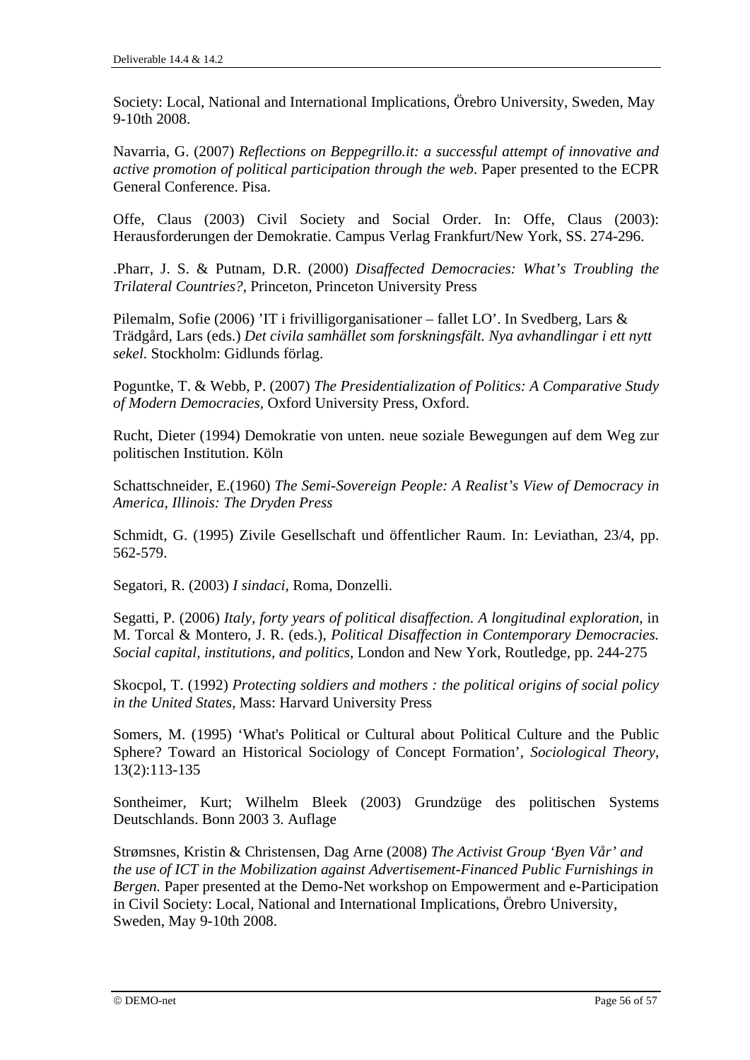Society: Local, National and International Implications, Örebro University, Sweden, May 9-10th 2008.

Navarria, G. (2007) *Reflections on Beppegrillo.it: a successful attempt of innovative and active promotion of political participation through the web*. Paper presented to the ECPR General Conference. Pisa.

Offe, Claus (2003) Civil Society and Social Order. In: Offe, Claus (2003): Herausforderungen der Demokratie. Campus Verlag Frankfurt/New York, SS. 274-296.

.Pharr, J. S. & Putnam, D.R. (2000) *Disaffected Democracies: What's Troubling the Trilateral Countries?*, Princeton, Princeton University Press

Pilemalm, Sofie (2006) 'IT i frivilligorganisationer – fallet LO'. In Svedberg, Lars & Trädgård, Lars (eds.) *Det civila samhället som forskningsfält. Nya avhandlingar i ett nytt sekel*. Stockholm: Gidlunds förlag.

Poguntke, T. & Webb, P. (2007) *The Presidentialization of Politics: A Comparative Study of Modern Democracies,* Oxford University Press, Oxford.

Rucht, Dieter (1994) Demokratie von unten. neue soziale Bewegungen auf dem Weg zur politischen Institution. Köln

Schattschneider, E.(1960) *The Semi-Sovereign People: A Realist's View of Democracy in America, Illinois: The Dryden Press*

Schmidt, G. (1995) Zivile Gesellschaft und öffentlicher Raum. In: Leviathan, 23/4, pp. 562-579.

Segatori, R. (2003) *I sindaci*, Roma, Donzelli.

Segatti, P. (2006) *Italy, forty years of political disaffection. A longitudinal exploration*, in M. Torcal & Montero, J. R. (eds.), *Political Disaffection in Contemporary Democracies. Social capital, institutions, and politics*, London and New York, Routledge, pp. 244-275

Skocpol, T. (1992) *Protecting soldiers and mothers : the political origins of social policy in the United States,* Mass: Harvard University Press

Somers, M. (1995) 'What's Political or Cultural about Political Culture and the Public Sphere? Toward an Historical Sociology of Concept Formation', *Sociological Theory*, 13(2):113-135

Sontheimer, Kurt; Wilhelm Bleek (2003) Grundzüge des politischen Systems Deutschlands. Bonn 2003 3. Auflage

Strømsnes, Kristin & Christensen, Dag Arne (2008) *The Activist Group 'Byen Vår' and the use of ICT in the Mobilization against Advertisement-Financed Public Furnishings in Bergen.* Paper presented at the Demo-Net workshop on Empowerment and e-Participation in Civil Society: Local, National and International Implications, Örebro University, Sweden, May 9-10th 2008.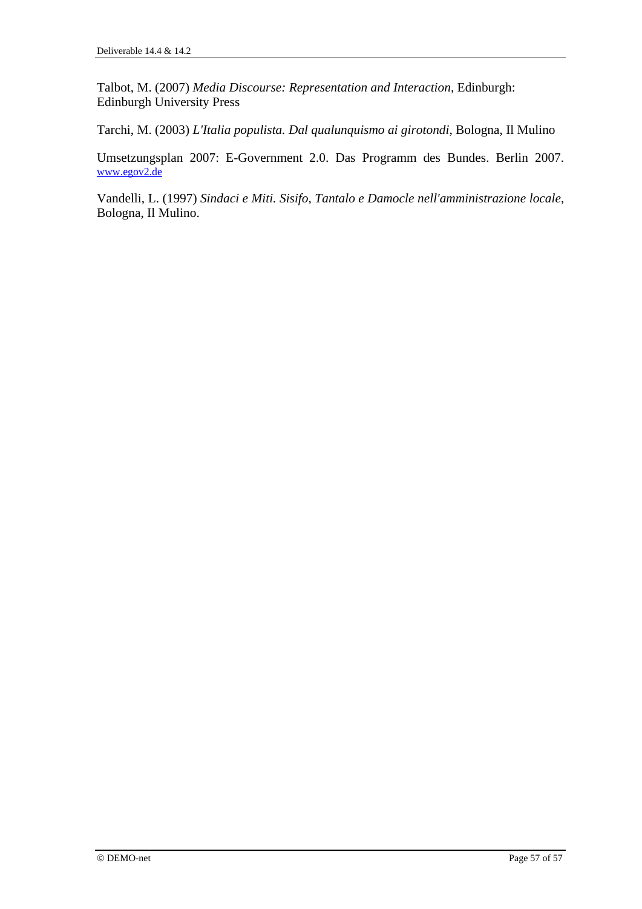Talbot, M. (2007) *Media Discourse: Representation and Interaction*, Edinburgh: Edinburgh University Press

Tarchi, M. (2003) *L'Italia populista. Dal qualunquismo ai girotondi*, Bologna, Il Mulino

Umsetzungsplan 2007: E-Government 2.0. Das Programm des Bundes. Berlin 2007. www.egov2.de

Vandelli, L. (1997) *Sindaci e Miti. Sisifo, Tantalo e Damocle nell'amministrazione locale*, Bologna, Il Mulino.